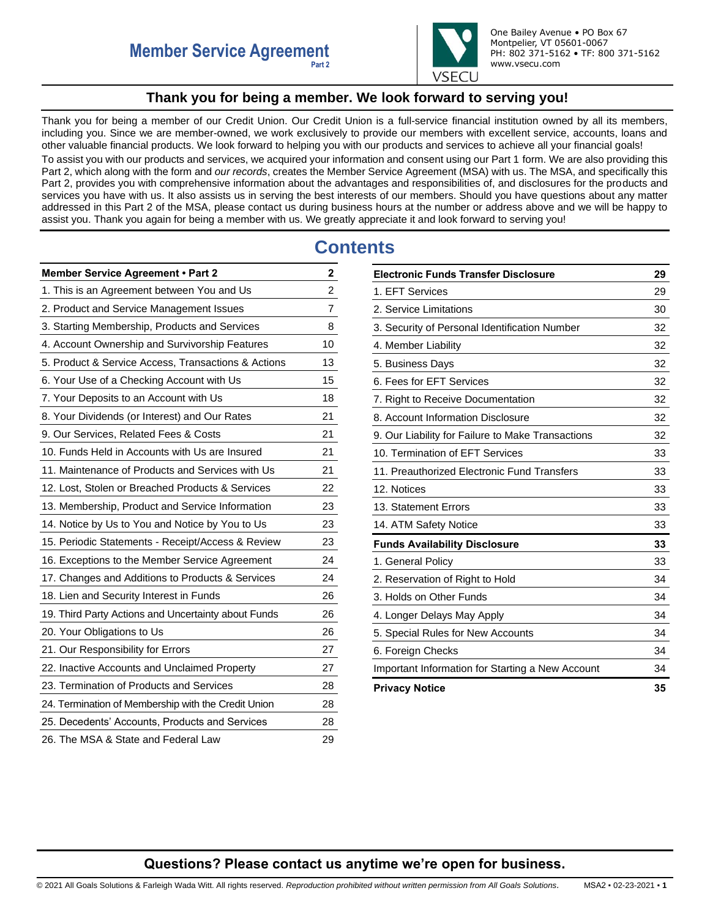# Member Service Agreement

Part 2

VSECU

One Bailey Avenue • PO Box 67
Montpelier, VT 05601-0067
PH: 802 371-5162 • TF: 800 371-5162
www.vsecu.com

## Thank you for being a member. We look forward to serving you!

Thank you for being a member of our Credit Union. Our Credit Union is a full-service financial institution owned by all its members, including you. Since we are member-owned, we work exclusively to provide our members with excellent service, accounts, loans and other valuable financial products. We look forward to helping you with our products and services to achieve all your financial goals!

To assist you with our products and services, we acquired your information and consent using our Part 1 form. We are also providing this Part 2, which along with the form and *our records*, creates the Member Service Agreement (MSA) with us. The MSA, and specifically this Part 2, provides you with comprehensive information about the advantages and responsibilities of, and disclosures for the products and services you have with us. It also assists us in serving the best interests of our members. Should you have questions about any matter addressed in this Part 2 of the MSA, please contact us during business hours at the number or address above and we will be happy to assist you. Thank you again for being a member with us. We greatly appreciate it and look forward to serving you!

## Contents

| **Member Service Agreement • Part 2** | **2** |
|---|---|
| 1. This is an Agreement between You and Us | 2 |
| 2. Product and Service Management Issues | 7 |
| 3. Starting Membership, Products and Services | 8 |
| 4. Account Ownership and Survivorship Features | 10 |
| 5. Product & Service Access, Transactions & Actions | 13 |
| 6. Your Use of a Checking Account with Us | 15 |
| 7. Your Deposits to an Account with Us | 18 |
| 8. Your Dividends (or Interest) and Our Rates | 21 |
| 9. Our Services, Related Fees & Costs | 21 |
| 10. Funds Held in Accounts with Us are Insured | 21 |
| 11. Maintenance of Products and Services with Us | 21 |
| 12. Lost, Stolen or Breached Products & Services | 22 |
| 13. Membership, Product and Service Information | 23 |
| 14. Notice by Us to You and Notice by You to Us | 23 |
| 15. Periodic Statements - Receipt/Access & Review | 23 |
| 16. Exceptions to the Member Service Agreement | 24 |
| 17. Changes and Additions to Products & Services | 24 |
| 18. Lien and Security Interest in Funds | 26 |
| 19. Third Party Actions and Uncertainty about Funds | 26 |
| 20. Your Obligations to Us | 26 |
| 21. Our Responsibility for Errors | 27 |
| 22. Inactive Accounts and Unclaimed Property | 27 |
| 23. Termination of Products and Services | 28 |
| 24. Termination of Membership with the Credit Union | 28 |
| 25. Decedents' Accounts, Products and Services | 28 |
| 26. The MSA & State and Federal Law | 29 |

| **Electronic Funds Transfer Disclosure** | **29** |
|---|---|
| 1. EFT Services | 29 |
| 2. Service Limitations | 30 |
| 3. Security of Personal Identification Number | 32 |
| 4. Member Liability | 32 |
| 5. Business Days | 32 |
| 6. Fees for EFT Services | 32 |
| 7. Right to Receive Documentation | 32 |
| 8. Account Information Disclosure | 32 |
| 9. Our Liability for Failure to Make Transactions | 32 |
| 10. Termination of EFT Services | 33 |
| 11. Preauthorized Electronic Fund Transfers | 33 |
| 12. Notices | 33 |
| 13. Statement Errors | 33 |
| 14. ATM Safety Notice | 33 |
| **Funds Availability Disclosure** | **33** |
| 1. General Policy | 33 |
| 2. Reservation of Right to Hold | 34 |
| 3. Holds on Other Funds | 34 |
| 4. Longer Delays May Apply | 34 |
| 5. Special Rules for New Accounts | 34 |
| 6. Foreign Checks | 34 |
| Important Information for Starting a New Account | 34 |
| **Privacy Notice** | **35** |

## Questions? Please contact us anytime we're open for business.

© 2021 All Goals Solutions & Farleigh Wada Witt. All rights reserved. *Reproduction prohibited without written permission from All Goals Solutions.* MSA2 • 02-23-2021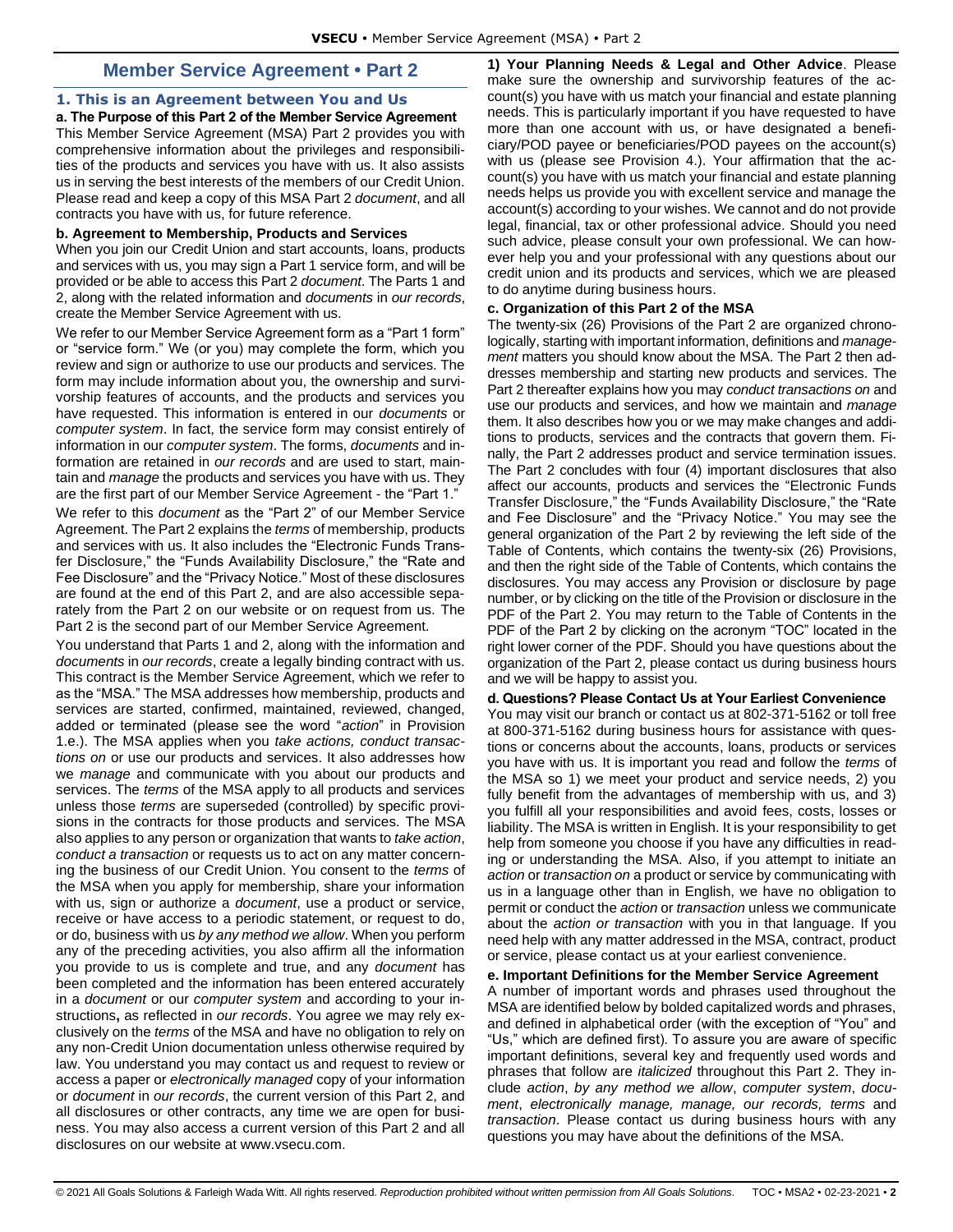# Member Service Agreement • Part 2

## 1. This is an Agreement between You and Us

**a. The Purpose of this Part 2 of the Member Service Agreement**

This Member Service Agreement (MSA) Part 2 provides you with comprehensive information about the privileges and responsibilities of the products and services you have with us. It also assists us in serving the best interests of the members of our Credit Union. Please read and keep a copy of this MSA Part 2 *document*, and all contracts you have with us, for future reference.

**b. Agreement to Membership, Products and Services**

When you join our Credit Union and start accounts, loans, products and services with us, you may sign a Part 1 service form, and will be provided or be able to access this Part 2 *document*. The Parts 1 and 2, along with the related information and *documents* in *our records*, create the Member Service Agreement with us.

We refer to our Member Service Agreement form as a "Part 1 form" or "service form." We (or you) may complete the form, which you review and sign or authorize to use our products and services. The form may include information about you, the ownership and survivorship features of accounts, and the products and services you have requested. This information is entered in our *documents* or *computer system*. In fact, the service form may consist entirely of information in our *computer system*. The forms, *documents* and information are retained in *our records* and are used to start, maintain and *manage* the products and services you have with us. They are the first part of our Member Service Agreement - the "Part 1."

We refer to this *document* as the "Part 2" of our Member Service Agreement. The Part 2 explains the *terms* of membership, products and services with us. It also includes the "Electronic Funds Transfer Disclosure," the "Funds Availability Disclosure," the "Rate and Fee Disclosure" and the "Privacy Notice." Most of these disclosures are found at the end of this Part 2, and are also accessible separately from the Part 2 on our website or on request from us. The Part 2 is the second part of our Member Service Agreement.

You understand that Parts 1 and 2, along with the information and *documents* in *our records*, create a legally binding contract with us. This contract is the Member Service Agreement, which we refer to as the "MSA." The MSA addresses how membership, products and services are started, confirmed, maintained, reviewed, changed, added or terminated (please see the word "*action*" in Provision 1.e.). The MSA applies when you *take actions, conduct transactions on* or use our products and services. It also addresses how we *manage* and communicate with you about our products and services. The *terms* of the MSA apply to all products and services unless those *terms* are superseded (controlled) by specific provisions in the contracts for those products and services. The MSA also applies to any person or organization that wants to *take action*, *conduct a transaction* or requests us to act on any matter concerning the business of our Credit Union. You consent to the *terms* of the MSA when you apply for membership, share your information with us, sign or authorize a *document*, use a product or service, receive or have access to a periodic statement, or request to do, or do, business with us *by any method we allow*. When you perform any of the preceding activities, you also affirm all the information you provide to us is complete and true, and any *document* has been completed and the information has been entered accurately in a *document* or our *computer system* and according to your instructions**,** as reflected in *our records*. You agree we may rely exclusively on the *terms* of the MSA and have no obligation to rely on any non-Credit Union documentation unless otherwise required by law. You understand you may contact us and request to review or access a paper or *electronically managed* copy of your information or *document* in *our records*, the current version of this Part 2, and all disclosures or other contracts, any time we are open for business. You may also access a current version of this Part 2 and all disclosures on our website at www.vsecu.com.

**1) Your Planning Needs & Legal and Other Advice**. Please make sure the ownership and survivorship features of the account(s) you have with us match your financial and estate planning needs. This is particularly important if you have requested to have more than one account with us, or have designated a beneficiary/POD payee or beneficiaries/POD payees on the account(s) with us (please see Provision 4.). Your affirmation that the account(s) you have with us match your financial and estate planning needs helps us provide you with excellent service and manage the account(s) according to your wishes. We cannot and do not provide legal, financial, tax or other professional advice. Should you need such advice, please consult your own professional. We can however help you and your professional with any questions about our credit union and its products and services, which we are pleased to do anytime during business hours.

**c. Organization of this Part 2 of the MSA**

The twenty-six (26) Provisions of the Part 2 are organized chronologically, starting with important information, definitions and *management* matters you should know about the MSA. The Part 2 then addresses membership and starting new products and services. The Part 2 thereafter explains how you may *conduct transactions on* and use our products and services, and how we maintain and *manage* them. It also describes how you or we may make changes and additions to products, services and the contracts that govern them. Finally, the Part 2 addresses product and service termination issues. The Part 2 concludes with four (4) important disclosures that also affect our accounts, products and services the "Electronic Funds Transfer Disclosure," the "Funds Availability Disclosure," the "Rate and Fee Disclosure" and the "Privacy Notice." You may see the general organization of the Part 2 by reviewing the left side of the Table of Contents, which contains the twenty-six (26) Provisions, and then the right side of the Table of Contents, which contains the disclosures. You may access any Provision or disclosure by page number, or by clicking on the title of the Provision or disclosure in the PDF of the Part 2. You may return to the Table of Contents in the PDF of the Part 2 by clicking on the acronym "TOC" located in the right lower corner of the PDF. Should you have questions about the organization of the Part 2, please contact us during business hours and we will be happy to assist you.

**d. Questions? Please Contact Us at Your Earliest Convenience**

You may visit our branch or contact us at 802-371-5162 or toll free at 800-371-5162 during business hours for assistance with questions or concerns about the accounts, loans, products or services you have with us. It is important you read and follow the *terms* of the MSA so 1) we meet your product and service needs, 2) you fully benefit from the advantages of membership with us, and 3) you fulfill all your responsibilities and avoid fees, costs, losses or liability. The MSA is written in English. It is your responsibility to get help from someone you choose if you have any difficulties in reading or understanding the MSA. Also, if you attempt to initiate an *action* or *transaction on* a product or service by communicating with us in a language other than in English, we have no obligation to permit or conduct the *action* or *transaction* unless we communicate about the *action or transaction* with you in that language. If you need help with any matter addressed in the MSA, contract, product or service, please contact us at your earliest convenience.

**e. Important Definitions for the Member Service Agreement**

A number of important words and phrases used throughout the MSA are identified below by bolded capitalized words and phrases, and defined in alphabetical order (with the exception of "You" and "Us," which are defined first). To assure you are aware of specific important definitions, several key and frequently used words and phrases that follow are *italicized* throughout this Part 2. They include *action*, *by any method we allow*, *computer system*, *document*, *electronically manage, manage, our records, terms* and *transaction*. Please contact us during business hours with any questions you may have about the definitions of the MSA.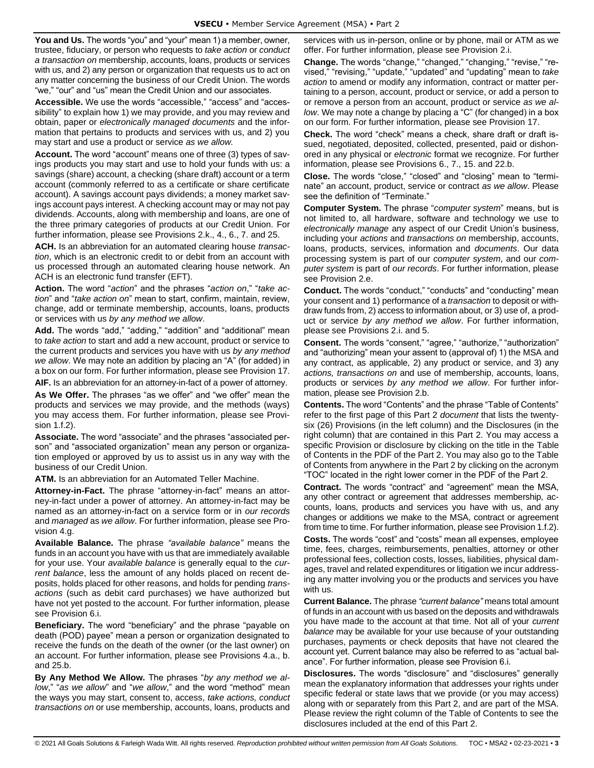**You and Us.** The words "you" and "your" mean 1) a member, owner, trustee, fiduciary, or person who requests to *take action* or *conduct a transaction on* membership, accounts, loans, products or services with us, and 2) any person or organization that requests us to act on any matter concerning the business of our Credit Union. The words "we," "our" and "us" mean the Credit Union and our associates.

**Accessible.** We use the words "accessible," "access" and "accessibility" to explain how 1) we may provide, and you may review and obtain, paper or *electronically managed documents* and the information that pertains to products and services with us, and 2) you may start and use a product or service *as we allow.*

**Account.** The word "account" means one of three (3) types of savings products you may start and use to hold your funds with us: a savings (share) account, a checking (share draft) account or a term account (commonly referred to as a certificate or share certificate account). A savings account pays dividends; a money market savings account pays interest. A checking account may or may not pay dividends. Accounts, along with membership and loans, are one of the three primary categories of products at our Credit Union. For further information, please see Provisions 2.k., 4., 6., 7. and 25.

**ACH.** Is an abbreviation for an automated clearing house *transaction*, which is an electronic credit to or debit from an account with us processed through an automated clearing house network. An ACH is an electronic fund transfer (EFT).

**Action.** The word "*action*" and the phrases "*action on*," "*take action*" and "*take action on*" mean to start, confirm, maintain, review, change, add or terminate membership, accounts, loans, products or services with us *by any method we allow*.

**Add.** The words "add," "adding," "addition" and "additional" mean to *take action* to start and add a new account, product or service to the current products and services you have with us *by any method we allow*. We may note an addition by placing an "A" (for added) in a box on our form. For further information, please see Provision 17.

**AIF.** Is an abbreviation for an attorney-in-fact of a power of attorney.

**As We Offer.** The phrases "as we offer" and "we offer" mean the products and services we may provide, and the methods (ways) you may access them. For further information, please see Provision 1.f.2).

**Associate.** The word "associate" and the phrases "associated person" and "associated organization" mean any person or organization employed or approved by us to assist us in any way with the business of our Credit Union.

**ATM.** Is an abbreviation for an Automated Teller Machine.

**Attorney-in-Fact.** The phrase "attorney-in-fact" means an attorney-in-fact under a power of attorney. An attorney-in-fact may be named as an attorney-in-fact on a service form or in *our records* and *managed* as *we allow*. For further information, please see Provision 4.g.

**Available Balance.** The phrase *"available balance"* means the funds in an account you have with us that are immediately available for your use. Your *available balance* is generally equal to the *current balance*, less the amount of any holds placed on recent deposits, holds placed for other reasons, and holds for pending *transactions* (such as debit card purchases) we have authorized but have not yet posted to the account. For further information, please see Provision 6.i.

**Beneficiary.** The word "beneficiary" and the phrase "payable on death (POD) payee" mean a person or organization designated to receive the funds on the death of the owner (or the last owner) on an account. For further information, please see Provisions 4.a., b. and 25.b.

**By Any Method We Allow.** The phrases "*by any method we allow*," "*as we allow*" and "*we allow*," and the word "method" mean the ways you may start, consent to, access, *take actions, conduct transactions on* or use membership, accounts, loans, products and services with us in-person, online or by phone, mail or ATM as we offer. For further information, please see Provision 2.i.

**Change.** The words "change," "changed," "changing," "revise," "revised," "revising," "update," "updated" and "updating" mean to *take action* to amend or modify any information, contract or matter pertaining to a person, account, product or service, or add a person to or remove a person from an account, product or service *as we allow*. We may note a change by placing a "C" (for changed) in a box on our form. For further information, please see Provision 17.

**Check.** The word "check" means a check, share draft or draft issued, negotiated, deposited, collected, presented, paid or dishonored in any physical or *electronic* format we recognize. For further information, please see Provisions 6., 7., 15. and 22.b.

**Close.** The words "close," "closed" and "closing" mean to "terminate" an account, product, service or contract *as we allow*. Please see the definition of "Terminate."

**Computer System.** The phrase "*computer system*" means, but is not limited to, all hardware, software and technology we use to *electronically manage* any aspect of our Credit Union's business, including your *actions* and *transactions on* membership, accounts, loans, products, services, information and *documents*. Our data processing system is part of our *computer system*, and our *computer system* is part of *our records*. For further information, please see Provision 2.e.

**Conduct.** The words "conduct," "conducts" and "conducting" mean your consent and 1) performance of a *transaction* to deposit or withdraw funds from, 2) access to information about, or 3) use of, a product or service *by any method we allow*. For further information, please see Provisions 2.i. and 5.

**Consent.** The words "consent," "agree," "authorize," "authorization" and "authorizing" mean your assent to (approval of) 1) the MSA and any contract, as applicable, 2) any product or service, and 3) any *actions, transactions on* and use of membership, accounts, loans, products or services *by any method we allow*. For further information, please see Provision 2.b.

**Contents.** The word "Contents" and the phrase "Table of Contents" refer to the first page of this Part 2 *document* that lists the twenty-six (26) Provisions (in the left column) and the Disclosures (in the right column) that are contained in this Part 2. You may access a specific Provision or disclosure by clicking on the title in the Table of Contents in the PDF of the Part 2. You may also go to the Table of Contents from anywhere in the Part 2 by clicking on the acronym "TOC" located in the right lower corner in the PDF of the Part 2.

**Contract.** The words "contract" and "agreement" mean the MSA, any other contract or agreement that addresses membership, accounts, loans, products and services you have with us, and any changes or additions we make to the MSA, contract or agreement from time to time. For further information, please see Provision 1.f.2).

**Costs.** The words "cost" and "costs" mean all expenses, employee time, fees, charges, reimbursements, penalties, attorney or other professional fees, collection costs, losses, liabilities, physical damages, travel and related expenditures or litigation we incur addressing any matter involving you or the products and services you have with us.

**Current Balance.** The phrase *"current balance"* means total amount of funds in an account with us based on the deposits and withdrawals you have made to the account at that time. Not all of your *current balance* may be available for your use because of your outstanding purchases, payments or check deposits that have not cleared the account yet. Current balance may also be referred to as "actual balance". For further information, please see Provision 6.i.

**Disclosures.** The words "disclosure" and "disclosures" generally mean the explanatory information that addresses your rights under specific federal or state laws that we provide (or you may access) along with or separately from this Part 2, and are part of the MSA. Please review the right column of the Table of Contents to see the disclosures included at the end of this Part 2.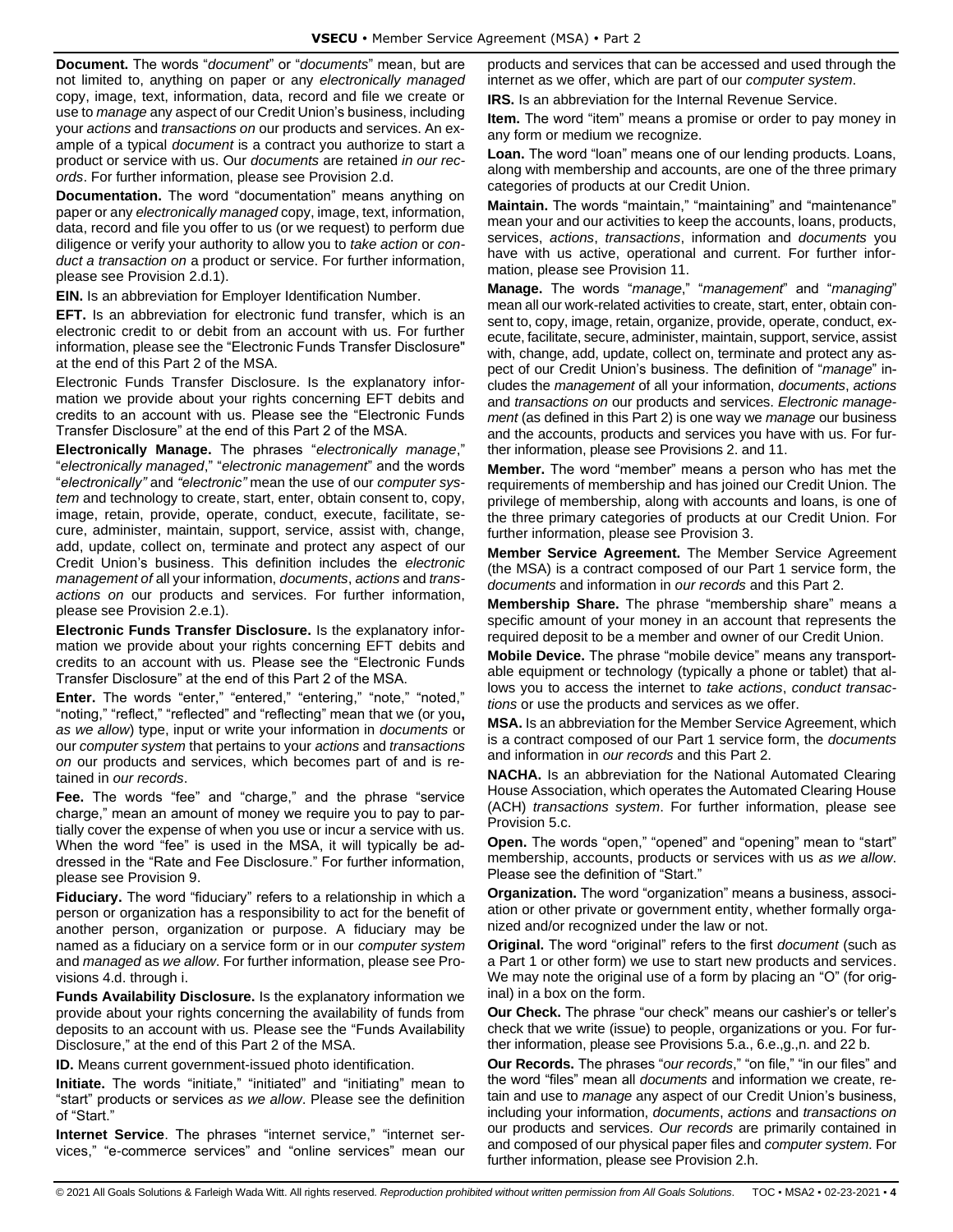**Document.** The words "*document*" or "*documents*" mean, but are not limited to, anything on paper or any *electronically managed* copy, image, text, information, data, record and file we create or use to *manage* any aspect of our Credit Union's business, including your *actions* and *transactions on* our products and services. An example of a typical *document* is a contract you authorize to start a product or service with us. Our *documents* are retained *in our records*. For further information, please see Provision 2.d.

**Documentation.** The word "documentation" means anything on paper or any *electronically managed* copy, image, text, information, data, record and file you offer to us (or we request) to perform due diligence or verify your authority to allow you to *take action* or *conduct a transaction on* a product or service. For further information, please see Provision 2.d.1).

**EIN.** Is an abbreviation for Employer Identification Number.

**EFT.** Is an abbreviation for electronic fund transfer, which is an electronic credit to or debit from an account with us. For further information, please see the "Electronic Funds Transfer Disclosure" at the end of this Part 2 of the MSA.

Electronic Funds Transfer Disclosure. Is the explanatory information we provide about your rights concerning EFT debits and credits to an account with us. Please see the "Electronic Funds Transfer Disclosure" at the end of this Part 2 of the MSA.

**Electronically Manage.** The phrases "*electronically manage*," "*electronically managed*," "*electronic management*" and the words "*electronically"* and *"electronic"* mean the use of our *computer system* and technology to create, start, enter, obtain consent to, copy, image, retain, provide, operate, conduct, execute, facilitate, secure, administer, maintain, support, service, assist with, change, add, update, collect on, terminate and protect any aspect of our Credit Union's business. This definition includes the *electronic management of* all your information, *documents*, *actions* and *transactions on* our products and services. For further information, please see Provision 2.e.1).

**Electronic Funds Transfer Disclosure.** Is the explanatory information we provide about your rights concerning EFT debits and credits to an account with us. Please see the "Electronic Funds Transfer Disclosure" at the end of this Part 2 of the MSA.

**Enter.** The words "enter," "entered," "entering," "note," "noted," "noting," "reflect," "reflected" and "reflecting" mean that we (or you**,** *as we allow*) type, input or write your information in *documents* or our *computer system* that pertains to your *actions* and *transactions on* our products and services, which becomes part of and is retained in *our records*.

**Fee.** The words "fee" and "charge," and the phrase "service charge," mean an amount of money we require you to pay to partially cover the expense of when you use or incur a service with us. When the word "fee" is used in the MSA, it will typically be addressed in the "Rate and Fee Disclosure." For further information, please see Provision 9.

**Fiduciary.** The word "fiduciary" refers to a relationship in which a person or organization has a responsibility to act for the benefit of another person, organization or purpose. A fiduciary may be named as a fiduciary on a service form or in our *computer system* and *managed* as *we allow*. For further information, please see Provisions 4.d. through i.

**Funds Availability Disclosure.** Is the explanatory information we provide about your rights concerning the availability of funds from deposits to an account with us. Please see the "Funds Availability Disclosure," at the end of this Part 2 of the MSA.

**ID.** Means current government-issued photo identification.

**Initiate.** The words "initiate," "initiated" and "initiating" mean to "start" products or services *as we allow*. Please see the definition of "Start."

**Internet Service**. The phrases "internet service," "internet services," "e-commerce services" and "online services" mean our products and services that can be accessed and used through the internet as we offer, which are part of our *computer system*.

**IRS.** Is an abbreviation for the Internal Revenue Service.

**Item.** The word "item" means a promise or order to pay money in any form or medium we recognize.

**Loan.** The word "loan" means one of our lending products. Loans, along with membership and accounts, are one of the three primary categories of products at our Credit Union.

**Maintain.** The words "maintain," "maintaining" and "maintenance" mean your and our activities to keep the accounts, loans, products, services, *actions*, *transactions*, information and *documents* you have with us active, operational and current. For further information, please see Provision 11.

**Manage.** The words "*manage*," "*management*" and "*managing*" mean all our work-related activities to create, start, enter, obtain consent to, copy, image, retain, organize, provide, operate, conduct, execute, facilitate, secure, administer, maintain, support, service, assist with, change, add, update, collect on, terminate and protect any aspect of our Credit Union's business. The definition of "*manage*" includes the *management* of all your information, *documents*, *actions* and *transactions on* our products and services. *Electronic management* (as defined in this Part 2) is one way we *manage* our business and the accounts, products and services you have with us. For further information, please see Provisions 2. and 11.

**Member.** The word "member" means a person who has met the requirements of membership and has joined our Credit Union. The privilege of membership, along with accounts and loans, is one of the three primary categories of products at our Credit Union. For further information, please see Provision 3.

**Member Service Agreement.** The Member Service Agreement (the MSA) is a contract composed of our Part 1 service form, the *documents* and information in *our records* and this Part 2.

**Membership Share.** The phrase "membership share" means a specific amount of your money in an account that represents the required deposit to be a member and owner of our Credit Union.

**Mobile Device.** The phrase "mobile device" means any transportable equipment or technology (typically a phone or tablet) that allows you to access the internet to *take actions*, *conduct transactions* or use the products and services as we offer.

**MSA.** Is an abbreviation for the Member Service Agreement, which is a contract composed of our Part 1 service form, the *documents* and information in *our records* and this Part 2.

**NACHA.** Is an abbreviation for the National Automated Clearing House Association, which operates the Automated Clearing House (ACH) *transactions system*. For further information, please see Provision 5.c.

**Open.** The words "open," "opened" and "opening" mean to "start" membership, accounts, products or services with us *as we allow*. Please see the definition of "Start."

**Organization.** The word "organization" means a business, association or other private or government entity, whether formally organized and/or recognized under the law or not.

**Original.** The word "original" refers to the first *document* (such as a Part 1 or other form) we use to start new products and services. We may note the original use of a form by placing an "O" (for original) in a box on the form.

**Our Check.** The phrase "our check" means our cashier's or teller's check that we write (issue) to people, organizations or you. For further information, please see Provisions 5.a., 6.e.,g.,n. and 22 b.

**Our Records.** The phrases "*our records*," "on file," "in our files" and the word "files" mean all *documents* and information we create, retain and use to *manage* any aspect of our Credit Union's business, including your information, *documents*, *actions* and *transactions on* our products and services. *Our records* are primarily contained in and composed of our physical paper files and *computer system*. For further information, please see Provision 2.h.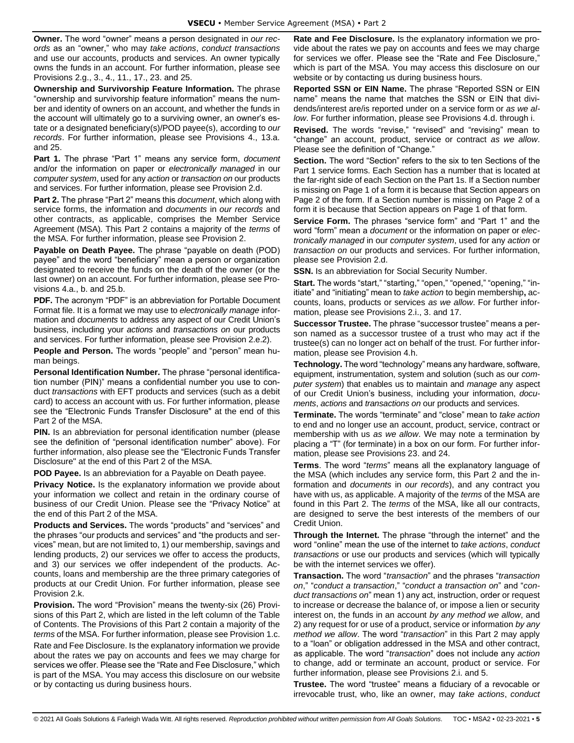**Owner.** The word "owner" means a person designated in *our records* as an "owner," who may *take actions*, *conduct transactions* and use our accounts, products and services. An owner typically owns the funds in an account. For further information, please see Provisions 2.g., 3., 4., 11., 17., 23. and 25.

**Ownership and Survivorship Feature Information.** The phrase "ownership and survivorship feature information" means the number and identity of owners on an account, and whether the funds in the account will ultimately go to a surviving owner, an owner's estate or a designated beneficiary(s)/POD payee(s), according to *our records*. For further information, please see Provisions 4., 13.a. and 25.

**Part 1.** The phrase "Part 1" means any service form, *document* and/or the information on paper or *electronically managed* in our *computer system*, used for any *action* or *transaction on* our products and services. For further information, please see Provision 2.d.

**Part 2.** The phrase "Part 2" means this *document*, which along with service forms, the information and *documents* in *our records* and other contracts, as applicable, comprises the Member Service Agreement (MSA). This Part 2 contains a majority of the *terms* of the MSA. For further information, please see Provision 2.

**Payable on Death Payee.** The phrase "payable on death (POD) payee" and the word "beneficiary" mean a person or organization designated to receive the funds on the death of the owner (or the last owner) on an account. For further information, please see Provisions 4.a., b. and 25.b.

**PDF.** The acronym "PDF" is an abbreviation for Portable Document Format file. It is a format we may use to *electronically manage* information and *documents* to address any aspect of our Credit Union's business, including your *actions* and *transactions on* our products and services. For further information, please see Provision 2.e.2).

**People and Person.** The words "people" and "person" mean human beings.

**Personal Identification Number.** The phrase "personal identification number (PIN)" means a confidential number you use to conduct *transactions* with EFT products and services (such as a debit card) to access an account with us. For further information, please see the "Electronic Funds Transfer Disclosure" at the end of this Part 2 of the MSA.

**PIN.** Is an abbreviation for personal identification number (please see the definition of "personal identification number" above). For further information, also please see the "Electronic Funds Transfer Disclosure" at the end of this Part 2 of the MSA.

**POD Payee.** Is an abbreviation for a Payable on Death payee.

**Privacy Notice.** Is the explanatory information we provide about your information we collect and retain in the ordinary course of business of our Credit Union. Please see the "Privacy Notice" at the end of this Part 2 of the MSA.

**Products and Services.** The words "products" and "services" and the phrases "our products and services" and "the products and services" mean, but are not limited to, 1) our membership, savings and lending products, 2) our services we offer to access the products, and 3) our services we offer independent of the products. Accounts, loans and membership are the three primary categories of products at our Credit Union. For further information, please see Provision 2.k.

**Provision.** The word "Provision" means the twenty-six (26) Provisions of this Part 2, which are listed in the left column of the Table of Contents. The Provisions of this Part 2 contain a majority of the *terms* of the MSA. For further information, please see Provision 1.c.

Rate and Fee Disclosure. Is the explanatory information we provide about the rates we pay on accounts and fees we may charge for services we offer. Please see the "Rate and Fee Disclosure," which is part of the MSA. You may access this disclosure on our website or by contacting us during business hours.

**Rate and Fee Disclosure.** Is the explanatory information we provide about the rates we pay on accounts and fees we may charge for services we offer. Please see the "Rate and Fee Disclosure," which is part of the MSA. You may access this disclosure on our website or by contacting us during business hours.

**Reported SSN or EIN Name.** The phrase "Reported SSN or EIN name" means the name that matches the SSN or EIN that dividends/interest are/is reported under on a service form or *as we allow*. For further information, please see Provisions 4.d. through i.

**Revised.** The words "revise," "revised" and "revising" mean to "change" an account, product, service or contract *as we allow*. Please see the definition of "Change."

**Section.** The word "Section" refers to the six to ten Sections of the Part 1 service forms. Each Section has a number that is located at the far-right side of each Section on the Part 1s. If a Section number is missing on Page 1 of a form it is because that Section appears on Page 2 of the form. If a Section number is missing on Page 2 of a form it is because that Section appears on Page 1 of that form.

**Service Form.** The phrases "service form" and "Part 1" and the word "form" mean a *document* or the information on paper or *electronically managed* in our *computer system*, used for any *action* or *transaction on* our products and services. For further information, please see Provision 2.d.

**SSN.** Is an abbreviation for Social Security Number.

**Start.** The words "start," "starting," "open," "opened," "opening," "initiate" and "initiating" mean to *take action* to begin membership**,** accounts, loans, products or services *as we allow*. For further information, please see Provisions 2.i., 3. and 17.

**Successor Trustee.** The phrase "successor trustee" means a person named as a successor trustee of a trust who may act if the trustee(s) can no longer act on behalf of the trust. For further information, please see Provision 4.h.

**Technology.** The word "technology" means any hardware, software, equipment, instrumentation, system and solution (such as our *computer system*) that enables us to maintain and *manage* any aspect of our Credit Union's business, including your information, *documents*, *actions* and *transactions on* our products and services.

**Terminate.** The words "terminate" and "close" mean to *take action* to end and no longer use an account, product, service, contract or membership with us *as we allow*. We may note a termination by placing a "T" (for terminate) in a box on our form. For further information, please see Provisions 23. and 24.

**Terms**. The word "*terms*" means all the explanatory language of the MSA (which includes any service form, this Part 2 and the information and *documents* in *our records*), and any contract you have with us, as applicable. A majority of the *terms* of the MSA are found in this Part 2. The *terms* of the MSA, like all our contracts, are designed to serve the best interests of the members of our Credit Union.

**Through the Internet.** The phrase "through the internet" and the word "online" mean the use of the internet to *take actions*, *conduct transactions* or use our products and services (which will typically be with the internet services we offer).

**Transaction.** The word "*transaction*" and the phrases "*transaction on*," "*conduct a transaction*," "*conduct a transaction on*" and "*conduct transactions on*" mean 1) any act, instruction, order or request to increase or decrease the balance of, or impose a lien or security interest on, the funds in an account *by any method we allow*, and 2) any request for or use of a product, service or information *by any method we allow*. The word "*transaction*" in this Part 2 may apply to a "loan" or obligation addressed in the MSA and other contract, as applicable. The word "*transaction*" does not include any *action* to change, add or terminate an account, product or service. For further information, please see Provisions 2.i. and 5.

**Trustee.** The word "trustee" means a fiduciary of a revocable or irrevocable trust, who, like an owner, may *take actions*, *conduct*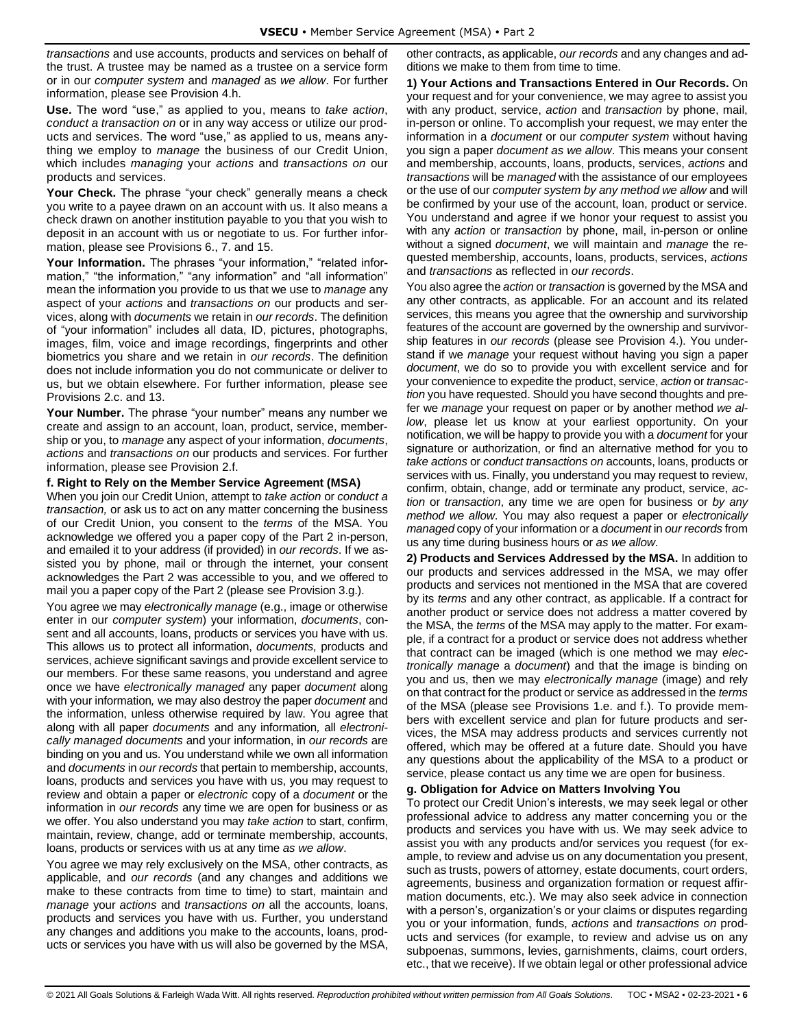*transactions* and use accounts, products and services on behalf of the trust. A trustee may be named as a trustee on a service form or in our *computer system* and *managed* as *we allow*. For further information, please see Provision 4.h.

**Use.** The word "use," as applied to you, means to *take action*, *conduct a transaction on* or in any way access or utilize our products and services. The word "use," as applied to us, means anything we employ to *manage* the business of our Credit Union, which includes *managing* your *actions* and *transactions on* our products and services.

**Your Check.** The phrase "your check" generally means a check you write to a payee drawn on an account with us. It also means a check drawn on another institution payable to you that you wish to deposit in an account with us or negotiate to us. For further information, please see Provisions 6., 7. and 15.

**Your Information.** The phrases "your information," "related information," "the information," "any information" and "all information" mean the information you provide to us that we use to *manage* any aspect of your *actions* and *transactions on* our products and services, along with *documents* we retain in *our records*. The definition of "your information" includes all data, ID, pictures, photographs, images, film, voice and image recordings, fingerprints and other biometrics you share and we retain in *our records*. The definition does not include information you do not communicate or deliver to us, but we obtain elsewhere. For further information, please see Provisions 2.c. and 13.

**Your Number.** The phrase "your number" means any number we create and assign to an account, loan, product, service, membership or you, to *manage* any aspect of your information, *documents*, *actions* and *transactions on* our products and services. For further information, please see Provision 2.f.

**f. Right to Rely on the Member Service Agreement (MSA)**

When you join our Credit Union, attempt to *take action* or *conduct a transaction,* or ask us to act on any matter concerning the business of our Credit Union, you consent to the *terms* of the MSA. You acknowledge we offered you a paper copy of the Part 2 in-person, and emailed it to your address (if provided) in *our records*. If we assisted you by phone, mail or through the internet, your consent acknowledges the Part 2 was accessible to you, and we offered to mail you a paper copy of the Part 2 (please see Provision 3.g.).

You agree we may *electronically manage* (e.g., image or otherwise enter in our *computer system*) your information, *documents*, consent and all accounts, loans, products or services you have with us. This allows us to protect all information, *documents,* products and services, achieve significant savings and provide excellent service to our members. For these same reasons, you understand and agree once we have *electronically managed* any paper *document* along with your information*,* we may also destroy the paper *document* and the information, unless otherwise required by law. You agree that along with all paper *documents* and any information*,* all *electronically managed documents* and your information, in *our records* are binding on you and us. You understand while we own all information and *documents* in *our records* that pertain to membership, accounts, loans, products and services you have with us, you may request to review and obtain a paper or *electronic* copy of a *document* or the information in *our records* any time we are open for business or as we offer. You also understand you may *take action* to start, confirm, maintain, review, change, add or terminate membership, accounts, loans, products or services with us at any time *as we allow*.

You agree we may rely exclusively on the MSA, other contracts, as applicable, and *our records* (and any changes and additions we make to these contracts from time to time) to start, maintain and *manage* your *actions* and *transactions on* all the accounts, loans, products and services you have with us. Further, you understand any changes and additions you make to the accounts, loans, products or services you have with us will also be governed by the MSA, other contracts, as applicable, *our records* and any changes and additions we make to them from time to time.

**1) Your Actions and Transactions Entered in Our Records.** On your request and for your convenience, we may agree to assist you with any product, service, *action* and *transaction* by phone, mail, in-person or online. To accomplish your request, we may enter the information in a *document* or our *computer system* without having you sign a paper *document as we allow*. This means your consent and membership, accounts, loans, products, services, *actions* and *transactions* will be *managed* with the assistance of our employees or the use of our *computer system by any method we allow* and will be confirmed by your use of the account, loan, product or service. You understand and agree if we honor your request to assist you with any *action* or *transaction* by phone, mail, in-person or online without a signed *document*, we will maintain and *manage* the requested membership, accounts, loans, products, services, *actions* and *transactions* as reflected in *our records*.

You also agree the *action* or *transaction* is governed by the MSA and any other contracts, as applicable. For an account and its related services, this means you agree that the ownership and survivorship features of the account are governed by the ownership and survivorship features in *our records* (please see Provision 4.). You understand if we *manage* your request without having you sign a paper *document*, we do so to provide you with excellent service and for your convenience to expedite the product, service, *action* or *transaction* you have requested. Should you have second thoughts and prefer we *manage* your request on paper or by another method *we allow*, please let us know at your earliest opportunity. On your notification, we will be happy to provide you with a *document* for your signature or authorization, or find an alternative method for you to *take actions* or *conduct transactions on* accounts, loans, products or services with us. Finally, you understand you may request to review, confirm, obtain, change, add or terminate any product, service, *action* or *transaction*, any time we are open for business or *by any method we allow*. You may also request a paper or *electronically managed* copy of your information or a *document* in *our records* from us any time during business hours or *as we allow*.

**2) Products and Services Addressed by the MSA.** In addition to our products and services addressed in the MSA, we may offer products and services not mentioned in the MSA that are covered by its *terms* and any other contract, as applicable. If a contract for another product or service does not address a matter covered by the MSA, the *terms* of the MSA may apply to the matter. For example, if a contract for a product or service does not address whether that contract can be imaged (which is one method we may *electronically manage* a *document*) and that the image is binding on you and us, then we may *electronically manage* (image) and rely on that contract for the product or service as addressed in the *terms* of the MSA (please see Provisions 1.e. and f.). To provide members with excellent service and plan for future products and services, the MSA may address products and services currently not offered, which may be offered at a future date. Should you have any questions about the applicability of the MSA to a product or service, please contact us any time we are open for business.

**g. Obligation for Advice on Matters Involving You**

To protect our Credit Union's interests, we may seek legal or other professional advice to address any matter concerning you or the products and services you have with us. We may seek advice to assist you with any products and/or services you request (for example, to review and advise us on any documentation you present, such as trusts, powers of attorney, estate documents, court orders, agreements, business and organization formation or request affirmation documents, etc.). We may also seek advice in connection with a person's, organization's or your claims or disputes regarding you or your information, funds, *actions* and *transactions on* products and services (for example, to review and advise us on any subpoenas, summons, levies, garnishments, claims, court orders, etc., that we receive). If we obtain legal or other professional advice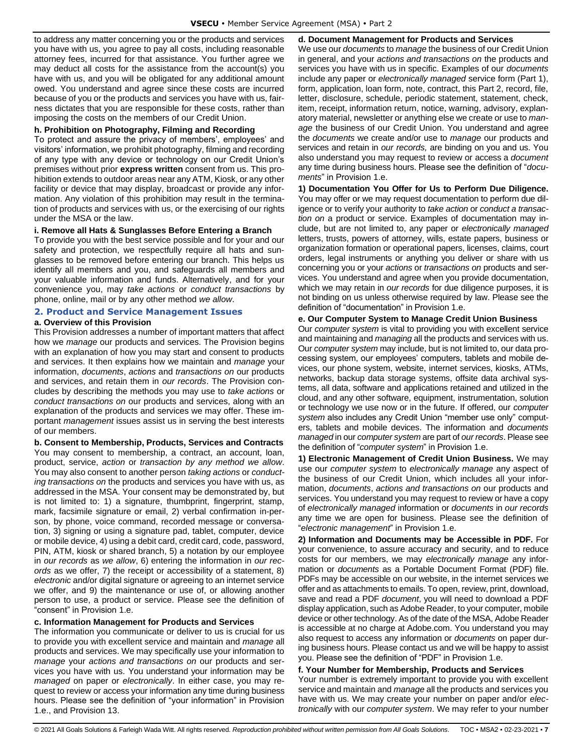to address any matter concerning you or the products and services you have with us, you agree to pay all costs, including reasonable attorney fees, incurred for that assistance. You further agree we may deduct all costs for the assistance from the account(s) you have with us, and you will be obligated for any additional amount owed. You understand and agree since these costs are incurred because of you or the products and services you have with us, fairness dictates that you are responsible for these costs, rather than imposing the costs on the members of our Credit Union.

**h. Prohibition on Photography, Filming and Recording**

To protect and assure the privacy of members', employees' and visitors' information, we prohibit photography, filming and recording of any type with any device or technology on our Credit Union's premises without prior **express written** consent from us. This prohibition extends to outdoor areas near any ATM, Kiosk, or any other facility or device that may display, broadcast or provide any information. Any violation of this prohibition may result in the termination of products and services with us, or the exercising of our rights under the MSA or the law.

**i. Remove all Hats & Sunglasses Before Entering a Branch**

To provide you with the best service possible and for your and our safety and protection, we respectfully require all hats and sunglasses to be removed before entering our branch. This helps us identify all members and you, and safeguards all members and your valuable information and funds. Alternatively, and for your convenience you, may *take actions* or *conduct transactions* by phone, online, mail or by any other method *we allow*.

## 2. Product and Service Management Issues

**a. Overview of this Provision**

This Provision addresses a number of important matters that affect how we *manage* our products and services. The Provision begins with an explanation of how you may start and consent to products and services. It then explains how we maintain and *manage* your information, *documents*, *actions* and *transactions on* our products and services, and retain them in *our records*. The Provision concludes by describing the methods you may use to *take actions* or *conduct transactions on* our products and services, along with an explanation of the products and services we may offer. These important *management* issues assist us in serving the best interests of our members.

**b. Consent to Membership, Products, Services and Contracts**

You may consent to membership, a contract, an account, loan, product, service, *action* or *transaction by any method we allow*. You may also consent to another person *taking actions* or *conducting transactions on* the products and services you have with us, as addressed in the MSA. Your consent may be demonstrated by, but is not limited to: 1) a signature, thumbprint, fingerprint, stamp, mark, facsimile signature or email, 2) verbal confirmation in-person, by phone, voice command, recorded message or conversation, 3) signing or using a signature pad, tablet, computer, device or mobile device, 4) using a debit card, credit card, code, password, PIN, ATM, kiosk or shared branch, 5) a notation by our employee in *our records* as *we allow*, 6) entering the information in *our records* as we offer, 7) the receipt or accessibility of a statement, 8) *electronic* and/or digital signature or agreeing to an internet service we offer, and 9) the maintenance or use of, or allowing another person to use, a product or service. Please see the definition of "consent" in Provision 1.e.

**c. Information Management for Products and Services**

The information you communicate or deliver to us is crucial for us to provide you with excellent service and maintain and *manage* all products and services. We may specifically use your information to *manage* your *actions and transactions on* our products and services you have with us. You understand your information may be *managed* on paper or *electronically*. In either case, you may request to review or access your information any time during business hours. Please see the definition of "your information" in Provision 1.e., and Provision 13.

**d. Document Management for Products and Services**

We use our *documents* to *manage* the business of our Credit Union in general, and your *actions and transactions on* the products and services you have with us in specific. Examples of our *documents* include any paper or *electronically managed* service form (Part 1), form, application, loan form, note, contract, this Part 2, record, file, letter, disclosure, schedule, periodic statement, statement, check, item, receipt, information return, notice, warning, advisory, explanatory material, newsletter or anything else we create or use to *manage* the business of our Credit Union. You understand and agree the *documents* we create and/or use to *manage* our products and services and retain in *our records,* are binding on you and us. You also understand you may request to review or access a *document* any time during business hours. Please see the definition of "*documents*" in Provision 1.e.

**1) Documentation You Offer for Us to Perform Due Diligence.** You may offer or we may request documentation to perform due diligence or to verify your authority to *take action* or *conduct a transaction on* a product or service. Examples of documentation may include, but are not limited to, any paper or *electronically managed* letters, trusts, powers of attorney, wills, estate papers, business or organization formation or operational papers, licenses, claims, court orders, legal instruments or anything you deliver or share with us concerning you or your *actions* or *transactions on* products and services. You understand and agree when you provide documentation, which we may retain in *our records* for due diligence purposes, it is not binding on us unless otherwise required by law. Please see the definition of "documentation" in Provision 1.e.

**e. Our Computer System to Manage Credit Union Business**

Our *computer system* is vital to providing you with excellent service and maintaining and *managing* all the products and services with us. Our *computer system* may include, but is not limited to, our data processing system, our employees' computers, tablets and mobile devices, our phone system, website, internet services, kiosks, ATMs, networks, backup data storage systems, offsite data archival systems, all data, software and applications retained and utilized in the cloud, and any other software, equipment, instrumentation, solution or technology we use now or in the future. If offered, our *computer system* also includes any Credit Union "member use only" computers, tablets and mobile devices. The information and *documents managed* in our *computer system* are part of *our records*. Please see the definition of "*computer system*" in Provision 1.e.

**1) Electronic Management of Credit Union Business.** We may use our *computer system* to *electronically manage* any aspect of the business of our Credit Union, which includes all your information, *documents*, *actions and transactions on* our products and services. You understand you may request to review or have a copy of *electronically managed* information or *documents* in *our records* any time we are open for business. Please see the definition of "*electronic management*" in Provision 1.e.

**2) Information and Documents may be Accessible in PDF.** For your convenience, to assure accuracy and security, and to reduce costs for our members, we may *electronically manage* any information or *documents* as a Portable Document Format (PDF) file. PDFs may be accessible on our website, in the internet services we offer and as attachments to emails. To open, review, print, download, save and read a PDF *document*, you will need to download a PDF display application, such as Adobe Reader, to your computer, mobile device or other technology. As of the date of the MSA, Adobe Reader is accessible at no charge at Adobe.com. You understand you may also request to access any information or *documents* on paper during business hours. Please contact us and we will be happy to assist you. Please see the definition of "PDF" in Provision 1.e.

**f. Your Number for Membership, Products and Services**

Your number is extremely important to provide you with excellent service and maintain and *manage* all the products and services you have with us. We may create your number on paper and/or *electronically* with our *computer system*. We may refer to your number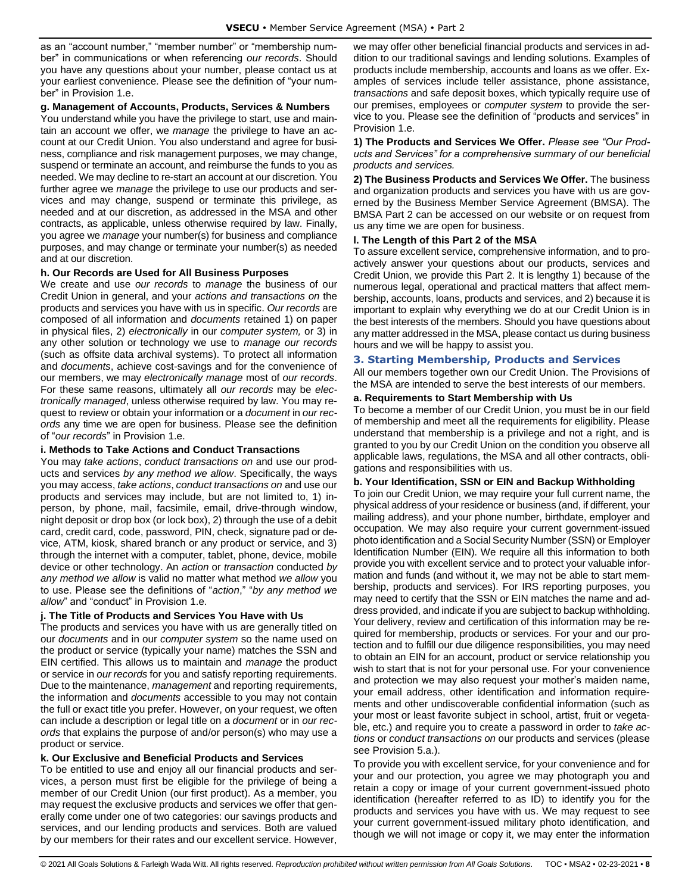as an "account number," "member number" or "membership number" in communications or when referencing *our records*. Should you have any questions about your number, please contact us at your earliest convenience. Please see the definition of "your number" in Provision 1.e.

**g. Management of Accounts, Products, Services & Numbers**

You understand while you have the privilege to start, use and maintain an account we offer, we *manage* the privilege to have an account at our Credit Union. You also understand and agree for business, compliance and risk management purposes, we may change, suspend or terminate an account, and reimburse the funds to you as needed. We may decline to re-start an account at our discretion. You further agree we *manage* the privilege to use our products and services and may change, suspend or terminate this privilege, as needed and at our discretion, as addressed in the MSA and other contracts, as applicable, unless otherwise required by law. Finally, you agree we *manage* your number(s) for business and compliance purposes, and may change or terminate your number(s) as needed and at our discretion.

**h. Our Records are Used for All Business Purposes**

We create and use *our records* to *manage* the business of our Credit Union in general, and your *actions and transactions on* the products and services you have with us in specific. *Our records* are composed of all information and *documents* retained 1) on paper in physical files, 2) *electronically* in our *computer system,* or 3) in any other solution or technology we use to *manage our records* (such as offsite data archival systems). To protect all information and *documents*, achieve cost-savings and for the convenience of our members, we may *electronically manage* most of *our records*. For these same reasons, ultimately all *our records* may be *electronically managed*, unless otherwise required by law. You may request to review or obtain your information or a *document* in *our records* any time we are open for business. Please see the definition of "*our records*" in Provision 1.e.

**i. Methods to Take Actions and Conduct Transactions**

You may *take actions*, *conduct transactions on* and use our products and services *by any method we allow*. Specifically, the ways you may access, *take actions*, *conduct transactions on* and use our products and services may include, but are not limited to, 1) in-person, by phone, mail, facsimile, email, drive-through window, night deposit or drop box (or lock box), 2) through the use of a debit card, credit card, code, password, PIN, check, signature pad or device, ATM, kiosk, shared branch or any product or service, and 3) through the internet with a computer, tablet, phone, device, mobile device or other technology. An *action* or *transaction* conducted *by any method we allow* is valid no matter what method *we allow* you to use. Please see the definitions of "*action*," "*by any method we allow*" and "conduct" in Provision 1.e.

**j. The Title of Products and Services You Have with Us**

The products and services you have with us are generally titled on our *documents* and in our *computer system* so the name used on the product or service (typically your name) matches the SSN and EIN certified. This allows us to maintain and *manage* the product or service in *our records* for you and satisfy reporting requirements. Due to the maintenance, *management* and reporting requirements, the information and *documents* accessible to you may not contain the full or exact title you prefer. However, on your request, we often can include a description or legal title on a *document* or in *our records* that explains the purpose of and/or person(s) who may use a product or service.

**k. Our Exclusive and Beneficial Products and Services**

To be entitled to use and enjoy all our financial products and services, a person must first be eligible for the privilege of being a member of our Credit Union (our first product). As a member, you may request the exclusive products and services we offer that generally come under one of two categories: our savings products and services, and our lending products and services. Both are valued by our members for their rates and our excellent service. However, we may offer other beneficial financial products and services in addition to our traditional savings and lending solutions. Examples of products include membership, accounts and loans as we offer. Examples of services include teller assistance, phone assistance, *transactions* and safe deposit boxes, which typically require use of our premises, employees or *computer system* to provide the service to you. Please see the definition of "products and services" in Provision 1.e.

**1) The Products and Services We Offer.** *Please see "Our Products and Services" for a comprehensive summary of our beneficial products and services.*

**2) The Business Products and Services We Offer.** The business and organization products and services you have with us are governed by the Business Member Service Agreement (BMSA). The BMSA Part 2 can be accessed on our website or on request from us any time we are open for business.

**l. The Length of this Part 2 of the MSA**

To assure excellent service, comprehensive information, and to proactively answer your questions about our products, services and Credit Union, we provide this Part 2. It is lengthy 1) because of the numerous legal, operational and practical matters that affect membership, accounts, loans, products and services, and 2) because it is important to explain why everything we do at our Credit Union is in the best interests of the members. Should you have questions about any matter addressed in the MSA, please contact us during business hours and we will be happy to assist you.

## 3. Starting Membership, Products and Services

All our members together own our Credit Union. The Provisions of the MSA are intended to serve the best interests of our members.

**a. Requirements to Start Membership with Us**

To become a member of our Credit Union, you must be in our field of membership and meet all the requirements for eligibility. Please understand that membership is a privilege and not a right, and is granted to you by our Credit Union on the condition you observe all applicable laws, regulations, the MSA and all other contracts, obligations and responsibilities with us.

**b. Your Identification, SSN or EIN and Backup Withholding**

To join our Credit Union, we may require your full current name, the physical address of your residence or business (and, if different, your mailing address), and your phone number, birthdate, employer and occupation. We may also require your current government-issued photo identification and a Social Security Number (SSN) or Employer Identification Number (EIN). We require all this information to both provide you with excellent service and to protect your valuable information and funds (and without it, we may not be able to start membership, products and services). For IRS reporting purposes, you may need to certify that the SSN or EIN matches the name and address provided, and indicate if you are subject to backup withholding. Your delivery, review and certification of this information may be required for membership, products or services. For your and our protection and to fulfill our due diligence responsibilities, you may need to obtain an EIN for an account, product or service relationship you wish to start that is not for your personal use. For your convenience and protection we may also request your mother's maiden name, your email address, other identification and information requirements and other undiscoverable confidential information (such as your most or least favorite subject in school, artist, fruit or vegetable, etc.) and require you to create a password in order to *take actions* or *conduct transactions on* our products and services (please see Provision 5.a.).

To provide you with excellent service, for your convenience and for your and our protection, you agree we may photograph you and retain a copy or image of your current government-issued photo identification (hereafter referred to as ID) to identify you for the products and services you have with us. We may request to see your current government-issued military photo identification, and though we will not image or copy it, we may enter the information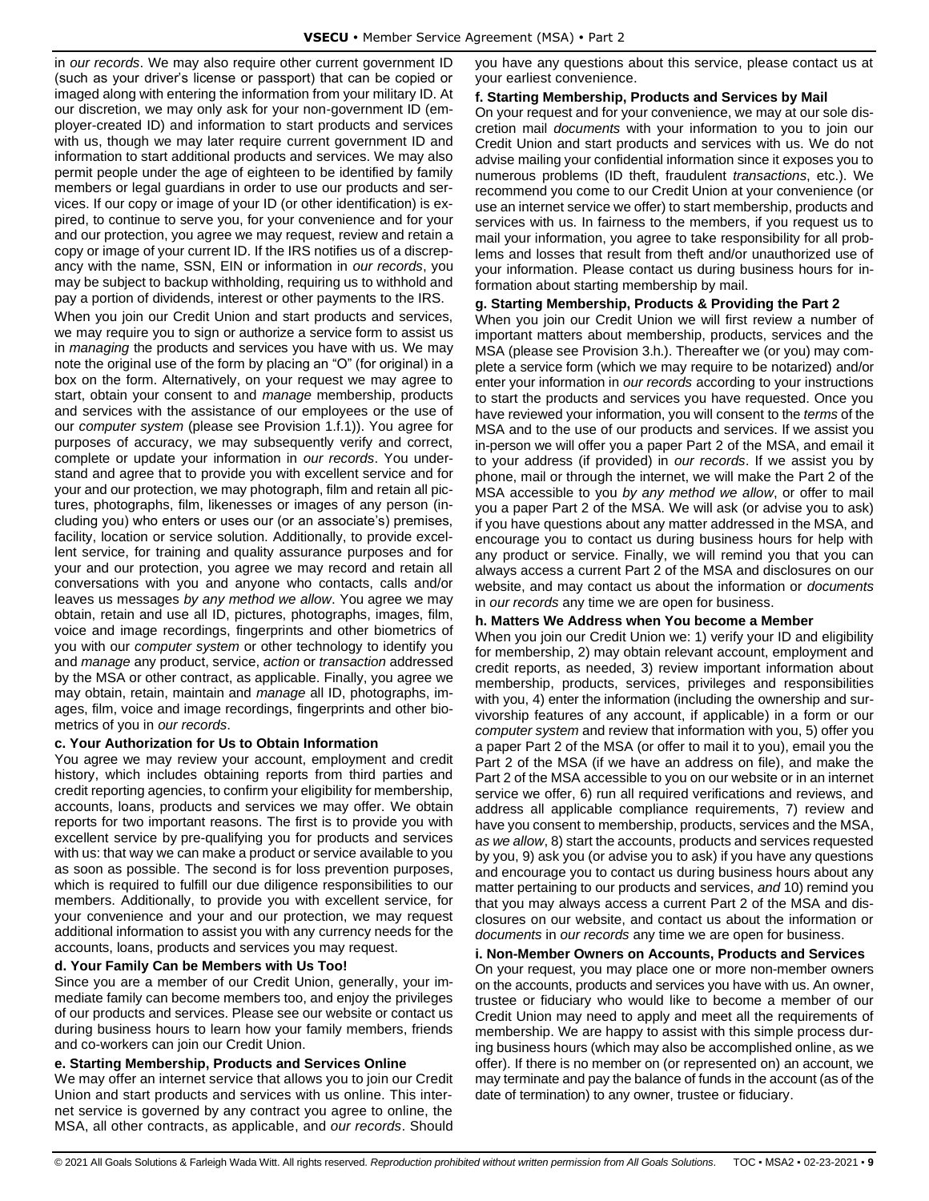in *our records*. We may also require other current government ID (such as your driver's license or passport) that can be copied or imaged along with entering the information from your military ID. At our discretion, we may only ask for your non-government ID (employer-created ID) and information to start products and services with us, though we may later require current government ID and information to start additional products and services. We may also permit people under the age of eighteen to be identified by family members or legal guardians in order to use our products and services. If our copy or image of your ID (or other identification) is expired, to continue to serve you, for your convenience and for your and our protection, you agree we may request, review and retain a copy or image of your current ID. If the IRS notifies us of a discrepancy with the name, SSN, EIN or information in *our records*, you may be subject to backup withholding, requiring us to withhold and pay a portion of dividends, interest or other payments to the IRS.

When you join our Credit Union and start products and services, we may require you to sign or authorize a service form to assist us in *managing* the products and services you have with us. We may note the original use of the form by placing an "O" (for original) in a box on the form. Alternatively, on your request we may agree to start, obtain your consent to and *manage* membership, products and services with the assistance of our employees or the use of our *computer system* (please see Provision 1.f.1)). You agree for purposes of accuracy, we may subsequently verify and correct, complete or update your information in *our records*. You understand and agree that to provide you with excellent service and for your and our protection, we may photograph, film and retain all pictures, photographs, film, likenesses or images of any person (including you) who enters or uses our (or an associate's) premises, facility, location or service solution. Additionally, to provide excellent service, for training and quality assurance purposes and for your and our protection, you agree we may record and retain all conversations with you and anyone who contacts, calls and/or leaves us messages *by any method we allow*. You agree we may obtain, retain and use all ID, pictures, photographs, images, film, voice and image recordings, fingerprints and other biometrics of you with our *computer system* or other technology to identify you and *manage* any product, service, *action* or *transaction* addressed by the MSA or other contract, as applicable. Finally, you agree we may obtain, retain, maintain and *manage* all ID, photographs, images, film, voice and image recordings, fingerprints and other biometrics of you in *our records*.

**c. Your Authorization for Us to Obtain Information**

You agree we may review your account, employment and credit history, which includes obtaining reports from third parties and credit reporting agencies, to confirm your eligibility for membership, accounts, loans, products and services we may offer. We obtain reports for two important reasons. The first is to provide you with excellent service by pre-qualifying you for products and services with us: that way we can make a product or service available to you as soon as possible. The second is for loss prevention purposes, which is required to fulfill our due diligence responsibilities to our members. Additionally, to provide you with excellent service, for your convenience and your and our protection, we may request additional information to assist you with any currency needs for the accounts, loans, products and services you may request.

**d. Your Family Can be Members with Us Too!**

Since you are a member of our Credit Union, generally, your immediate family can become members too, and enjoy the privileges of our products and services. Please see our website or contact us during business hours to learn how your family members, friends and co-workers can join our Credit Union.

**e. Starting Membership, Products and Services Online**

We may offer an internet service that allows you to join our Credit Union and start products and services with us online. This internet service is governed by any contract you agree to online, the MSA, all other contracts, as applicable, and *our records*. Should you have any questions about this service, please contact us at your earliest convenience.

**f. Starting Membership, Products and Services by Mail**

On your request and for your convenience, we may at our sole discretion mail *documents* with your information to you to join our Credit Union and start products and services with us. We do not advise mailing your confidential information since it exposes you to numerous problems (ID theft, fraudulent *transactions*, etc.). We recommend you come to our Credit Union at your convenience (or use an internet service we offer) to start membership, products and services with us. In fairness to the members, if you request us to mail your information, you agree to take responsibility for all problems and losses that result from theft and/or unauthorized use of your information. Please contact us during business hours for information about starting membership by mail.

**g. Starting Membership, Products & Providing the Part 2**

When you join our Credit Union we will first review a number of important matters about membership, products, services and the MSA (please see Provision 3.h.). Thereafter we (or you) may complete a service form (which we may require to be notarized) and/or enter your information in *our records* according to your instructions to start the products and services you have requested. Once you have reviewed your information, you will consent to the *terms* of the MSA and to the use of our products and services. If we assist you in-person we will offer you a paper Part 2 of the MSA, and email it to your address (if provided) in *our records*. If we assist you by phone, mail or through the internet, we will make the Part 2 of the MSA accessible to you *by any method we allow*, or offer to mail you a paper Part 2 of the MSA. We will ask (or advise you to ask) if you have questions about any matter addressed in the MSA, and encourage you to contact us during business hours for help with any product or service. Finally, we will remind you that you can always access a current Part 2 of the MSA and disclosures on our website, and may contact us about the information or *documents* in *our records* any time we are open for business.

**h. Matters We Address when You become a Member**

When you join our Credit Union we: 1) verify your ID and eligibility for membership, 2) may obtain relevant account, employment and credit reports, as needed, 3) review important information about membership, products, services, privileges and responsibilities with you, 4) enter the information (including the ownership and survivorship features of any account, if applicable) in a form or our *computer system* and review that information with you, 5) offer you a paper Part 2 of the MSA (or offer to mail it to you), email you the Part 2 of the MSA (if we have an address on file), and make the Part 2 of the MSA accessible to you on our website or in an internet service we offer, 6) run all required verifications and reviews, and address all applicable compliance requirements, 7) review and have you consent to membership, products, services and the MSA, *as we allow*, 8) start the accounts, products and services requested by you, 9) ask you (or advise you to ask) if you have any questions and encourage you to contact us during business hours about any matter pertaining to our products and services, *and* 10) remind you that you may always access a current Part 2 of the MSA and disclosures on our website, and contact us about the information or *documents* in *our records* any time we are open for business.

**i. Non-Member Owners on Accounts, Products and Services**

On your request, you may place one or more non-member owners on the accounts, products and services you have with us. An owner, trustee or fiduciary who would like to become a member of our Credit Union may need to apply and meet all the requirements of membership. We are happy to assist with this simple process during business hours (which may also be accomplished online, as we offer). If there is no member on (or represented on) an account, we may terminate and pay the balance of funds in the account (as of the date of termination) to any owner, trustee or fiduciary.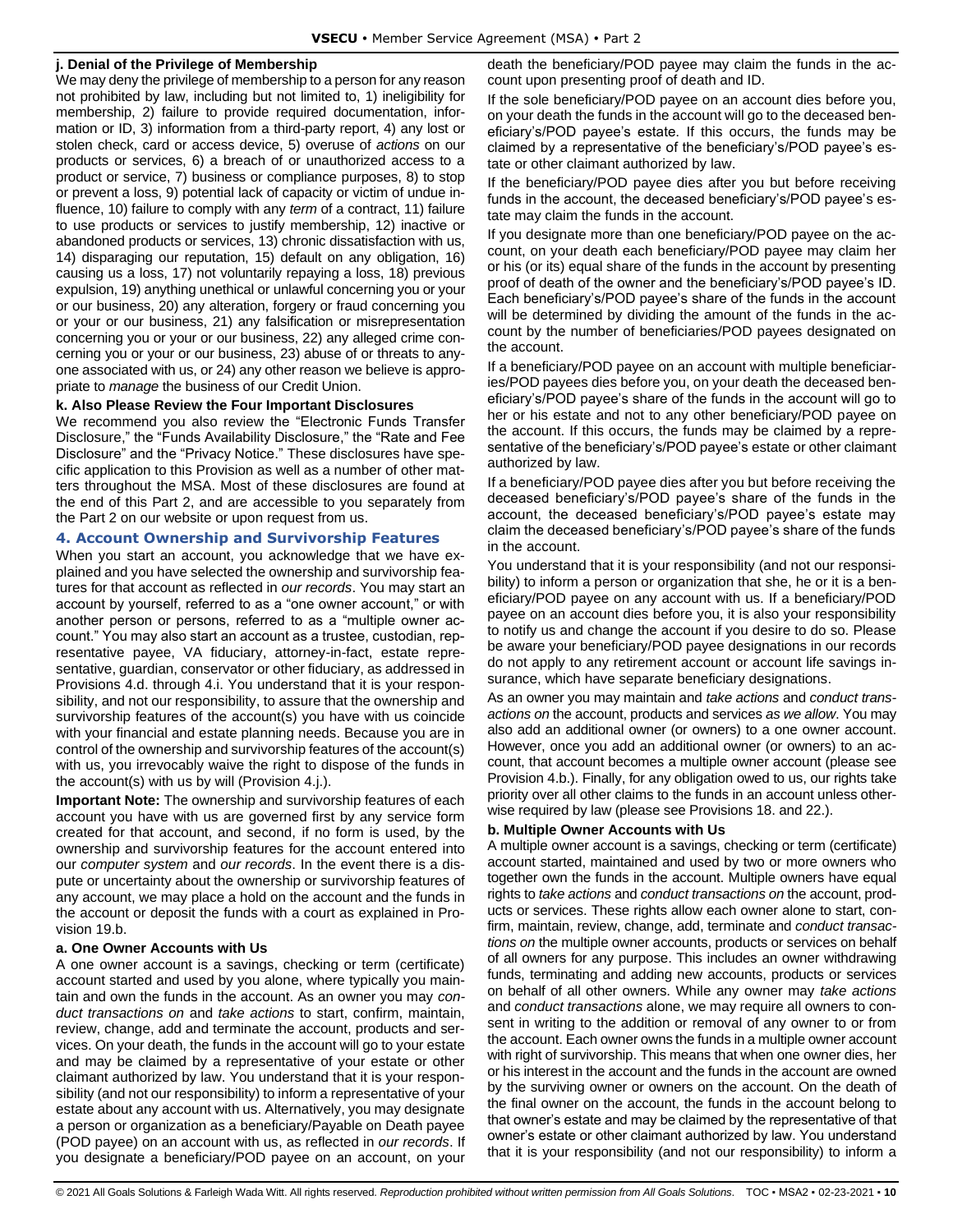#### j. Denial of the Privilege of Membership

We may deny the privilege of membership to a person for any reason not prohibited by law, including but not limited to, 1) ineligibility for membership, 2) failure to provide required documentation, information or ID, 3) information from a third-party report, 4) any lost or stolen check, card or access device, 5) overuse of *actions* on our products or services, 6) a breach of or unauthorized access to a product or service, 7) business or compliance purposes, 8) to stop or prevent a loss, 9) potential lack of capacity or victim of undue influence, 10) failure to comply with any *term* of a contract, 11) failure to use products or services to justify membership, 12) inactive or abandoned products or services, 13) chronic dissatisfaction with us, 14) disparaging our reputation, 15) default on any obligation, 16) causing us a loss, 17) not voluntarily repaying a loss, 18) previous expulsion, 19) anything unethical or unlawful concerning you or your or our business, 20) any alteration, forgery or fraud concerning you or your or our business, 21) any falsification or misrepresentation concerning you or your or our business, 22) any alleged crime concerning you or your or our business, 23) abuse of or threats to anyone associated with us, or 24) any other reason we believe is appropriate to *manage* the business of our Credit Union.

#### k. Also Please Review the Four Important Disclosures

We recommend you also review the "Electronic Funds Transfer Disclosure," the "Funds Availability Disclosure," the "Rate and Fee Disclosure" and the "Privacy Notice." These disclosures have specific application to this Provision as well as a number of other matters throughout the MSA. Most of these disclosures are found at the end of this Part 2, and are accessible to you separately from the Part 2 on our website or upon request from us.

### 4. Account Ownership and Survivorship Features

When you start an account, you acknowledge that we have explained and you have selected the ownership and survivorship features for that account as reflected in *our records*. You may start an account by yourself, referred to as a "one owner account," or with another person or persons, referred to as a "multiple owner account." You may also start an account as a trustee, custodian, representative payee, VA fiduciary, attorney-in-fact, estate representative, guardian, conservator or other fiduciary, as addressed in Provisions 4.d. through 4.i. You understand that it is your responsibility, and not our responsibility, to assure that the ownership and survivorship features of the account(s) you have with us coincide with your financial and estate planning needs. Because you are in control of the ownership and survivorship features of the account(s) with us, you irrevocably waive the right to dispose of the funds in the account(s) with us by will (Provision 4.j.).

**Important Note:** The ownership and survivorship features of each account you have with us are governed first by any service form created for that account, and second, if no form is used, by the ownership and survivorship features for the account entered into our *computer system* and *our records*. In the event there is a dispute or uncertainty about the ownership or survivorship features of any account, we may place a hold on the account and the funds in the account or deposit the funds with a court as explained in Provision 19.b.

#### a. One Owner Accounts with Us

A one owner account is a savings, checking or term (certificate) account started and used by you alone, where typically you maintain and own the funds in the account. As an owner you may *conduct transactions on* and *take actions* to start, confirm, maintain, review, change, add and terminate the account, products and services. On your death, the funds in the account will go to your estate and may be claimed by a representative of your estate or other claimant authorized by law. You understand that it is your responsibility (and not our responsibility) to inform a representative of your estate about any account with us. Alternatively, you may designate a person or organization as a beneficiary/Payable on Death payee (POD payee) on an account with us, as reflected in *our records*. If you designate a beneficiary/POD payee on an account, on your death the beneficiary/POD payee may claim the funds in the account upon presenting proof of death and ID.

If the sole beneficiary/POD payee on an account dies before you, on your death the funds in the account will go to the deceased beneficiary's/POD payee's estate. If this occurs, the funds may be claimed by a representative of the beneficiary's/POD payee's estate or other claimant authorized by law.

If the beneficiary/POD payee dies after you but before receiving funds in the account, the deceased beneficiary's/POD payee's estate may claim the funds in the account.

If you designate more than one beneficiary/POD payee on the account, on your death each beneficiary/POD payee may claim her or his (or its) equal share of the funds in the account by presenting proof of death of the owner and the beneficiary's/POD payee's ID. Each beneficiary's/POD payee's share of the funds in the account will be determined by dividing the amount of the funds in the account by the number of beneficiaries/POD payees designated on the account.

If a beneficiary/POD payee on an account with multiple beneficiaries/POD payees dies before you, on your death the deceased beneficiary's/POD payee's share of the funds in the account will go to her or his estate and not to any other beneficiary/POD payee on the account. If this occurs, the funds may be claimed by a representative of the beneficiary's/POD payee's estate or other claimant authorized by law.

If a beneficiary/POD payee dies after you but before receiving the deceased beneficiary's/POD payee's share of the funds in the account, the deceased beneficiary's/POD payee's estate may claim the deceased beneficiary's/POD payee's share of the funds in the account.

You understand that it is your responsibility (and not our responsibility) to inform a person or organization that she, he or it is a beneficiary/POD payee on any account with us. If a beneficiary/POD payee on an account dies before you, it is also your responsibility to notify us and change the account if you desire to do so. Please be aware your beneficiary/POD payee designations in our records do not apply to any retirement account or account life savings insurance, which have separate beneficiary designations.

As an owner you may maintain and *take actions* and *conduct transactions on* the account, products and services *as we allow*. You may also add an additional owner (or owners) to a one owner account. However, once you add an additional owner (or owners) to an account, that account becomes a multiple owner account (please see Provision 4.b.). Finally, for any obligation owed to us, our rights take priority over all other claims to the funds in an account unless otherwise required by law (please see Provisions 18. and 22.).

#### b. Multiple Owner Accounts with Us

A multiple owner account is a savings, checking or term (certificate) account started, maintained and used by two or more owners who together own the funds in the account. Multiple owners have equal rights to *take actions* and *conduct transactions on* the account, products or services. These rights allow each owner alone to start, confirm, maintain, review, change, add, terminate and *conduct transactions on* the multiple owner accounts, products or services on behalf of all owners for any purpose. This includes an owner withdrawing funds, terminating and adding new accounts, products or services on behalf of all other owners. While any owner may *take actions* and *conduct transactions* alone, we may require all owners to consent in writing to the addition or removal of any owner to or from the account. Each owner owns the funds in a multiple owner account with right of survivorship. This means that when one owner dies, her or his interest in the account and the funds in the account are owned by the surviving owner or owners on the account. On the death of the final owner on the account, the funds in the account belong to that owner's estate and may be claimed by the representative of that owner's estate or other claimant authorized by law. You understand that it is your responsibility (and not our responsibility) to inform a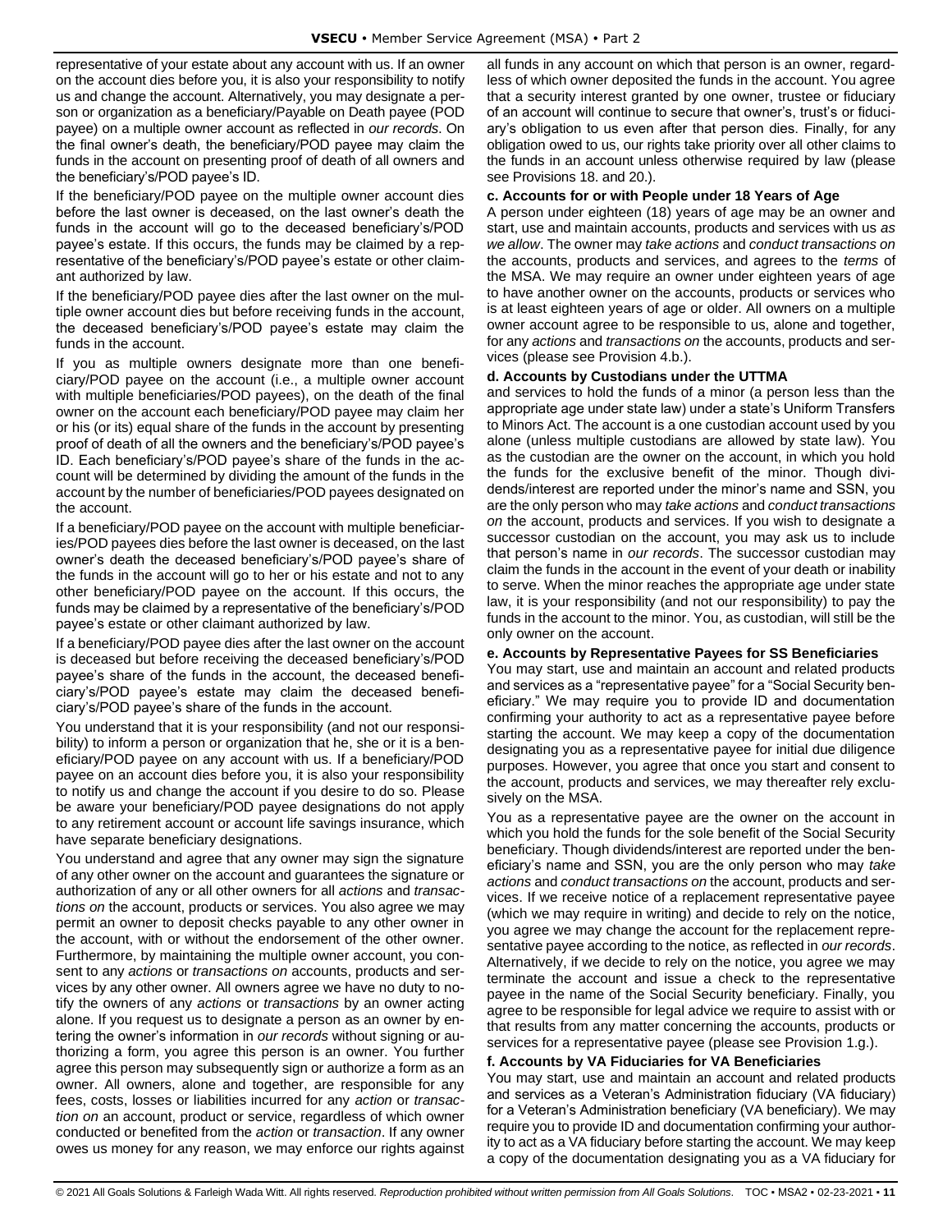representative of your estate about any account with us. If an owner on the account dies before you, it is also your responsibility to notify us and change the account. Alternatively, you may designate a person or organization as a beneficiary/Payable on Death payee (POD payee) on a multiple owner account as reflected in *our records*. On the final owner's death, the beneficiary/POD payee may claim the funds in the account on presenting proof of death of all owners and the beneficiary's/POD payee's ID.

If the beneficiary/POD payee on the multiple owner account dies before the last owner is deceased, on the last owner's death the funds in the account will go to the deceased beneficiary's/POD payee's estate. If this occurs, the funds may be claimed by a representative of the beneficiary's/POD payee's estate or other claimant authorized by law.

If the beneficiary/POD payee dies after the last owner on the multiple owner account dies but before receiving funds in the account, the deceased beneficiary's/POD payee's estate may claim the funds in the account.

If you as multiple owners designate more than one beneficiary/POD payee on the account (i.e., a multiple owner account with multiple beneficiaries/POD payees), on the death of the final owner on the account each beneficiary/POD payee may claim her or his (or its) equal share of the funds in the account by presenting proof of death of all the owners and the beneficiary's/POD payee's ID. Each beneficiary's/POD payee's share of the funds in the account will be determined by dividing the amount of the funds in the account by the number of beneficiaries/POD payees designated on the account.

If a beneficiary/POD payee on the account with multiple beneficiaries/POD payees dies before the last owner is deceased, on the last owner's death the deceased beneficiary's/POD payee's share of the funds in the account will go to her or his estate and not to any other beneficiary/POD payee on the account. If this occurs, the funds may be claimed by a representative of the beneficiary's/POD payee's estate or other claimant authorized by law.

If a beneficiary/POD payee dies after the last owner on the account is deceased but before receiving the deceased beneficiary's/POD payee's share of the funds in the account, the deceased beneficiary's/POD payee's estate may claim the deceased beneficiary's/POD payee's share of the funds in the account.

You understand that it is your responsibility (and not our responsibility) to inform a person or organization that he, she or it is a beneficiary/POD payee on any account with us. If a beneficiary/POD payee on an account dies before you, it is also your responsibility to notify us and change the account if you desire to do so. Please be aware your beneficiary/POD payee designations do not apply to any retirement account or account life savings insurance, which have separate beneficiary designations.

You understand and agree that any owner may sign the signature of any other owner on the account and guarantees the signature or authorization of any or all other owners for all *actions* and *transactions on* the account, products or services. You also agree we may permit an owner to deposit checks payable to any other owner in the account, with or without the endorsement of the other owner. Furthermore, by maintaining the multiple owner account, you consent to any *actions* or *transactions on* accounts, products and services by any other owner. All owners agree we have no duty to notify the owners of any *actions* or *transactions* by an owner acting alone. If you request us to designate a person as an owner by entering the owner's information in *our records* without signing or authorizing a form, you agree this person is an owner. You further agree this person may subsequently sign or authorize a form as an owner. All owners, alone and together, are responsible for any fees, costs, losses or liabilities incurred for any *action* or *transaction on* an account, product or service, regardless of which owner conducted or benefited from the *action* or *transaction*. If any owner owes us money for any reason, we may enforce our rights against all funds in any account on which that person is an owner, regardless of which owner deposited the funds in the account. You agree that a security interest granted by one owner, trustee or fiduciary of an account will continue to secure that owner's, trust's or fiduciary's obligation to us even after that person dies. Finally, for any obligation owed to us, our rights take priority over all other claims to the funds in an account unless otherwise required by law (please see Provisions 18. and 20.).

**c. Accounts for or with People under 18 Years of Age**

A person under eighteen (18) years of age may be an owner and start, use and maintain accounts, products and services with us *as we allow*. The owner may *take actions* and *conduct transactions on* the accounts, products and services, and agrees to the *terms* of the MSA. We may require an owner under eighteen years of age to have another owner on the accounts, products or services who is at least eighteen years of age or older. All owners on a multiple owner account agree to be responsible to us, alone and together, for any *actions* and *transactions on* the accounts, products and services (please see Provision 4.b.).

**d. Accounts by Custodians under the UTTMA**

and services to hold the funds of a minor (a person less than the appropriate age under state law) under a state's Uniform Transfers to Minors Act. The account is a one custodian account used by you alone (unless multiple custodians are allowed by state law). You as the custodian are the owner on the account, in which you hold the funds for the exclusive benefit of the minor. Though dividends/interest are reported under the minor's name and SSN, you are the only person who may *take actions* and *conduct transactions on* the account, products and services. If you wish to designate a successor custodian on the account, you may ask us to include that person's name in *our records*. The successor custodian may claim the funds in the account in the event of your death or inability to serve. When the minor reaches the appropriate age under state law, it is your responsibility (and not our responsibility) to pay the funds in the account to the minor. You, as custodian, will still be the only owner on the account.

**e. Accounts by Representative Payees for SS Beneficiaries**

You may start, use and maintain an account and related products and services as a "representative payee" for a "Social Security beneficiary." We may require you to provide ID and documentation confirming your authority to act as a representative payee before starting the account. We may keep a copy of the documentation designating you as a representative payee for initial due diligence purposes. However, you agree that once you start and consent to the account, products and services, we may thereafter rely exclusively on the MSA.

You as a representative payee are the owner on the account in which you hold the funds for the sole benefit of the Social Security beneficiary. Though dividends/interest are reported under the beneficiary's name and SSN, you are the only person who may *take actions* and *conduct transactions on* the account, products and services. If we receive notice of a replacement representative payee (which we may require in writing) and decide to rely on the notice, you agree we may change the account for the replacement representative payee according to the notice, as reflected in *our records*. Alternatively, if we decide to rely on the notice, you agree we may terminate the account and issue a check to the representative payee in the name of the Social Security beneficiary. Finally, you agree to be responsible for legal advice we require to assist with or that results from any matter concerning the accounts, products or services for a representative payee (please see Provision 1.g.).

**f. Accounts by VA Fiduciaries for VA Beneficiaries**

You may start, use and maintain an account and related products and services as a Veteran's Administration fiduciary (VA fiduciary) for a Veteran's Administration beneficiary (VA beneficiary). We may require you to provide ID and documentation confirming your authority to act as a VA fiduciary before starting the account. We may keep a copy of the documentation designating you as a VA fiduciary for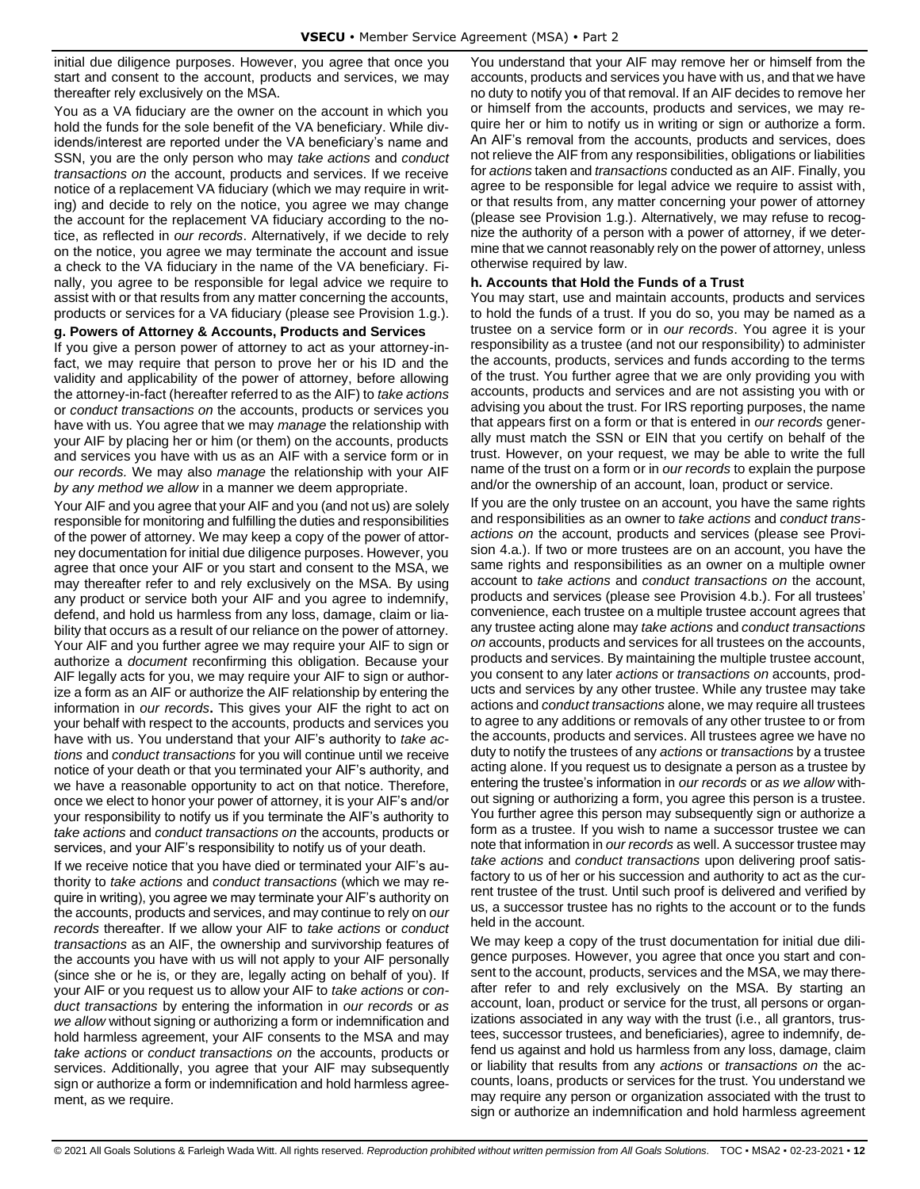initial due diligence purposes. However, you agree that once you start and consent to the account, products and services, we may thereafter rely exclusively on the MSA.

You as a VA fiduciary are the owner on the account in which you hold the funds for the sole benefit of the VA beneficiary. While dividends/interest are reported under the VA beneficiary's name and SSN, you are the only person who may *take actions* and *conduct transactions on* the account, products and services. If we receive notice of a replacement VA fiduciary (which we may require in writing) and decide to rely on the notice, you agree we may change the account for the replacement VA fiduciary according to the notice, as reflected in *our records*. Alternatively, if we decide to rely on the notice, you agree we may terminate the account and issue a check to the VA fiduciary in the name of the VA beneficiary. Finally, you agree to be responsible for legal advice we require to assist with or that results from any matter concerning the accounts, products or services for a VA fiduciary (please see Provision 1.g.).

**g. Powers of Attorney & Accounts, Products and Services**

If you give a person power of attorney to act as your attorney-in-fact, we may require that person to prove her or his ID and the validity and applicability of the power of attorney, before allowing the attorney-in-fact (hereafter referred to as the AIF) to *take actions* or *conduct transactions on* the accounts, products or services you have with us. You agree that we may *manage* the relationship with your AIF by placing her or him (or them) on the accounts, products and services you have with us as an AIF with a service form or in *our records.* We may also *manage* the relationship with your AIF *by any method we allow* in a manner we deem appropriate.

Your AIF and you agree that your AIF and you (and not us) are solely responsible for monitoring and fulfilling the duties and responsibilities of the power of attorney. We may keep a copy of the power of attorney documentation for initial due diligence purposes. However, you agree that once your AIF or you start and consent to the MSA, we may thereafter refer to and rely exclusively on the MSA. By using any product or service both your AIF and you agree to indemnify, defend, and hold us harmless from any loss, damage, claim or liability that occurs as a result of our reliance on the power of attorney. Your AIF and you further agree we may require your AIF to sign or authorize a *document* reconfirming this obligation. Because your AIF legally acts for you, we may require your AIF to sign or authorize a form as an AIF or authorize the AIF relationship by entering the information in *our records***.** This gives your AIF the right to act on your behalf with respect to the accounts, products and services you have with us. You understand that your AIF's authority to *take actions* and *conduct transactions* for you will continue until we receive notice of your death or that you terminated your AIF's authority, and we have a reasonable opportunity to act on that notice. Therefore, once we elect to honor your power of attorney, it is your AIF's and/or your responsibility to notify us if you terminate the AIF's authority to *take actions* and *conduct transactions on* the accounts, products or services, and your AIF's responsibility to notify us of your death.

If we receive notice that you have died or terminated your AIF's authority to *take actions* and *conduct transactions* (which we may require in writing), you agree we may terminate your AIF's authority on the accounts, products and services, and may continue to rely on *our records* thereafter. If we allow your AIF to *take actions* or *conduct transactions* as an AIF, the ownership and survivorship features of the accounts you have with us will not apply to your AIF personally (since she or he is, or they are, legally acting on behalf of you). If your AIF or you request us to allow your AIF to *take actions* or *conduct transactions* by entering the information in *our records* or *as we allow* without signing or authorizing a form or indemnification and hold harmless agreement, your AIF consents to the MSA and may *take actions* or *conduct transactions on* the accounts, products or services. Additionally, you agree that your AIF may subsequently sign or authorize a form or indemnification and hold harmless agreement, as we require.

You understand that your AIF may remove her or himself from the accounts, products and services you have with us, and that we have no duty to notify you of that removal. If an AIF decides to remove her or himself from the accounts, products and services, we may require her or him to notify us in writing or sign or authorize a form. An AIF's removal from the accounts, products and services, does not relieve the AIF from any responsibilities, obligations or liabilities for *actions* taken and *transactions* conducted as an AIF. Finally, you agree to be responsible for legal advice we require to assist with, or that results from, any matter concerning your power of attorney (please see Provision 1.g.). Alternatively, we may refuse to recognize the authority of a person with a power of attorney, if we determine that we cannot reasonably rely on the power of attorney, unless otherwise required by law.

**h. Accounts that Hold the Funds of a Trust**

You may start, use and maintain accounts, products and services to hold the funds of a trust. If you do so, you may be named as a trustee on a service form or in *our records*. You agree it is your responsibility as a trustee (and not our responsibility) to administer the accounts, products, services and funds according to the terms of the trust. You further agree that we are only providing you with accounts, products and services and are not assisting you with or advising you about the trust. For IRS reporting purposes, the name that appears first on a form or that is entered in *our records* generally must match the SSN or EIN that you certify on behalf of the trust. However, on your request, we may be able to write the full name of the trust on a form or in *our records* to explain the purpose and/or the ownership of an account, loan, product or service.

If you are the only trustee on an account, you have the same rights and responsibilities as an owner to *take actions* and *conduct transactions on* the account, products and services (please see Provision 4.a.). If two or more trustees are on an account, you have the same rights and responsibilities as an owner on a multiple owner account to *take actions* and *conduct transactions on* the account, products and services (please see Provision 4.b.). For all trustees' convenience, each trustee on a multiple trustee account agrees that any trustee acting alone may *take actions* and *conduct transactions on* accounts, products and services for all trustees on the accounts, products and services. By maintaining the multiple trustee account, you consent to any later *actions* or *transactions on* accounts, products and services by any other trustee. While any trustee may take actions and *conduct transactions* alone, we may require all trustees to agree to any additions or removals of any other trustee to or from the accounts, products and services. All trustees agree we have no duty to notify the trustees of any *actions* or *transactions* by a trustee acting alone. If you request us to designate a person as a trustee by entering the trustee's information in *our records* or *as we allow* without signing or authorizing a form, you agree this person is a trustee. You further agree this person may subsequently sign or authorize a form as a trustee. If you wish to name a successor trustee we can note that information in *our records* as well. A successor trustee may *take actions* and *conduct transactions* upon delivering proof satisfactory to us of her or his succession and authority to act as the current trustee of the trust. Until such proof is delivered and verified by us, a successor trustee has no rights to the account or to the funds held in the account.

We may keep a copy of the trust documentation for initial due diligence purposes. However, you agree that once you start and consent to the account, products, services and the MSA, we may thereafter refer to and rely exclusively on the MSA. By starting an account, loan, product or service for the trust, all persons or organizations associated in any way with the trust (i.e., all grantors, trustees, successor trustees, and beneficiaries), agree to indemnify, defend us against and hold us harmless from any loss, damage, claim or liability that results from any *actions* or *transactions on* the accounts, loans, products or services for the trust. You understand we may require any person or organization associated with the trust to sign or authorize an indemnification and hold harmless agreement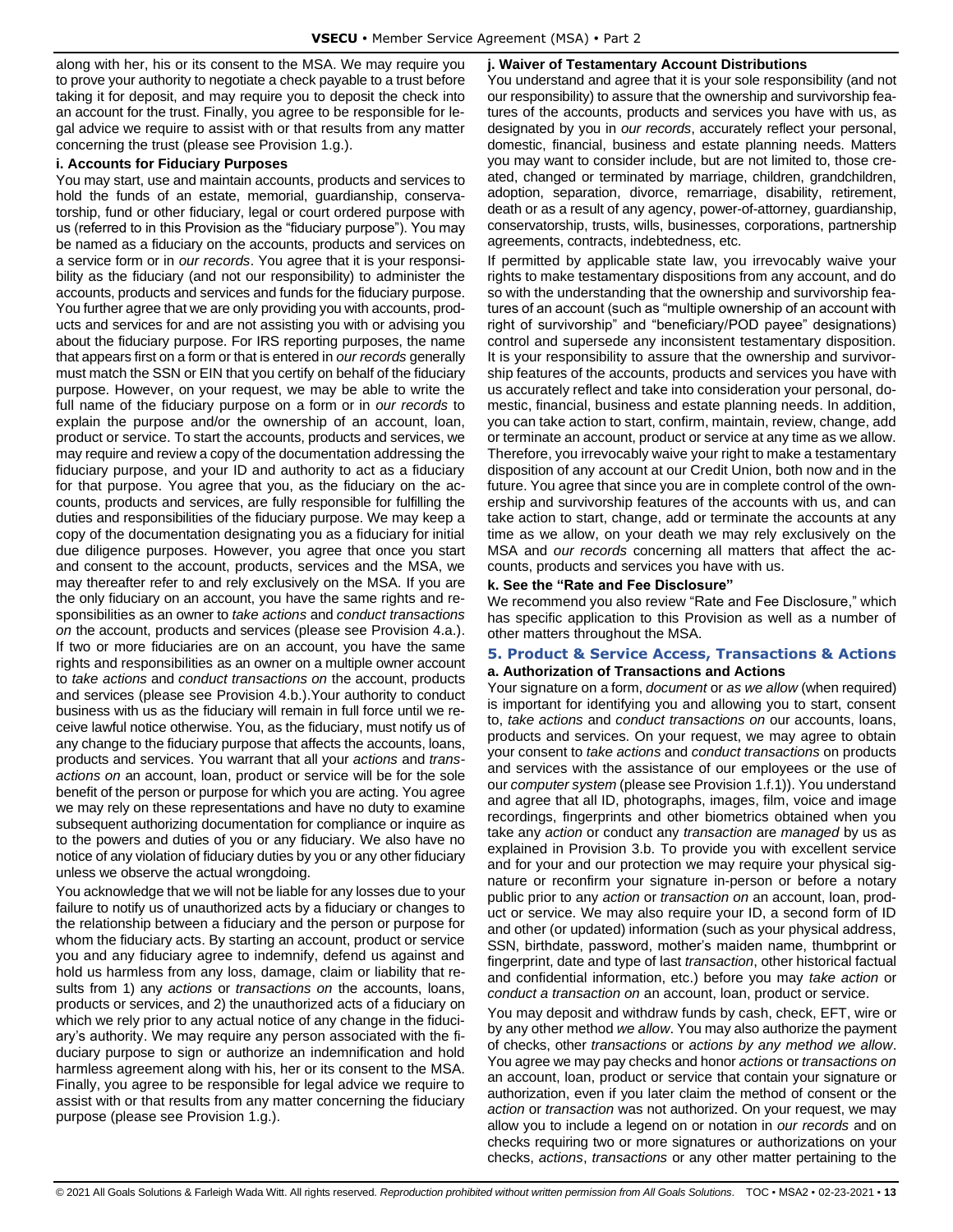along with her, his or its consent to the MSA. We may require you to prove your authority to negotiate a check payable to a trust before taking it for deposit, and may require you to deposit the check into an account for the trust. Finally, you agree to be responsible for legal advice we require to assist with or that results from any matter concerning the trust (please see Provision 1.g.).

#### i. Accounts for Fiduciary Purposes

You may start, use and maintain accounts, products and services to hold the funds of an estate, memorial, guardianship, conservatorship, fund or other fiduciary, legal or court ordered purpose with us (referred to in this Provision as the "fiduciary purpose"). You may be named as a fiduciary on the accounts, products and services on a service form or in *our records*. You agree that it is your responsibility as the fiduciary (and not our responsibility) to administer the accounts, products and services and funds for the fiduciary purpose. You further agree that we are only providing you with accounts, products and services for and are not assisting you with or advising you about the fiduciary purpose. For IRS reporting purposes, the name that appears first on a form or that is entered in *our records* generally must match the SSN or EIN that you certify on behalf of the fiduciary purpose. However, on your request, we may be able to write the full name of the fiduciary purpose on a form or in *our records* to explain the purpose and/or the ownership of an account, loan, product or service. To start the accounts, products and services, we may require and review a copy of the documentation addressing the fiduciary purpose, and your ID and authority to act as a fiduciary for that purpose. You agree that you, as the fiduciary on the accounts, products and services, are fully responsible for fulfilling the duties and responsibilities of the fiduciary purpose. We may keep a copy of the documentation designating you as a fiduciary for initial due diligence purposes. However, you agree that once you start and consent to the account, products, services and the MSA, we may thereafter refer to and rely exclusively on the MSA. If you are the only fiduciary on an account, you have the same rights and responsibilities as an owner to *take actions* and *conduct transactions on* the account, products and services (please see Provision 4.a.). If two or more fiduciaries are on an account, you have the same rights and responsibilities as an owner on a multiple owner account to *take actions* and *conduct transactions on* the account, products and services (please see Provision 4.b.).Your authority to conduct business with us as the fiduciary will remain in full force until we receive lawful notice otherwise. You, as the fiduciary, must notify us of any change to the fiduciary purpose that affects the accounts, loans, products and services. You warrant that all your *actions* and *transactions on* an account, loan, product or service will be for the sole benefit of the person or purpose for which you are acting. You agree we may rely on these representations and have no duty to examine subsequent authorizing documentation for compliance or inquire as to the powers and duties of you or any fiduciary. We also have no notice of any violation of fiduciary duties by you or any other fiduciary unless we observe the actual wrongdoing.

You acknowledge that we will not be liable for any losses due to your failure to notify us of unauthorized acts by a fiduciary or changes to the relationship between a fiduciary and the person or purpose for whom the fiduciary acts. By starting an account, product or service you and any fiduciary agree to indemnify, defend us against and hold us harmless from any loss, damage, claim or liability that results from 1) any *actions* or *transactions on* the accounts, loans, products or services, and 2) the unauthorized acts of a fiduciary on which we rely prior to any actual notice of any change in the fiduciary's authority. We may require any person associated with the fiduciary purpose to sign or authorize an indemnification and hold harmless agreement along with his, her or its consent to the MSA. Finally, you agree to be responsible for legal advice we require to assist with or that results from any matter concerning the fiduciary purpose (please see Provision 1.g.).

#### j. Waiver of Testamentary Account Distributions

You understand and agree that it is your sole responsibility (and not our responsibility) to assure that the ownership and survivorship features of the accounts, products and services you have with us, as designated by you in *our records*, accurately reflect your personal, domestic, financial, business and estate planning needs. Matters you may want to consider include, but are not limited to, those created, changed or terminated by marriage, children, grandchildren, adoption, separation, divorce, remarriage, disability, retirement, death or as a result of any agency, power-of-attorney, guardianship, conservatorship, trusts, wills, businesses, corporations, partnership agreements, contracts, indebtedness, etc.

If permitted by applicable state law, you irrevocably waive your rights to make testamentary dispositions from any account, and do so with the understanding that the ownership and survivorship features of an account (such as "multiple ownership of an account with right of survivorship" and "beneficiary/POD payee" designations) control and supersede any inconsistent testamentary disposition. It is your responsibility to assure that the ownership and survivorship features of the accounts, products and services you have with us accurately reflect and take into consideration your personal, domestic, financial, business and estate planning needs. In addition, you can take action to start, confirm, maintain, review, change, add or terminate an account, product or service at any time as we allow. Therefore, you irrevocably waive your right to make a testamentary disposition of any account at our Credit Union, both now and in the future. You agree that since you are in complete control of the ownership and survivorship features of the accounts with us, and can take action to start, change, add or terminate the accounts at any time as we allow, on your death we may rely exclusively on the MSA and *our records* concerning all matters that affect the accounts, products and services you have with us.

#### k. See the "Rate and Fee Disclosure"

We recommend you also review "Rate and Fee Disclosure," which has specific application to this Provision as well as a number of other matters throughout the MSA.

### 5. Product & Service Access, Transactions & Actions

#### a. Authorization of Transactions and Actions

Your signature on a form, *document* or *as we allow* (when required) is important for identifying you and allowing you to start, consent to, *take actions* and *conduct transactions on* our accounts, loans, products and services. On your request, we may agree to obtain your consent to *take actions* and *conduct transactions* on products and services with the assistance of our employees or the use of our *computer system* (please see Provision 1.f.1)). You understand and agree that all ID, photographs, images, film, voice and image recordings, fingerprints and other biometrics obtained when you take any *action* or conduct any *transaction* are *managed* by us as explained in Provision 3.b. To provide you with excellent service and for your and our protection we may require your physical signature or reconfirm your signature in-person or before a notary public prior to any *action* or *transaction on* an account, loan, product or service. We may also require your ID, a second form of ID and other (or updated) information (such as your physical address, SSN, birthdate, password, mother's maiden name, thumbprint or fingerprint, date and type of last *transaction*, other historical factual and confidential information, etc.) before you may *take action* or *conduct a transaction on* an account, loan, product or service.

You may deposit and withdraw funds by cash, check, EFT, wire or by any other method *we allow*. You may also authorize the payment of checks, other *transactions* or *actions by any method we allow*. You agree we may pay checks and honor *actions* or *transactions on* an account, loan, product or service that contain your signature or authorization, even if you later claim the method of consent or the *action* or *transaction* was not authorized. On your request, we may allow you to include a legend on or notation in *our records* and on checks requiring two or more signatures or authorizations on your checks, *actions*, *transactions* or any other matter pertaining to the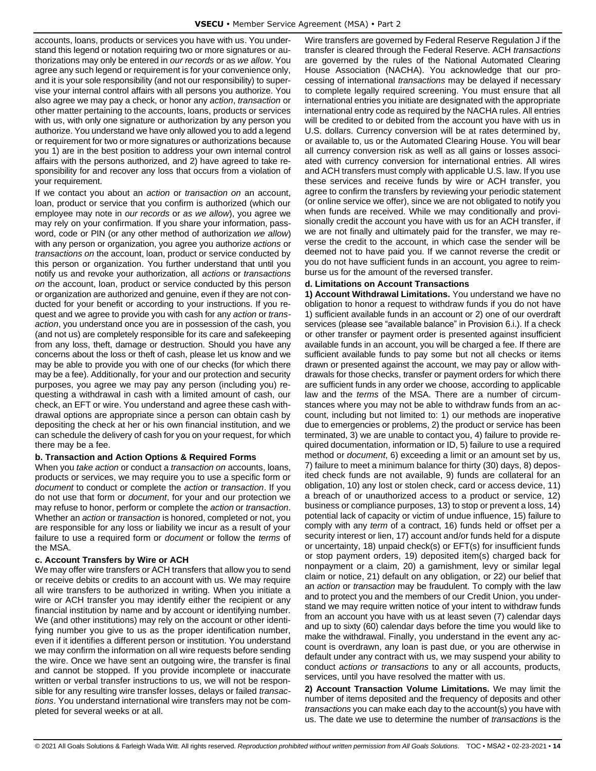accounts, loans, products or services you have with us. You understand this legend or notation requiring two or more signatures or authorizations may only be entered in *our records* or as *we allow*. You agree any such legend or requirement is for your convenience only, and it is your sole responsibility (and not our responsibility) to supervise your internal control affairs with all persons you authorize. You also agree we may pay a check, or honor any *action*, *transaction* or other matter pertaining to the accounts, loans, products or services with us, with only one signature or authorization by any person you authorize. You understand we have only allowed you to add a legend or requirement for two or more signatures or authorizations because you 1) are in the best position to address your own internal control affairs with the persons authorized, and 2) have agreed to take responsibility for and recover any loss that occurs from a violation of your requirement.

If we contact you about an *action* or *transaction on* an account, loan, product or service that you confirm is authorized (which our employee may note in *our records* or *as we allow*), you agree we may rely on your confirmation. If you share your information, password, code or PIN (or any other method of authorization *we allow*) with any person or organization, you agree you authorize *actions* or *transactions on* the account, loan, product or service conducted by this person or organization. You further understand that until you notify us and revoke your authorization, all *actions* or *transactions on* the account, loan, product or service conducted by this person or organization are authorized and genuine, even if they are not conducted for your benefit or according to your instructions. If you request and we agree to provide you with cash for any *action* or *transaction*, you understand once you are in possession of the cash, you (and not us) are completely responsible for its care and safekeeping from any loss, theft, damage or destruction. Should you have any concerns about the loss or theft of cash, please let us know and we may be able to provide you with one of our checks (for which there may be a fee). Additionally, for your and our protection and security purposes, you agree we may pay any person (including you) requesting a withdrawal in cash with a limited amount of cash, our check, an EFT or wire. You understand and agree these cash withdrawal options are appropriate since a person can obtain cash by depositing the check at her or his own financial institution, and we can schedule the delivery of cash for you on your request, for which there may be a fee.

**b. Transaction and Action Options & Required Forms**

When you *take action* or conduct a *transaction on* accounts, loans, products or services, we may require you to use a specific form or *document* to conduct or complete the *action* or *transaction*. If you do not use that form or *document*, for your and our protection we may refuse to honor, perform or complete the *action* or *transaction*. Whether an *action* or *transaction* is honored, completed or not, you are responsible for any loss or liability we incur as a result of your failure to use a required form or *document* or follow the *terms* of the MSA.

**c. Account Transfers by Wire or ACH**

We may offer wire transfers or ACH transfers that allow you to send or receive debits or credits to an account with us. We may require all wire transfers to be authorized in writing. When you initiate a wire or ACH transfer you may identify either the recipient or any financial institution by name and by account or identifying number. We (and other institutions) may rely on the account or other identifying number you give to us as the proper identification number, even if it identifies a different person or institution. You understand we may confirm the information on all wire requests before sending the wire. Once we have sent an outgoing wire, the transfer is final and cannot be stopped. If you provide incomplete or inaccurate written or verbal transfer instructions to us, we will not be responsible for any resulting wire transfer losses, delays or failed *transactions*. You understand international wire transfers may not be completed for several weeks or at all.

Wire transfers are governed by Federal Reserve Regulation J if the transfer is cleared through the Federal Reserve. ACH *transactions* are governed by the rules of the National Automated Clearing House Association (NACHA). You acknowledge that our processing of international *transactions* may be delayed if necessary to complete legally required screening. You must ensure that all international entries you initiate are designated with the appropriate international entry code as required by the NACHA rules. All entries will be credited to or debited from the account you have with us in U.S. dollars. Currency conversion will be at rates determined by, or available to, us or the Automated Clearing House. You will bear all currency conversion risk as well as all gains or losses associated with currency conversion for international entries. All wires and ACH transfers must comply with applicable U.S. law. If you use these services and receive funds by wire or ACH transfer, you agree to confirm the transfers by reviewing your periodic statement (or online service we offer), since we are not obligated to notify you when funds are received. While we may conditionally and provisionally credit the account you have with us for an ACH transfer, if we are not finally and ultimately paid for the transfer, we may reverse the credit to the account, in which case the sender will be deemed not to have paid you. If we cannot reverse the credit or you do not have sufficient funds in an account, you agree to reimburse us for the amount of the reversed transfer.

**d. Limitations on Account Transactions**

**1) Account Withdrawal Limitations.** You understand we have no obligation to honor a request to withdraw funds if you do not have 1) sufficient available funds in an account or 2) one of our overdraft services (please see "available balance" in Provision 6.i.). If a check or other transfer or payment order is presented against insufficient available funds in an account, you will be charged a fee. If there are sufficient available funds to pay some but not all checks or items drawn or presented against the account, we may pay or allow withdrawals for those checks, transfer or payment orders for which there are sufficient funds in any order we choose, according to applicable law and the *terms* of the MSA. There are a number of circumstances where you may not be able to withdraw funds from an account, including but not limited to: 1) our methods are inoperative due to emergencies or problems, 2) the product or service has been terminated, 3) we are unable to contact you, 4) failure to provide required documentation, information or ID, 5) failure to use a required method or *document*, 6) exceeding a limit or an amount set by us, 7) failure to meet a minimum balance for thirty (30) days, 8) deposited check funds are not available, 9) funds are collateral for an obligation, 10) any lost or stolen check, card or access device, 11) a breach of or unauthorized access to a product or service, 12) business or compliance purposes, 13) to stop or prevent a loss, 14) potential lack of capacity or victim of undue influence, 15) failure to comply with any *term* of a contract, 16) funds held or offset per a security interest or lien, 17) account and/or funds held for a dispute or uncertainty, 18) unpaid check(s) or EFT(s) for insufficient funds or stop payment orders, 19) deposited item(s) charged back for nonpayment or a claim, 20) a garnishment, levy or similar legal claim or notice, 21) default on any obligation, or 22) our belief that an *action* or *transaction* may be fraudulent. To comply with the law and to protect you and the members of our Credit Union, you understand we may require written notice of your intent to withdraw funds from an account you have with us at least seven (7) calendar days and up to sixty (60) calendar days before the time you would like to make the withdrawal. Finally, you understand in the event any account is overdrawn, any loan is past due, or you are otherwise in default under any contract with us, we may suspend your ability to conduct *actions or transactions* to any or all accounts, products, services, until you have resolved the matter with us.

**2) Account Transaction Volume Limitations.** We may limit the number of items deposited and the frequency of deposits and other *transactions* you can make each day to the account(s) you have with us. The date we use to determine the number of *transactions* is the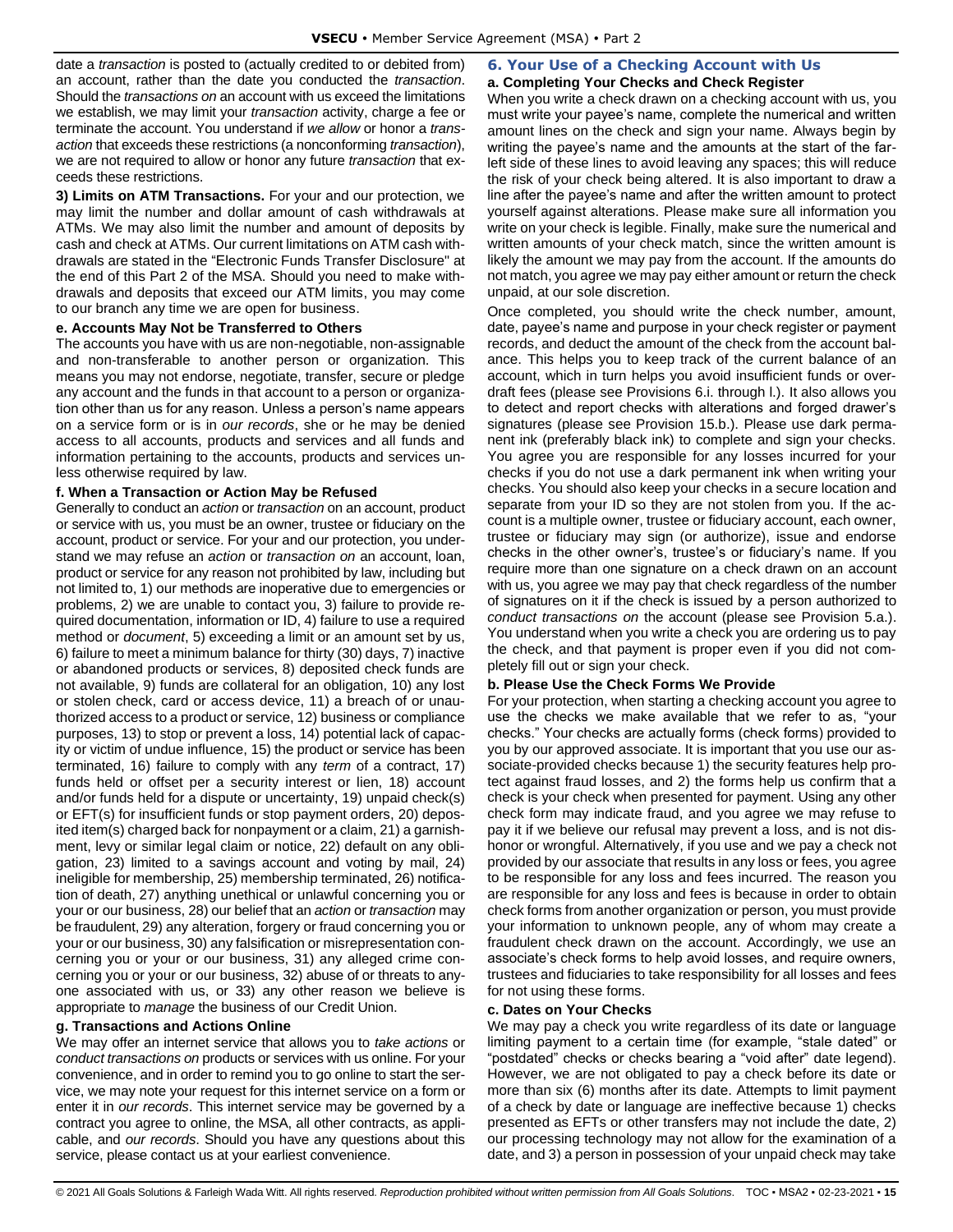date a *transaction* is posted to (actually credited to or debited from) an account, rather than the date you conducted the *transaction*. Should the *transactions on* an account with us exceed the limitations we establish, we may limit your *transaction* activity, charge a fee or terminate the account. You understand if *we allow* or honor a *transaction* that exceeds these restrictions (a nonconforming *transaction*), we are not required to allow or honor any future *transaction* that exceeds these restrictions.

**3) Limits on ATM Transactions.** For your and our protection, we may limit the number and dollar amount of cash withdrawals at ATMs. We may also limit the number and amount of deposits by cash and check at ATMs. Our current limitations on ATM cash withdrawals are stated in the "Electronic Funds Transfer Disclosure" at the end of this Part 2 of the MSA. Should you need to make withdrawals and deposits that exceed our ATM limits, you may come to our branch any time we are open for business.

#### e. Accounts May Not be Transferred to Others

The accounts you have with us are non-negotiable, non-assignable and non-transferable to another person or organization. This means you may not endorse, negotiate, transfer, secure or pledge any account and the funds in that account to a person or organization other than us for any reason. Unless a person's name appears on a service form or is in *our records*, she or he may be denied access to all accounts, products and services and all funds and information pertaining to the accounts, products and services unless otherwise required by law.

#### f. When a Transaction or Action May be Refused

Generally to conduct an *action* or *transaction* on an account, product or service with us, you must be an owner, trustee or fiduciary on the account, product or service. For your and our protection, you understand we may refuse an *action* or *transaction on* an account, loan, product or service for any reason not prohibited by law, including but not limited to, 1) our methods are inoperative due to emergencies or problems, 2) we are unable to contact you, 3) failure to provide required documentation, information or ID, 4) failure to use a required method or *document*, 5) exceeding a limit or an amount set by us, 6) failure to meet a minimum balance for thirty (30) days, 7) inactive or abandoned products or services, 8) deposited check funds are not available, 9) funds are collateral for an obligation, 10) any lost or stolen check, card or access device, 11) a breach of or unauthorized access to a product or service, 12) business or compliance purposes, 13) to stop or prevent a loss, 14) potential lack of capacity or victim of undue influence, 15) the product or service has been terminated, 16) failure to comply with any *term* of a contract, 17) funds held or offset per a security interest or lien, 18) account and/or funds held for a dispute or uncertainty, 19) unpaid check(s) or EFT(s) for insufficient funds or stop payment orders, 20) deposited item(s) charged back for nonpayment or a claim, 21) a garnishment, levy or similar legal claim or notice, 22) default on any obligation, 23) limited to a savings account and voting by mail, 24) ineligible for membership, 25) membership terminated, 26) notification of death, 27) anything unethical or unlawful concerning you or your or our business, 28) our belief that an *action* or *transaction* may be fraudulent, 29) any alteration, forgery or fraud concerning you or your or our business, 30) any falsification or misrepresentation concerning you or your or our business, 31) any alleged crime concerning you or your or our business, 32) abuse of or threats to anyone associated with us, or 33) any other reason we believe is appropriate to *manage* the business of our Credit Union.

#### g. Transactions and Actions Online

We may offer an internet service that allows you to *take actions* or *conduct transactions on* products or services with us online. For your convenience, and in order to remind you to go online to start the service, we may note your request for this internet service on a form or enter it in *our records*. This internet service may be governed by a contract you agree to online, the MSA, all other contracts, as applicable, and *our records*. Should you have any questions about this service, please contact us at your earliest convenience.

### 6. Your Use of a Checking Account with Us

#### a. Completing Your Checks and Check Register

When you write a check drawn on a checking account with us, you must write your payee's name, complete the numerical and written amount lines on the check and sign your name. Always begin by writing the payee's name and the amounts at the start of the far-left side of these lines to avoid leaving any spaces; this will reduce the risk of your check being altered. It is also important to draw a line after the payee's name and after the written amount to protect yourself against alterations. Please make sure all information you write on your check is legible. Finally, make sure the numerical and written amounts of your check match, since the written amount is likely the amount we may pay from the account. If the amounts do not match, you agree we may pay either amount or return the check unpaid, at our sole discretion.

Once completed, you should write the check number, amount, date, payee's name and purpose in your check register or payment records, and deduct the amount of the check from the account balance. This helps you to keep track of the current balance of an account, which in turn helps you avoid insufficient funds or overdraft fees (please see Provisions 6.i. through l.). It also allows you to detect and report checks with alterations and forged drawer's signatures (please see Provision 15.b.). Please use dark permanent ink (preferably black ink) to complete and sign your checks. You agree you are responsible for any losses incurred for your checks if you do not use a dark permanent ink when writing your checks. You should also keep your checks in a secure location and separate from your ID so they are not stolen from you. If the account is a multiple owner, trustee or fiduciary account, each owner, trustee or fiduciary may sign (or authorize), issue and endorse checks in the other owner's, trustee's or fiduciary's name. If you require more than one signature on a check drawn on an account with us, you agree we may pay that check regardless of the number of signatures on it if the check is issued by a person authorized to *conduct transactions on* the account (please see Provision 5.a.). You understand when you write a check you are ordering us to pay the check, and that payment is proper even if you did not completely fill out or sign your check.

#### b. Please Use the Check Forms We Provide

For your protection, when starting a checking account you agree to use the checks we make available that we refer to as, "your checks." Your checks are actually forms (check forms) provided to you by our approved associate. It is important that you use our associate-provided checks because 1) the security features help protect against fraud losses, and 2) the forms help us confirm that a check is your check when presented for payment. Using any other check form may indicate fraud, and you agree we may refuse to pay it if we believe our refusal may prevent a loss, and is not dishonor or wrongful. Alternatively, if you use and we pay a check not provided by our associate that results in any loss or fees, you agree to be responsible for any loss and fees incurred. The reason you are responsible for any loss and fees is because in order to obtain check forms from another organization or person, you must provide your information to unknown people, any of whom may create a fraudulent check drawn on the account. Accordingly, we use an associate's check forms to help avoid losses, and require owners, trustees and fiduciaries to take responsibility for all losses and fees for not using these forms.

#### c. Dates on Your Checks

We may pay a check you write regardless of its date or language limiting payment to a certain time (for example, "stale dated" or "postdated" checks or checks bearing a "void after" date legend). However, we are not obligated to pay a check before its date or more than six (6) months after its date. Attempts to limit payment of a check by date or language are ineffective because 1) checks presented as EFTs or other transfers may not include the date, 2) our processing technology may not allow for the examination of a date, and 3) a person in possession of your unpaid check may take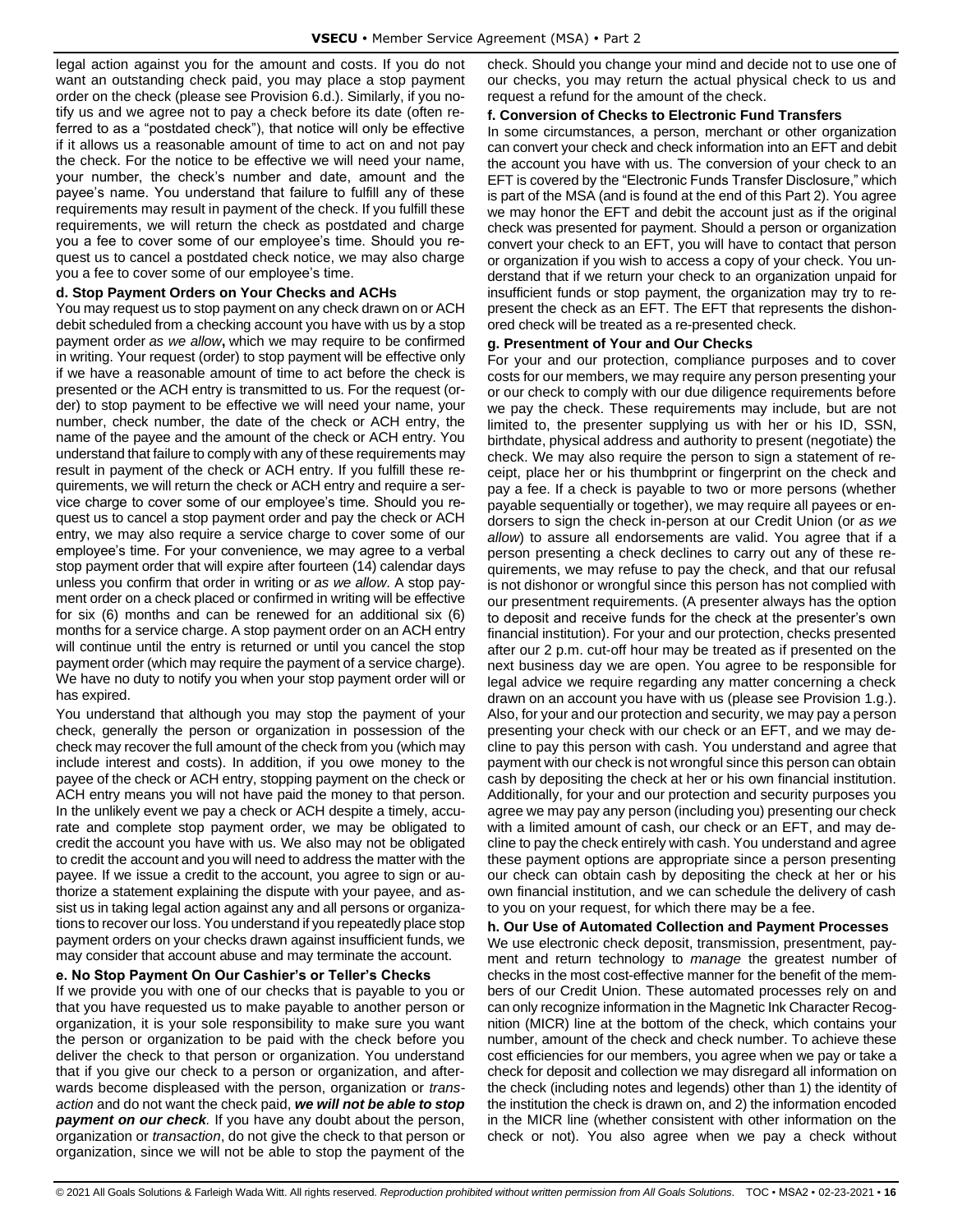legal action against you for the amount and costs. If you do not want an outstanding check paid, you may place a stop payment order on the check (please see Provision 6.d.). Similarly, if you notify us and we agree not to pay a check before its date (often referred to as a "postdated check"), that notice will only be effective if it allows us a reasonable amount of time to act on and not pay the check. For the notice to be effective we will need your name, your number, the check's number and date, amount and the payee's name. You understand that failure to fulfill any of these requirements may result in payment of the check. If you fulfill these requirements, we will return the check as postdated and charge you a fee to cover some of our employee's time. Should you request us to cancel a postdated check notice, we may also charge you a fee to cover some of our employee's time.

#### d. Stop Payment Orders on Your Checks and ACHs

You may request us to stop payment on any check drawn on or ACH debit scheduled from a checking account you have with us by a stop payment order *as we allow***,** which we may require to be confirmed in writing. Your request (order) to stop payment will be effective only if we have a reasonable amount of time to act before the check is presented or the ACH entry is transmitted to us. For the request (order) to stop payment to be effective we will need your name, your number, check number, the date of the check or ACH entry, the name of the payee and the amount of the check or ACH entry. You understand that failure to comply with any of these requirements may result in payment of the check or ACH entry. If you fulfill these requirements, we will return the check or ACH entry and require a service charge to cover some of our employee's time. Should you request us to cancel a stop payment order and pay the check or ACH entry, we may also require a service charge to cover some of our employee's time. For your convenience, we may agree to a verbal stop payment order that will expire after fourteen (14) calendar days unless you confirm that order in writing or *as we allow*. A stop payment order on a check placed or confirmed in writing will be effective for six (6) months and can be renewed for an additional six (6) months for a service charge. A stop payment order on an ACH entry will continue until the entry is returned or until you cancel the stop payment order (which may require the payment of a service charge). We have no duty to notify you when your stop payment order will or has expired.

You understand that although you may stop the payment of your check, generally the person or organization in possession of the check may recover the full amount of the check from you (which may include interest and costs). In addition, if you owe money to the payee of the check or ACH entry, stopping payment on the check or ACH entry means you will not have paid the money to that person. In the unlikely event we pay a check or ACH despite a timely, accurate and complete stop payment order, we may be obligated to credit the account you have with us. We also may not be obligated to credit the account and you will need to address the matter with the payee. If we issue a credit to the account, you agree to sign or authorize a statement explaining the dispute with your payee, and assist us in taking legal action against any and all persons or organizations to recover our loss. You understand if you repeatedly place stop payment orders on your checks drawn against insufficient funds, we may consider that account abuse and may terminate the account.

#### e. No Stop Payment On Our Cashier's or Teller's Checks

If we provide you with one of our checks that is payable to you or that you have requested us to make payable to another person or organization, it is your sole responsibility to make sure you want the person or organization to be paid with the check before you deliver the check to that person or organization. You understand that if you give our check to a person or organization, and afterwards become displeased with the person, organization or *transaction* and do not want the check paid, ***we will not be able to stop payment on our check****.* If you have any doubt about the person, organization or *transaction*, do not give the check to that person or organization, since we will not be able to stop the payment of the check. Should you change your mind and decide not to use one of our checks, you may return the actual physical check to us and request a refund for the amount of the check.

#### f. Conversion of Checks to Electronic Fund Transfers

In some circumstances, a person, merchant or other organization can convert your check and check information into an EFT and debit the account you have with us. The conversion of your check to an EFT is covered by the "Electronic Funds Transfer Disclosure," which is part of the MSA (and is found at the end of this Part 2). You agree we may honor the EFT and debit the account just as if the original check was presented for payment. Should a person or organization convert your check to an EFT, you will have to contact that person or organization if you wish to access a copy of your check. You understand that if we return your check to an organization unpaid for insufficient funds or stop payment, the organization may try to re-present the check as an EFT. The EFT that represents the dishonored check will be treated as a re-presented check.

#### g. Presentment of Your and Our Checks

For your and our protection, compliance purposes and to cover costs for our members, we may require any person presenting your or our check to comply with our due diligence requirements before we pay the check. These requirements may include, but are not limited to, the presenter supplying us with her or his ID, SSN, birthdate, physical address and authority to present (negotiate) the check. We may also require the person to sign a statement of receipt, place her or his thumbprint or fingerprint on the check and pay a fee. If a check is payable to two or more persons (whether payable sequentially or together), we may require all payees or endorsers to sign the check in-person at our Credit Union (or *as we allow*) to assure all endorsements are valid. You agree that if a person presenting a check declines to carry out any of these requirements, we may refuse to pay the check, and that our refusal is not dishonor or wrongful since this person has not complied with our presentment requirements. (A presenter always has the option to deposit and receive funds for the check at the presenter's own financial institution). For your and our protection, checks presented after our 2 p.m. cut-off hour may be treated as if presented on the next business day we are open. You agree to be responsible for legal advice we require regarding any matter concerning a check drawn on an account you have with us (please see Provision 1.g.). Also, for your and our protection and security, we may pay a person presenting your check with our check or an EFT, and we may decline to pay this person with cash. You understand and agree that payment with our check is not wrongful since this person can obtain cash by depositing the check at her or his own financial institution. Additionally, for your and our protection and security purposes you agree we may pay any person (including you) presenting our check with a limited amount of cash, our check or an EFT, and may decline to pay the check entirely with cash. You understand and agree these payment options are appropriate since a person presenting our check can obtain cash by depositing the check at her or his own financial institution, and we can schedule the delivery of cash to you on your request, for which there may be a fee.

#### h. Our Use of Automated Collection and Payment Processes

We use electronic check deposit, transmission, presentment, payment and return technology to *manage* the greatest number of checks in the most cost-effective manner for the benefit of the members of our Credit Union. These automated processes rely on and can only recognize information in the Magnetic Ink Character Recognition (MICR) line at the bottom of the check, which contains your number, amount of the check and check number. To achieve these cost efficiencies for our members, you agree when we pay or take a check for deposit and collection we may disregard all information on the check (including notes and legends) other than 1) the identity of the institution the check is drawn on, and 2) the information encoded in the MICR line (whether consistent with other information on the check or not). You also agree when we pay a check without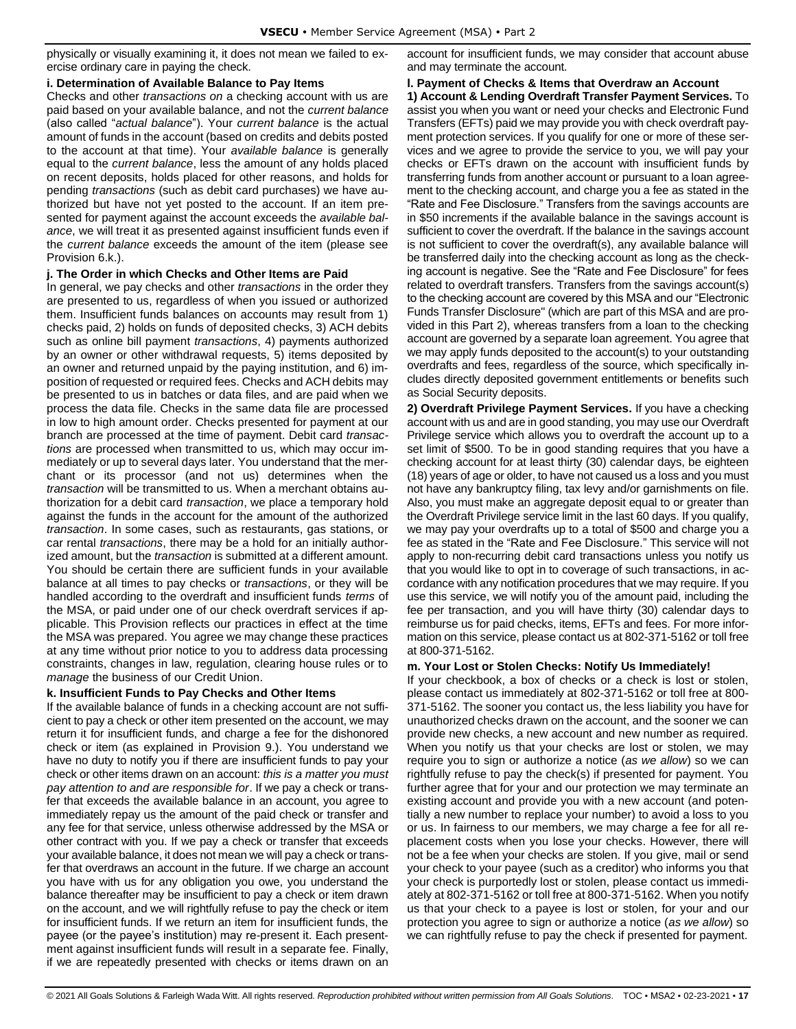physically or visually examining it, it does not mean we failed to exercise ordinary care in paying the check.

**i. Determination of Available Balance to Pay Items**

Checks and other *transactions on* a checking account with us are paid based on your available balance, and not the *current balance* (also called "*actual balance*"). Your *current balance* is the actual amount of funds in the account (based on credits and debits posted to the account at that time). Your *available balance* is generally equal to the *current balance*, less the amount of any holds placed on recent deposits, holds placed for other reasons, and holds for pending *transactions* (such as debit card purchases) we have authorized but have not yet posted to the account. If an item presented for payment against the account exceeds the *available balance*, we will treat it as presented against insufficient funds even if the *current balance* exceeds the amount of the item (please see Provision 6.k.).

**j. The Order in which Checks and Other Items are Paid**

In general, we pay checks and other *transactions* in the order they are presented to us, regardless of when you issued or authorized them. Insufficient funds balances on accounts may result from 1) checks paid, 2) holds on funds of deposited checks, 3) ACH debits such as online bill payment *transactions*, 4) payments authorized by an owner or other withdrawal requests, 5) items deposited by an owner and returned unpaid by the paying institution, and 6) imposition of requested or required fees. Checks and ACH debits may be presented to us in batches or data files, and are paid when we process the data file. Checks in the same data file are processed in low to high amount order. Checks presented for payment at our branch are processed at the time of payment. Debit card *transactions* are processed when transmitted to us, which may occur immediately or up to several days later. You understand that the merchant or its processor (and not us) determines when the *transaction* will be transmitted to us. When a merchant obtains authorization for a debit card *transaction*, we place a temporary hold against the funds in the account for the amount of the authorized *transaction*. In some cases, such as restaurants, gas stations, or car rental *transactions*, there may be a hold for an initially authorized amount, but the *transaction* is submitted at a different amount. You should be certain there are sufficient funds in your available balance at all times to pay checks or *transactions*, or they will be handled according to the overdraft and insufficient funds *terms* of the MSA, or paid under one of our check overdraft services if applicable. This Provision reflects our practices in effect at the time the MSA was prepared. You agree we may change these practices at any time without prior notice to you to address data processing constraints, changes in law, regulation, clearing house rules or to *manage* the business of our Credit Union.

**k. Insufficient Funds to Pay Checks and Other Items**

If the available balance of funds in a checking account are not sufficient to pay a check or other item presented on the account, we may return it for insufficient funds, and charge a fee for the dishonored check or item (as explained in Provision 9.). You understand we have no duty to notify you if there are insufficient funds to pay your check or other items drawn on an account: *this is a matter you must pay attention to and are responsible for*. If we pay a check or transfer that exceeds the available balance in an account, you agree to immediately repay us the amount of the paid check or transfer and any fee for that service, unless otherwise addressed by the MSA or other contract with you. If we pay a check or transfer that exceeds your available balance, it does not mean we will pay a check or transfer that overdraws an account in the future. If we charge an account you have with us for any obligation you owe, you understand the balance thereafter may be insufficient to pay a check or item drawn on the account, and we will rightfully refuse to pay the check or item for insufficient funds. If we return an item for insufficient funds, the payee (or the payee's institution) may re-present it. Each presentment against insufficient funds will result in a separate fee. Finally, if we are repeatedly presented with checks or items drawn on an account for insufficient funds, we may consider that account abuse and may terminate the account.

**l. Payment of Checks & Items that Overdraw an Account**

**1) Account & Lending Overdraft Transfer Payment Services.** To assist you when you want or need your checks and Electronic Fund Transfers (EFTs) paid we may provide you with check overdraft payment protection services. If you qualify for one or more of these services and we agree to provide the service to you, we will pay your checks or EFTs drawn on the account with insufficient funds by transferring funds from another account or pursuant to a loan agreement to the checking account, and charge you a fee as stated in the "Rate and Fee Disclosure." Transfers from the savings accounts are in \$50 increments if the available balance in the savings account is sufficient to cover the overdraft. If the balance in the savings account is not sufficient to cover the overdraft(s), any available balance will be transferred daily into the checking account as long as the checking account is negative. See the "Rate and Fee Disclosure" for fees related to overdraft transfers. Transfers from the savings account(s) to the checking account are covered by this MSA and our "Electronic Funds Transfer Disclosure" (which are part of this MSA and are provided in this Part 2), whereas transfers from a loan to the checking account are governed by a separate loan agreement. You agree that we may apply funds deposited to the account(s) to your outstanding overdrafts and fees, regardless of the source, which specifically includes directly deposited government entitlements or benefits such as Social Security deposits.

**2) Overdraft Privilege Payment Services.** If you have a checking account with us and are in good standing, you may use our Overdraft Privilege service which allows you to overdraft the account up to a set limit of \$500. To be in good standing requires that you have a checking account for at least thirty (30) calendar days, be eighteen (18) years of age or older, to have not caused us a loss and you must not have any bankruptcy filing, tax levy and/or garnishments on file. Also, you must make an aggregate deposit equal to or greater than the Overdraft Privilege service limit in the last 60 days. If you qualify, we may pay your overdrafts up to a total of \$500 and charge you a fee as stated in the "Rate and Fee Disclosure." This service will not apply to non-recurring debit card transactions unless you notify us that you would like to opt in to coverage of such transactions, in accordance with any notification procedures that we may require. If you use this service, we will notify you of the amount paid, including the fee per transaction, and you will have thirty (30) calendar days to reimburse us for paid checks, items, EFTs and fees. For more information on this service, please contact us at 802-371-5162 or toll free at 800-371-5162.

**m. Your Lost or Stolen Checks: Notify Us Immediately!**

If your checkbook, a box of checks or a check is lost or stolen, please contact us immediately at 802-371-5162 or toll free at 800-371-5162. The sooner you contact us, the less liability you have for unauthorized checks drawn on the account, and the sooner we can provide new checks, a new account and new number as required. When you notify us that your checks are lost or stolen, we may require you to sign or authorize a notice (*as we allow*) so we can rightfully refuse to pay the check(s) if presented for payment. You further agree that for your and our protection we may terminate an existing account and provide you with a new account (and potentially a new number to replace your number) to avoid a loss to you or us. In fairness to our members, we may charge a fee for all replacement costs when you lose your checks. However, there will not be a fee when your checks are stolen. If you give, mail or send your check to your payee (such as a creditor) who informs you that your check is purportedly lost or stolen, please contact us immediately at 802-371-5162 or toll free at 800-371-5162. When you notify us that your check to a payee is lost or stolen, for your and our protection you agree to sign or authorize a notice (*as we allow*) so we can rightfully refuse to pay the check if presented for payment.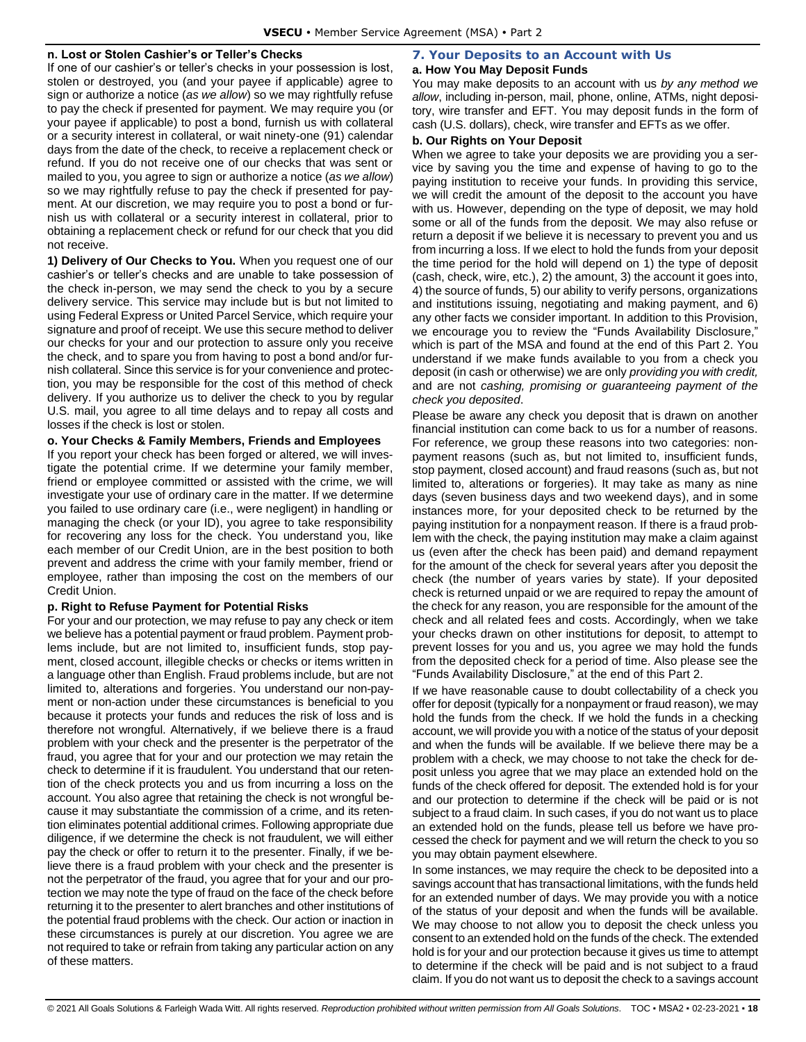**n. Lost or Stolen Cashier's or Teller's Checks**

If one of our cashier's or teller's checks in your possession is lost, stolen or destroyed, you (and your payee if applicable) agree to sign or authorize a notice (*as we allow*) so we may rightfully refuse to pay the check if presented for payment. We may require you (or your payee if applicable) to post a bond, furnish us with collateral or a security interest in collateral, or wait ninety-one (91) calendar days from the date of the check, to receive a replacement check or refund. If you do not receive one of our checks that was sent or mailed to you, you agree to sign or authorize a notice (*as we allow*) so we may rightfully refuse to pay the check if presented for payment. At our discretion, we may require you to post a bond or furnish us with collateral or a security interest in collateral, prior to obtaining a replacement check or refund for our check that you did not receive.

**1) Delivery of Our Checks to You.** When you request one of our cashier's or teller's checks and are unable to take possession of the check in-person, we may send the check to you by a secure delivery service. This service may include but is but not limited to using Federal Express or United Parcel Service, which require your signature and proof of receipt. We use this secure method to deliver our checks for your and our protection to assure only you receive the check, and to spare you from having to post a bond and/or furnish collateral. Since this service is for your convenience and protection, you may be responsible for the cost of this method of check delivery. If you authorize us to deliver the check to you by regular U.S. mail, you agree to all time delays and to repay all costs and losses if the check is lost or stolen.

**o. Your Checks & Family Members, Friends and Employees**

If you report your check has been forged or altered, we will investigate the potential crime. If we determine your family member, friend or employee committed or assisted with the crime, we will investigate your use of ordinary care in the matter. If we determine you failed to use ordinary care (i.e., were negligent) in handling or managing the check (or your ID), you agree to take responsibility for recovering any loss for the check. You understand you, like each member of our Credit Union, are in the best position to both prevent and address the crime with your family member, friend or employee, rather than imposing the cost on the members of our Credit Union.

**p. Right to Refuse Payment for Potential Risks**

For your and our protection, we may refuse to pay any check or item we believe has a potential payment or fraud problem. Payment problems include, but are not limited to, insufficient funds, stop payment, closed account, illegible checks or checks or items written in a language other than English. Fraud problems include, but are not limited to, alterations and forgeries. You understand our non-payment or non-action under these circumstances is beneficial to you because it protects your funds and reduces the risk of loss and is therefore not wrongful. Alternatively, if we believe there is a fraud problem with your check and the presenter is the perpetrator of the fraud, you agree that for your and our protection we may retain the check to determine if it is fraudulent. You understand that our retention of the check protects you and us from incurring a loss on the account. You also agree that retaining the check is not wrongful because it may substantiate the commission of a crime, and its retention eliminates potential additional crimes. Following appropriate due diligence, if we determine the check is not fraudulent, we will either pay the check or offer to return it to the presenter. Finally, if we believe there is a fraud problem with your check and the presenter is not the perpetrator of the fraud, you agree that for your and our protection we may note the type of fraud on the face of the check before returning it to the presenter to alert branches and other institutions of the potential fraud problems with the check. Our action or inaction in these circumstances is purely at our discretion. You agree we are not required to take or refrain from taking any particular action on any of these matters.

## 7. Your Deposits to an Account with Us

**a. How You May Deposit Funds**

You may make deposits to an account with us *by any method we allow*, including in-person, mail, phone, online, ATMs, night depository, wire transfer and EFT. You may deposit funds in the form of cash (U.S. dollars), check, wire transfer and EFTs as we offer.

**b. Our Rights on Your Deposit**

When we agree to take your deposits we are providing you a service by saving you the time and expense of having to go to the paying institution to receive your funds. In providing this service, we will credit the amount of the deposit to the account you have with us. However, depending on the type of deposit, we may hold some or all of the funds from the deposit. We may also refuse or return a deposit if we believe it is necessary to prevent you and us from incurring a loss. If we elect to hold the funds from your deposit the time period for the hold will depend on 1) the type of deposit (cash, check, wire, etc.), 2) the amount, 3) the account it goes into, 4) the source of funds, 5) our ability to verify persons, organizations and institutions issuing, negotiating and making payment, and 6) any other facts we consider important. In addition to this Provision, we encourage you to review the "Funds Availability Disclosure," which is part of the MSA and found at the end of this Part 2. You understand if we make funds available to you from a check you deposit (in cash or otherwise) we are only *providing you with credit,* and are not *cashing, promising or guaranteeing payment of the check you deposited*.

Please be aware any check you deposit that is drawn on another financial institution can come back to us for a number of reasons. For reference, we group these reasons into two categories: nonpayment reasons (such as, but not limited to, insufficient funds, stop payment, closed account) and fraud reasons (such as, but not limited to, alterations or forgeries). It may take as many as nine days (seven business days and two weekend days), and in some instances more, for your deposited check to be returned by the paying institution for a nonpayment reason. If there is a fraud problem with the check, the paying institution may make a claim against us (even after the check has been paid) and demand repayment for the amount of the check for several years after you deposit the check (the number of years varies by state). If your deposited check is returned unpaid or we are required to repay the amount of the check for any reason, you are responsible for the amount of the check and all related fees and costs. Accordingly, when we take your checks drawn on other institutions for deposit, to attempt to prevent losses for you and us, you agree we may hold the funds from the deposited check for a period of time. Also please see the "Funds Availability Disclosure," at the end of this Part 2.

If we have reasonable cause to doubt collectability of a check you offer for deposit (typically for a nonpayment or fraud reason), we may hold the funds from the check. If we hold the funds in a checking account, we will provide you with a notice of the status of your deposit and when the funds will be available. If we believe there may be a problem with a check, we may choose to not take the check for deposit unless you agree that we may place an extended hold on the funds of the check offered for deposit. The extended hold is for your and our protection to determine if the check will be paid or is not subject to a fraud claim. In such cases, if you do not want us to place an extended hold on the funds, please tell us before we have processed the check for payment and we will return the check to you so you may obtain payment elsewhere.

In some instances, we may require the check to be deposited into a savings account that has transactional limitations, with the funds held for an extended number of days. We may provide you with a notice of the status of your deposit and when the funds will be available. We may choose to not allow you to deposit the check unless you consent to an extended hold on the funds of the check. The extended hold is for your and our protection because it gives us time to attempt to determine if the check will be paid and is not subject to a fraud claim. If you do not want us to deposit the check to a savings account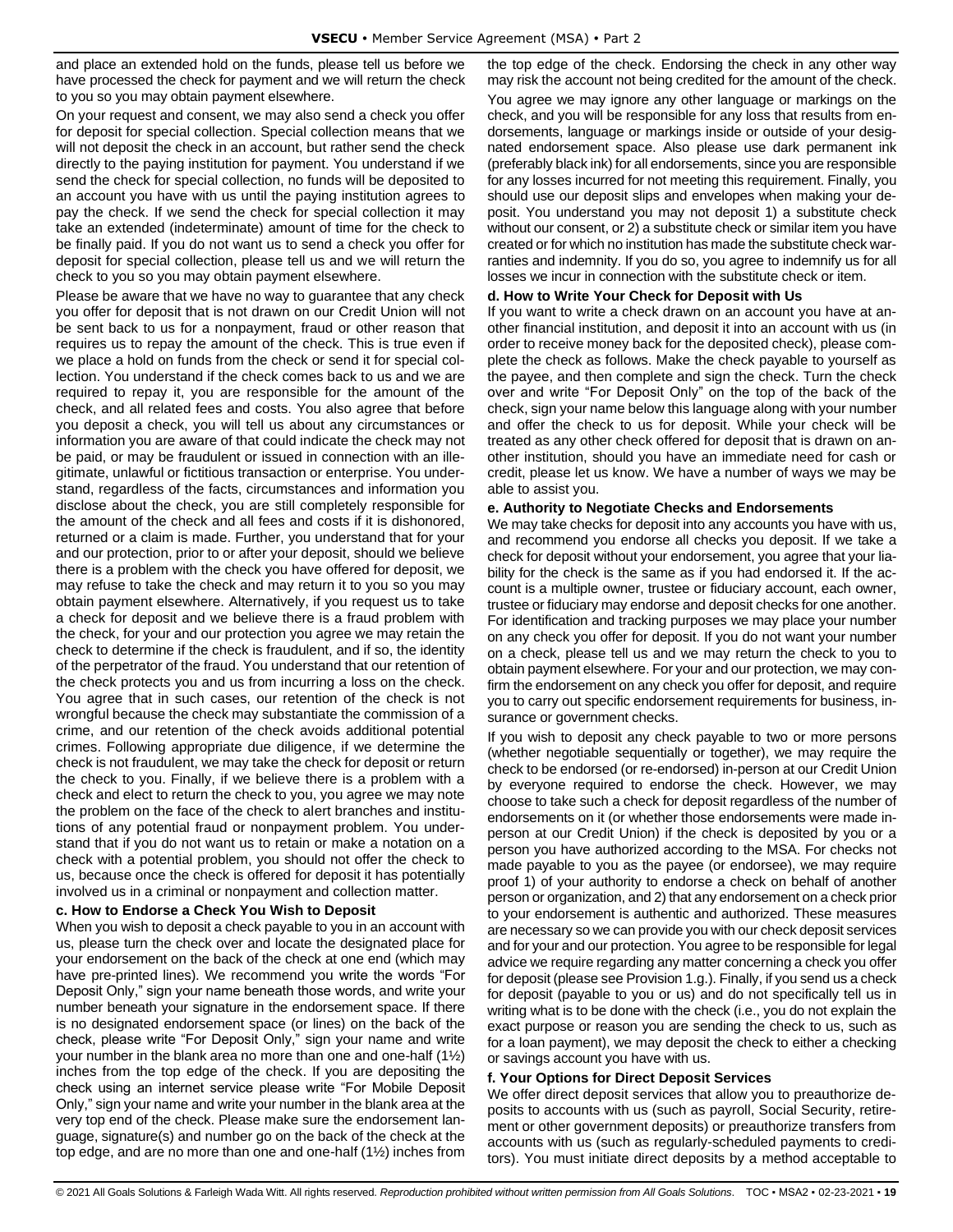and place an extended hold on the funds, please tell us before we have processed the check for payment and we will return the check to you so you may obtain payment elsewhere.

On your request and consent, we may also send a check you offer for deposit for special collection. Special collection means that we will not deposit the check in an account, but rather send the check directly to the paying institution for payment. You understand if we send the check for special collection, no funds will be deposited to an account you have with us until the paying institution agrees to pay the check. If we send the check for special collection it may take an extended (indeterminate) amount of time for the check to be finally paid. If you do not want us to send a check you offer for deposit for special collection, please tell us and we will return the check to you so you may obtain payment elsewhere.

Please be aware that we have no way to guarantee that any check you offer for deposit that is not drawn on our Credit Union will not be sent back to us for a nonpayment, fraud or other reason that requires us to repay the amount of the check. This is true even if we place a hold on funds from the check or send it for special collection. You understand if the check comes back to us and we are required to repay it, you are responsible for the amount of the check, and all related fees and costs. You also agree that before you deposit a check, you will tell us about any circumstances or information you are aware of that could indicate the check may not be paid, or may be fraudulent or issued in connection with an illegitimate, unlawful or fictitious transaction or enterprise. You understand, regardless of the facts, circumstances and information you disclose about the check, you are still completely responsible for the amount of the check and all fees and costs if it is dishonored, returned or a claim is made. Further, you understand that for your and our protection, prior to or after your deposit, should we believe there is a problem with the check you have offered for deposit, we may refuse to take the check and may return it to you so you may obtain payment elsewhere. Alternatively, if you request us to take a check for deposit and we believe there is a fraud problem with the check, for your and our protection you agree we may retain the check to determine if the check is fraudulent, and if so, the identity of the perpetrator of the fraud. You understand that our retention of the check protects you and us from incurring a loss on the check. You agree that in such cases, our retention of the check is not wrongful because the check may substantiate the commission of a crime, and our retention of the check avoids additional potential crimes. Following appropriate due diligence, if we determine the check is not fraudulent, we may take the check for deposit or return the check to you. Finally, if we believe there is a problem with a check and elect to return the check to you, you agree we may note the problem on the face of the check to alert branches and institutions of any potential fraud or nonpayment problem. You understand that if you do not want us to retain or make a notation on a check with a potential problem, you should not offer the check to us, because once the check is offered for deposit it has potentially involved us in a criminal or nonpayment and collection matter.

**c. How to Endorse a Check You Wish to Deposit**

When you wish to deposit a check payable to you in an account with us, please turn the check over and locate the designated place for your endorsement on the back of the check at one end (which may have pre-printed lines). We recommend you write the words "For Deposit Only," sign your name beneath those words, and write your number beneath your signature in the endorsement space. If there is no designated endorsement space (or lines) on the back of the check, please write "For Deposit Only," sign your name and write your number in the blank area no more than one and one-half (1½) inches from the top edge of the check. If you are depositing the check using an internet service please write "For Mobile Deposit Only," sign your name and write your number in the blank area at the very top end of the check. Please make sure the endorsement language, signature(s) and number go on the back of the check at the top edge, and are no more than one and one-half (1½) inches from the top edge of the check. Endorsing the check in any other way may risk the account not being credited for the amount of the check.

You agree we may ignore any other language or markings on the check, and you will be responsible for any loss that results from endorsements, language or markings inside or outside of your designated endorsement space. Also please use dark permanent ink (preferably black ink) for all endorsements, since you are responsible for any losses incurred for not meeting this requirement. Finally, you should use our deposit slips and envelopes when making your deposit. You understand you may not deposit 1) a substitute check without our consent, or 2) a substitute check or similar item you have created or for which no institution has made the substitute check warranties and indemnity. If you do so, you agree to indemnify us for all losses we incur in connection with the substitute check or item.

**d. How to Write Your Check for Deposit with Us**

If you want to write a check drawn on an account you have at another financial institution, and deposit it into an account with us (in order to receive money back for the deposited check), please complete the check as follows. Make the check payable to yourself as the payee, and then complete and sign the check. Turn the check over and write "For Deposit Only" on the top of the back of the check, sign your name below this language along with your number and offer the check to us for deposit. While your check will be treated as any other check offered for deposit that is drawn on another institution, should you have an immediate need for cash or credit, please let us know. We have a number of ways we may be able to assist you.

**e. Authority to Negotiate Checks and Endorsements**

We may take checks for deposit into any accounts you have with us, and recommend you endorse all checks you deposit. If we take a check for deposit without your endorsement, you agree that your liability for the check is the same as if you had endorsed it. If the account is a multiple owner, trustee or fiduciary account, each owner, trustee or fiduciary may endorse and deposit checks for one another. For identification and tracking purposes we may place your number on any check you offer for deposit. If you do not want your number on a check, please tell us and we may return the check to you to obtain payment elsewhere. For your and our protection, we may confirm the endorsement on any check you offer for deposit, and require you to carry out specific endorsement requirements for business, insurance or government checks.

If you wish to deposit any check payable to two or more persons (whether negotiable sequentially or together), we may require the check to be endorsed (or re-endorsed) in-person at our Credit Union by everyone required to endorse the check. However, we may choose to take such a check for deposit regardless of the number of endorsements on it (or whether those endorsements were made in-person at our Credit Union) if the check is deposited by you or a person you have authorized according to the MSA. For checks not made payable to you as the payee (or endorsee), we may require proof 1) of your authority to endorse a check on behalf of another person or organization, and 2) that any endorsement on a check prior to your endorsement is authentic and authorized. These measures are necessary so we can provide you with our check deposit services and for your and our protection. You agree to be responsible for legal advice we require regarding any matter concerning a check you offer for deposit (please see Provision 1.g.). Finally, if you send us a check for deposit (payable to you or us) and do not specifically tell us in writing what is to be done with the check (i.e., you do not explain the exact purpose or reason you are sending the check to us, such as for a loan payment), we may deposit the check to either a checking or savings account you have with us.

**f. Your Options for Direct Deposit Services**

We offer direct deposit services that allow you to preauthorize deposits to accounts with us (such as payroll, Social Security, retirement or other government deposits) or preauthorize transfers from accounts with us (such as regularly-scheduled payments to creditors). You must initiate direct deposits by a method acceptable to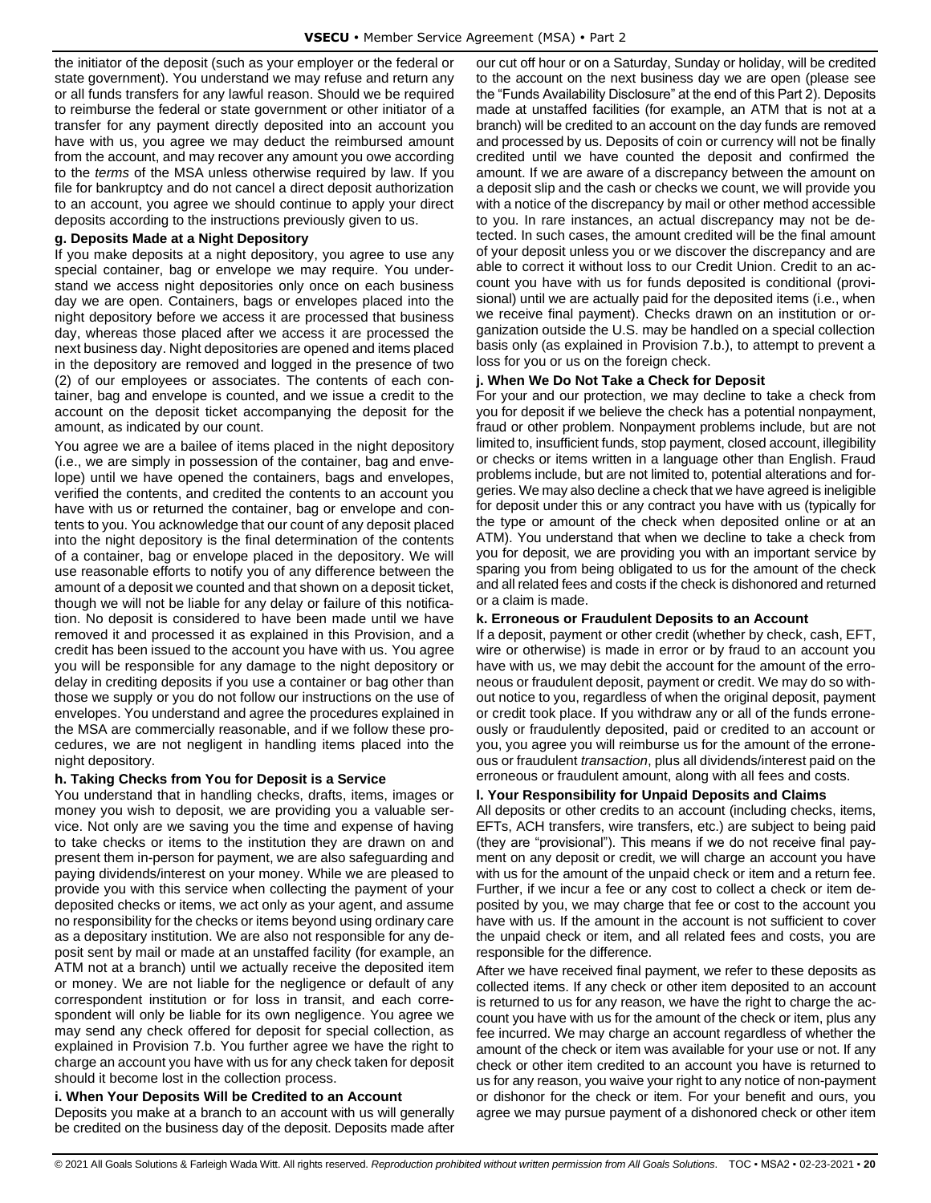the initiator of the deposit (such as your employer or the federal or state government). You understand we may refuse and return any or all funds transfers for any lawful reason. Should we be required to reimburse the federal or state government or other initiator of a transfer for any payment directly deposited into an account you have with us, you agree we may deduct the reimbursed amount from the account, and may recover any amount you owe according to the *terms* of the MSA unless otherwise required by law. If you file for bankruptcy and do not cancel a direct deposit authorization to an account, you agree we should continue to apply your direct deposits according to the instructions previously given to us.

#### g. Deposits Made at a Night Depository

If you make deposits at a night depository, you agree to use any special container, bag or envelope we may require. You understand we access night depositories only once on each business day we are open. Containers, bags or envelopes placed into the night depository before we access it are processed that business day, whereas those placed after we access it are processed the next business day. Night depositories are opened and items placed in the depository are removed and logged in the presence of two (2) of our employees or associates. The contents of each container, bag and envelope is counted, and we issue a credit to the account on the deposit ticket accompanying the deposit for the amount, as indicated by our count.

You agree we are a bailee of items placed in the night depository (i.e., we are simply in possession of the container, bag and envelope) until we have opened the containers, bags and envelopes, verified the contents, and credited the contents to an account you have with us or returned the container, bag or envelope and contents to you. You acknowledge that our count of any deposit placed into the night depository is the final determination of the contents of a container, bag or envelope placed in the depository. We will use reasonable efforts to notify you of any difference between the amount of a deposit we counted and that shown on a deposit ticket, though we will not be liable for any delay or failure of this notification. No deposit is considered to have been made until we have removed it and processed it as explained in this Provision, and a credit has been issued to the account you have with us. You agree you will be responsible for any damage to the night depository or delay in crediting deposits if you use a container or bag other than those we supply or you do not follow our instructions on the use of envelopes. You understand and agree the procedures explained in the MSA are commercially reasonable, and if we follow these procedures, we are not negligent in handling items placed into the night depository.

#### h. Taking Checks from You for Deposit is a Service

You understand that in handling checks, drafts, items, images or money you wish to deposit, we are providing you a valuable service. Not only are we saving you the time and expense of having to take checks or items to the institution they are drawn on and present them in-person for payment, we are also safeguarding and paying dividends/interest on your money. While we are pleased to provide you with this service when collecting the payment of your deposited checks or items, we act only as your agent, and assume no responsibility for the checks or items beyond using ordinary care as a depositary institution. We are also not responsible for any deposit sent by mail or made at an unstaffed facility (for example, an ATM not at a branch) until we actually receive the deposited item or money. We are not liable for the negligence or default of any correspondent institution or for loss in transit, and each correspondent will only be liable for its own negligence. You agree we may send any check offered for deposit for special collection, as explained in Provision 7.b. You further agree we have the right to charge an account you have with us for any check taken for deposit should it become lost in the collection process.

#### i. When Your Deposits Will be Credited to an Account

Deposits you make at a branch to an account with us will generally be credited on the business day of the deposit. Deposits made after our cut off hour or on a Saturday, Sunday or holiday, will be credited to the account on the next business day we are open (please see the "Funds Availability Disclosure" at the end of this Part 2). Deposits made at unstaffed facilities (for example, an ATM that is not at a branch) will be credited to an account on the day funds are removed and processed by us. Deposits of coin or currency will not be finally credited until we have counted the deposit and confirmed the amount. If we are aware of a discrepancy between the amount on a deposit slip and the cash or checks we count, we will provide you with a notice of the discrepancy by mail or other method accessible to you. In rare instances, an actual discrepancy may not be detected. In such cases, the amount credited will be the final amount of your deposit unless you or we discover the discrepancy and are able to correct it without loss to our Credit Union. Credit to an account you have with us for funds deposited is conditional (provisional) until we are actually paid for the deposited items (i.e., when we receive final payment). Checks drawn on an institution or organization outside the U.S. may be handled on a special collection basis only (as explained in Provision 7.b.), to attempt to prevent a loss for you or us on the foreign check.

#### j. When We Do Not Take a Check for Deposit

For your and our protection, we may decline to take a check from you for deposit if we believe the check has a potential nonpayment, fraud or other problem. Nonpayment problems include, but are not limited to, insufficient funds, stop payment, closed account, illegibility or checks or items written in a language other than English. Fraud problems include, but are not limited to, potential alterations and forgeries. We may also decline a check that we have agreed is ineligible for deposit under this or any contract you have with us (typically for the type or amount of the check when deposited online or at an ATM). You understand that when we decline to take a check from you for deposit, we are providing you with an important service by sparing you from being obligated to us for the amount of the check and all related fees and costs if the check is dishonored and returned or a claim is made.

#### k. Erroneous or Fraudulent Deposits to an Account

If a deposit, payment or other credit (whether by check, cash, EFT, wire or otherwise) is made in error or by fraud to an account you have with us, we may debit the account for the amount of the erroneous or fraudulent deposit, payment or credit. We may do so without notice to you, regardless of when the original deposit, payment or credit took place. If you withdraw any or all of the funds erroneously or fraudulently deposited, paid or credited to an account or you, you agree you will reimburse us for the amount of the erroneous or fraudulent *transaction*, plus all dividends/interest paid on the erroneous or fraudulent amount, along with all fees and costs.

#### l. Your Responsibility for Unpaid Deposits and Claims

All deposits or other credits to an account (including checks, items, EFTs, ACH transfers, wire transfers, etc.) are subject to being paid (they are "provisional"). This means if we do not receive final payment on any deposit or credit, we will charge an account you have with us for the amount of the unpaid check or item and a return fee. Further, if we incur a fee or any cost to collect a check or item deposited by you, we may charge that fee or cost to the account you have with us. If the amount in the account is not sufficient to cover the unpaid check or item, and all related fees and costs, you are responsible for the difference.

After we have received final payment, we refer to these deposits as collected items. If any check or other item deposited to an account is returned to us for any reason, we have the right to charge the account you have with us for the amount of the check or item, plus any fee incurred. We may charge an account regardless of whether the amount of the check or item was available for your use or not. If any check or other item credited to an account you have is returned to us for any reason, you waive your right to any notice of non-payment or dishonor for the check or item. For your benefit and ours, you agree we may pursue payment of a dishonored check or other item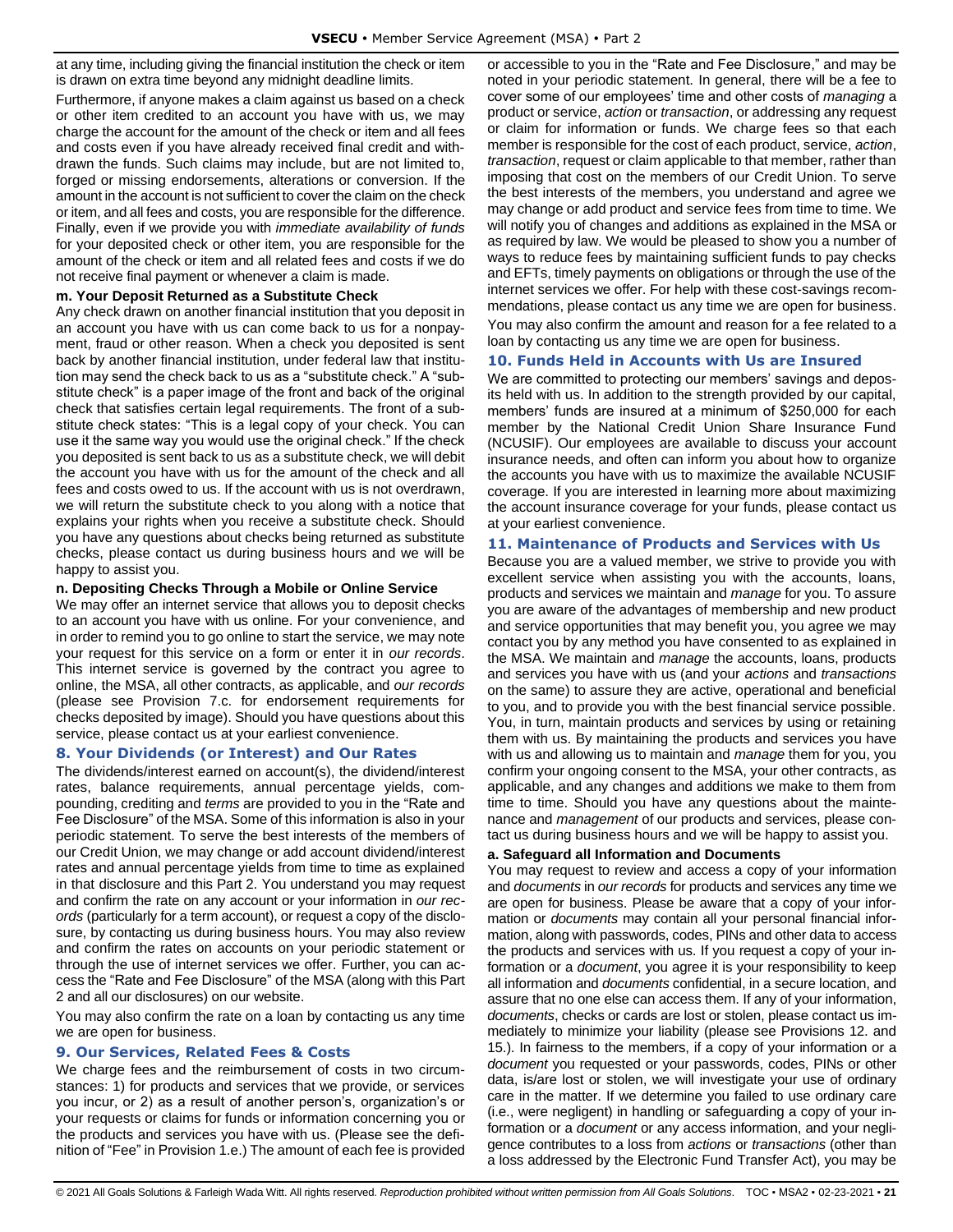at any time, including giving the financial institution the check or item is drawn on extra time beyond any midnight deadline limits.

Furthermore, if anyone makes a claim against us based on a check or other item credited to an account you have with us, we may charge the account for the amount of the check or item and all fees and costs even if you have already received final credit and withdrawn the funds. Such claims may include, but are not limited to, forged or missing endorsements, alterations or conversion. If the amount in the account is not sufficient to cover the claim on the check or item, and all fees and costs, you are responsible for the difference. Finally, even if we provide you with *immediate availability of funds* for your deposited check or other item, you are responsible for the amount of the check or item and all related fees and costs if we do not receive final payment or whenever a claim is made.

**m. Your Deposit Returned as a Substitute Check**

Any check drawn on another financial institution that you deposit in an account you have with us can come back to us for a nonpayment, fraud or other reason. When a check you deposited is sent back by another financial institution, under federal law that institution may send the check back to us as a "substitute check." A "substitute check" is a paper image of the front and back of the original check that satisfies certain legal requirements. The front of a substitute check states: "This is a legal copy of your check. You can use it the same way you would use the original check." If the check you deposited is sent back to us as a substitute check, we will debit the account you have with us for the amount of the check and all fees and costs owed to us. If the account with us is not overdrawn, we will return the substitute check to you along with a notice that explains your rights when you receive a substitute check. Should you have any questions about checks being returned as substitute checks, please contact us during business hours and we will be happy to assist you.

**n. Depositing Checks Through a Mobile or Online Service**

We may offer an internet service that allows you to deposit checks to an account you have with us online. For your convenience, and in order to remind you to go online to start the service, we may note your request for this service on a form or enter it in *our records*. This internet service is governed by the contract you agree to online, the MSA, all other contracts, as applicable, and *our records* (please see Provision 7.c. for endorsement requirements for checks deposited by image). Should you have questions about this service, please contact us at your earliest convenience.

## 8. Your Dividends (or Interest) and Our Rates

The dividends/interest earned on account(s), the dividend/interest rates, balance requirements, annual percentage yields, compounding, crediting and *terms* are provided to you in the "Rate and Fee Disclosure" of the MSA. Some of this information is also in your periodic statement. To serve the best interests of the members of our Credit Union, we may change or add account dividend/interest rates and annual percentage yields from time to time as explained in that disclosure and this Part 2. You understand you may request and confirm the rate on any account or your information in *our records* (particularly for a term account), or request a copy of the disclosure, by contacting us during business hours. You may also review and confirm the rates on accounts on your periodic statement or through the use of internet services we offer. Further, you can access the "Rate and Fee Disclosure" of the MSA (along with this Part 2 and all our disclosures) on our website.

You may also confirm the rate on a loan by contacting us any time we are open for business.

## 9. Our Services, Related Fees & Costs

We charge fees and the reimbursement of costs in two circumstances: 1) for products and services that we provide, or services you incur, or 2) as a result of another person's, organization's or your requests or claims for funds or information concerning you or the products and services you have with us. (Please see the definition of "Fee" in Provision 1.e.) The amount of each fee is provided or accessible to you in the "Rate and Fee Disclosure," and may be noted in your periodic statement. In general, there will be a fee to cover some of our employees' time and other costs of *managing* a product or service, *action* or *transaction*, or addressing any request or claim for information or funds. We charge fees so that each member is responsible for the cost of each product, service, *action*, *transaction*, request or claim applicable to that member, rather than imposing that cost on the members of our Credit Union. To serve the best interests of the members, you understand and agree we may change or add product and service fees from time to time. We will notify you of changes and additions as explained in the MSA or as required by law. We would be pleased to show you a number of ways to reduce fees by maintaining sufficient funds to pay checks and EFTs, timely payments on obligations or through the use of the internet services we offer. For help with these cost-savings recommendations, please contact us any time we are open for business.

You may also confirm the amount and reason for a fee related to a loan by contacting us any time we are open for business.

## 10. Funds Held in Accounts with Us are Insured

We are committed to protecting our members' savings and deposits held with us. In addition to the strength provided by our capital, members' funds are insured at a minimum of $250,000 for each member by the National Credit Union Share Insurance Fund (NCUSIF). Our employees are available to discuss your account insurance needs, and often can inform you about how to organize the accounts you have with us to maximize the available NCUSIF coverage. If you are interested in learning more about maximizing the account insurance coverage for your funds, please contact us at your earliest convenience.

## 11. Maintenance of Products and Services with Us

Because you are a valued member, we strive to provide you with excellent service when assisting you with the accounts, loans, products and services we maintain and *manage* for you. To assure you are aware of the advantages of membership and new product and service opportunities that may benefit you, you agree we may contact you by any method you have consented to as explained in the MSA. We maintain and *manage* the accounts, loans, products and services you have with us (and your *actions* and *transactions* on the same) to assure they are active, operational and beneficial to you, and to provide you with the best financial service possible. You, in turn, maintain products and services by using or retaining them with us. By maintaining the products and services you have with us and allowing us to maintain and *manage* them for you, you confirm your ongoing consent to the MSA, your other contracts, as applicable, and any changes and additions we make to them from time to time. Should you have any questions about the maintenance and *management* of our products and services, please contact us during business hours and we will be happy to assist you.

**a. Safeguard all Information and Documents**

You may request to review and access a copy of your information and *documents* in *our records* for products and services any time we are open for business. Please be aware that a copy of your information or *documents* may contain all your personal financial information, along with passwords, codes, PINs and other data to access the products and services with us. If you request a copy of your information or a *document*, you agree it is your responsibility to keep all information and *documents* confidential, in a secure location, and assure that no one else can access them. If any of your information, *documents*, checks or cards are lost or stolen, please contact us immediately to minimize your liability (please see Provisions 12. and 15.). In fairness to the members, if a copy of your information or a *document* you requested or your passwords, codes, PINs or other data, is/are lost or stolen, we will investigate your use of ordinary care in the matter. If we determine you failed to use ordinary care (i.e., were negligent) in handling or safeguarding a copy of your information or a *document* or any access information, and your negligence contributes to a loss from *actions* or *transactions* (other than a loss addressed by the Electronic Fund Transfer Act), you may be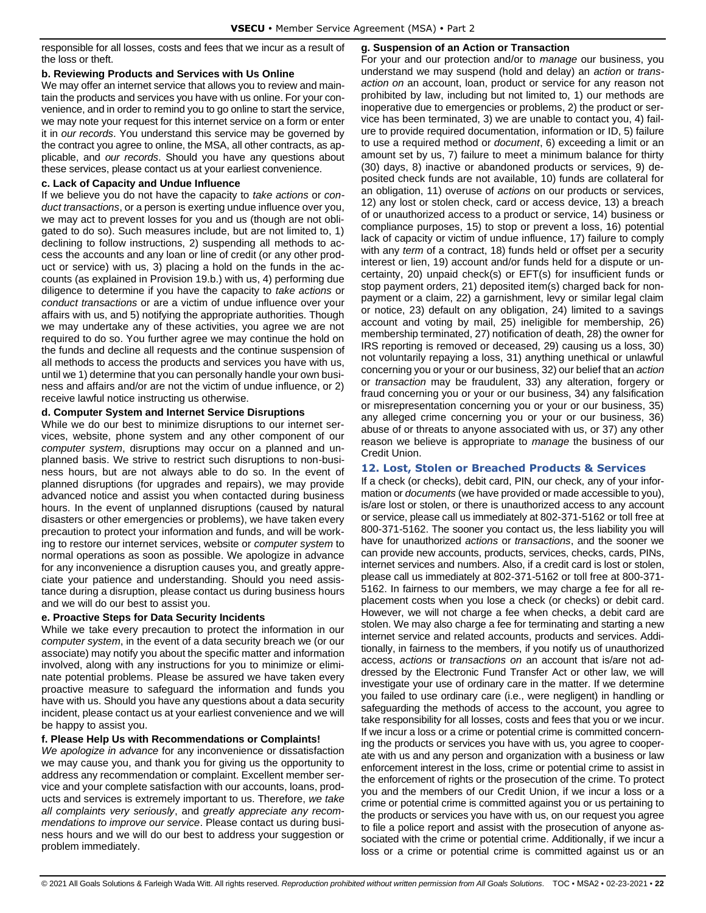responsible for all losses, costs and fees that we incur as a result of the loss or theft.

**b. Reviewing Products and Services with Us Online**

We may offer an internet service that allows you to review and maintain the products and services you have with us online. For your convenience, and in order to remind you to go online to start the service, we may note your request for this internet service on a form or enter it in *our records*. You understand this service may be governed by the contract you agree to online, the MSA, all other contracts, as applicable, and *our records*. Should you have any questions about these services, please contact us at your earliest convenience.

**c. Lack of Capacity and Undue Influence**

If we believe you do not have the capacity to *take actions* or *conduct transactions*, or a person is exerting undue influence over you, we may act to prevent losses for you and us (though are not obligated to do so). Such measures include, but are not limited to, 1) declining to follow instructions, 2) suspending all methods to access the accounts and any loan or line of credit (or any other product or service) with us, 3) placing a hold on the funds in the accounts (as explained in Provision 19.b.) with us, 4) performing due diligence to determine if you have the capacity to *take actions* or *conduct transactions* or are a victim of undue influence over your affairs with us, and 5) notifying the appropriate authorities. Though we may undertake any of these activities, you agree we are not required to do so. You further agree we may continue the hold on the funds and decline all requests and the continue suspension of all methods to access the products and services you have with us, until we 1) determine that you can personally handle your own business and affairs and/or are not the victim of undue influence, or 2) receive lawful notice instructing us otherwise.

**d. Computer System and Internet Service Disruptions**

While we do our best to minimize disruptions to our internet services, website, phone system and any other component of our *computer system*, disruptions may occur on a planned and unplanned basis. We strive to restrict such disruptions to non-business hours, but are not always able to do so. In the event of planned disruptions (for upgrades and repairs), we may provide advanced notice and assist you when contacted during business hours. In the event of unplanned disruptions (caused by natural disasters or other emergencies or problems), we have taken every precaution to protect your information and funds, and will be working to restore our internet services, website or *computer system* to normal operations as soon as possible. We apologize in advance for any inconvenience a disruption causes you, and greatly appreciate your patience and understanding. Should you need assistance during a disruption, please contact us during business hours and we will do our best to assist you.

**e. Proactive Steps for Data Security Incidents**

While we take every precaution to protect the information in our *computer system*, in the event of a data security breach we (or our associate) may notify you about the specific matter and information involved, along with any instructions for you to minimize or eliminate potential problems. Please be assured we have taken every proactive measure to safeguard the information and funds you have with us. Should you have any questions about a data security incident, please contact us at your earliest convenience and we will be happy to assist you.

**f. Please Help Us with Recommendations or Complaints!**

*We apologize in advance* for any inconvenience or dissatisfaction we may cause you, and thank you for giving us the opportunity to address any recommendation or complaint. Excellent member service and your complete satisfaction with our accounts, loans, products and services is extremely important to us. Therefore, *we take all complaints very seriously*, and *greatly appreciate any recommendations to improve our service*. Please contact us during business hours and we will do our best to address your suggestion or problem immediately.

**g. Suspension of an Action or Transaction**

For your and our protection and/or to *manage* our business, you understand we may suspend (hold and delay) an *action* or *transaction on* an account, loan, product or service for any reason not prohibited by law, including but not limited to, 1) our methods are inoperative due to emergencies or problems, 2) the product or service has been terminated, 3) we are unable to contact you, 4) failure to provide required documentation, information or ID, 5) failure to use a required method or *document*, 6) exceeding a limit or an amount set by us, 7) failure to meet a minimum balance for thirty (30) days, 8) inactive or abandoned products or services, 9) deposited check funds are not available, 10) funds are collateral for an obligation, 11) overuse of *actions* on our products or services, 12) any lost or stolen check, card or access device, 13) a breach of or unauthorized access to a product or service, 14) business or compliance purposes, 15) to stop or prevent a loss, 16) potential lack of capacity or victim of undue influence, 17) failure to comply with any *term* of a contract, 18) funds held or offset per a security interest or lien, 19) account and/or funds held for a dispute or uncertainty, 20) unpaid check(s) or EFT(s) for insufficient funds or stop payment orders, 21) deposited item(s) charged back for nonpayment or a claim, 22) a garnishment, levy or similar legal claim or notice, 23) default on any obligation, 24) limited to a savings account and voting by mail, 25) ineligible for membership, 26) membership terminated, 27) notification of death, 28) the owner for IRS reporting is removed or deceased, 29) causing us a loss, 30) not voluntarily repaying a loss, 31) anything unethical or unlawful concerning you or your or our business, 32) our belief that an *action* or *transaction* may be fraudulent, 33) any alteration, forgery or fraud concerning you or your or our business, 34) any falsification or misrepresentation concerning you or your or our business, 35) any alleged crime concerning you or your or our business, 36) abuse of or threats to anyone associated with us, or 37) any other reason we believe is appropriate to *manage* the business of our Credit Union.

## 12. Lost, Stolen or Breached Products & Services

If a check (or checks), debit card, PIN, our check, any of your information or *documents* (we have provided or made accessible to you), is/are lost or stolen, or there is unauthorized access to any account or service, please call us immediately at 802-371-5162 or toll free at 800-371-5162. The sooner you contact us, the less liability you will have for unauthorized *actions* or *transactions*, and the sooner we can provide new accounts, products, services, checks, cards, PINs, internet services and numbers. Also, if a credit card is lost or stolen, please call us immediately at 802-371-5162 or toll free at 800-371-5162. In fairness to our members, we may charge a fee for all replacement costs when you lose a check (or checks) or debit card. However, we will not charge a fee when checks, a debit card are stolen. We may also charge a fee for terminating and starting a new internet service and related accounts, products and services. Additionally, in fairness to the members, if you notify us of unauthorized access, *actions* or *transactions on* an account that is/are not addressed by the Electronic Fund Transfer Act or other law, we will investigate your use of ordinary care in the matter. If we determine you failed to use ordinary care (i.e., were negligent) in handling or safeguarding the methods of access to the account, you agree to take responsibility for all losses, costs and fees that you or we incur. If we incur a loss or a crime or potential crime is committed concerning the products or services you have with us, you agree to cooperate with us and any person and organization with a business or law enforcement interest in the loss, crime or potential crime to assist in the enforcement of rights or the prosecution of the crime. To protect you and the members of our Credit Union, if we incur a loss or a crime or potential crime is committed against you or us pertaining to the products or services you have with us, on our request you agree to file a police report and assist with the prosecution of anyone associated with the crime or potential crime. Additionally, if we incur a loss or a crime or potential crime is committed against us or an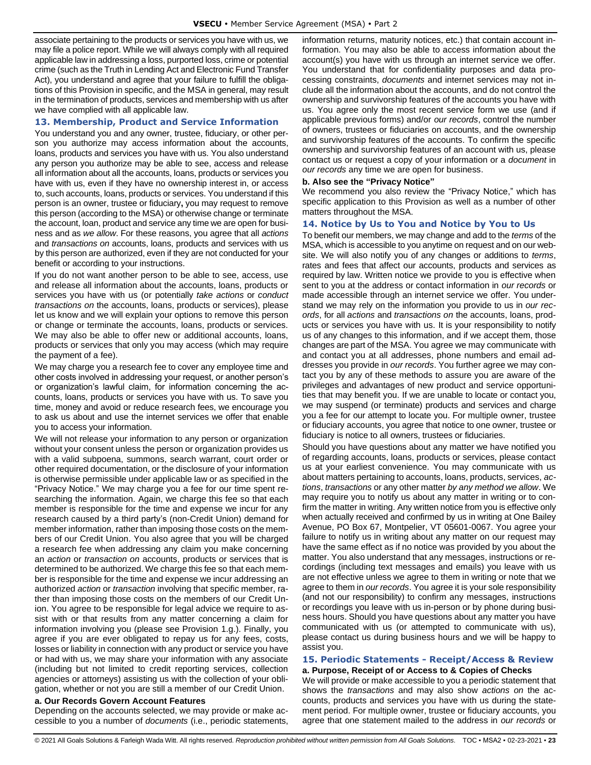associate pertaining to the products or services you have with us, we may file a police report. While we will always comply with all required applicable law in addressing a loss, purported loss, crime or potential crime (such as the Truth in Lending Act and Electronic Fund Transfer Act), you understand and agree that your failure to fulfill the obligations of this Provision in specific, and the MSA in general, may result in the termination of products, services and membership with us after we have complied with all applicable law.

## 13. Membership, Product and Service Information

You understand you and any owner, trustee, fiduciary, or other person you authorize may access information about the accounts, loans, products and services you have with us. You also understand any person you authorize may be able to see, access and release all information about all the accounts, loans, products or services you have with us, even if they have no ownership interest in, or access to, such accounts, loans, products or services. You understand if this person is an owner, trustee or fiduciary**,** you may request to remove this person (according to the MSA) or otherwise change or terminate the account, loan, product and service any time we are open for business and as *we allow*. For these reasons, you agree that all *actions* and *transactions on* accounts, loans, products and services with us by this person are authorized, even if they are not conducted for your benefit or according to your instructions.

If you do not want another person to be able to see, access, use and release all information about the accounts, loans, products or services you have with us (or potentially *take actions* or *conduct transactions on* the accounts, loans, products or services), please let us know and we will explain your options to remove this person or change or terminate the accounts, loans, products or services. We may also be able to offer new or additional accounts, loans, products or services that only you may access (which may require the payment of a fee).

We may charge you a research fee to cover any employee time and other costs involved in addressing your request, or another person's or organization's lawful claim, for information concerning the accounts, loans, products or services you have with us. To save you time, money and avoid or reduce research fees, we encourage you to ask us about and use the internet services we offer that enable you to access your information.

We will not release your information to any person or organization without your consent unless the person or organization provides us with a valid subpoena, summons, search warrant, court order or other required documentation, or the disclosure of your information is otherwise permissible under applicable law or as specified in the "Privacy Notice." We may charge you a fee for our time spent researching the information. Again, we charge this fee so that each member is responsible for the time and expense we incur for any research caused by a third party's (non-Credit Union) demand for member information, rather than imposing those costs on the members of our Credit Union. You also agree that you will be charged a research fee when addressing any claim you make concerning an *action* or *transaction on* accounts, products or services that is determined to be authorized. We charge this fee so that each member is responsible for the time and expense we incur addressing an authorized *action* or *transaction* involving that specific member, rather than imposing those costs on the members of our Credit Union. You agree to be responsible for legal advice we require to assist with or that results from any matter concerning a claim for information involving you (please see Provision 1.g.). Finally, you agree if you are ever obligated to repay us for any fees, costs, losses or liability in connection with any product or service you have or had with us, we may share your information with any associate (including but not limited to credit reporting services, collection agencies or attorneys) assisting us with the collection of your obligation, whether or not you are still a member of our Credit Union.

### a. Our Records Govern Account Features

Depending on the accounts selected, we may provide or make accessible to you a number of *documents* (i.e., periodic statements, information returns, maturity notices, etc.) that contain account information. You may also be able to access information about the account(s) you have with us through an internet service we offer. You understand that for confidentiality purposes and data processing constraints, *documents* and internet services may not include all the information about the accounts, and do not control the ownership and survivorship features of the accounts you have with us. You agree only the most recent service form we use (and if applicable previous forms) and/or *our records*, control the number of owners, trustees or fiduciaries on accounts, and the ownership and survivorship features of the accounts. To confirm the specific ownership and survivorship features of an account with us, please contact us or request a copy of your information or a *document* in *our records* any time we are open for business.

### b. Also see the "Privacy Notice"

We recommend you also review the "Privacy Notice," which has specific application to this Provision as well as a number of other matters throughout the MSA.

## 14. Notice by Us to You and Notice by You to Us

To benefit our members, we may change and add to the *terms* of the MSA, which is accessible to you anytime on request and on our website. We will also notify you of any changes or additions to *terms*, rates and fees that affect our accounts, products and services as required by law. Written notice we provide to you is effective when sent to you at the address or contact information in *our records* or made accessible through an internet service we offer. You understand we may rely on the information you provide to us in *our records*, for all *actions* and *transactions on* the accounts, loans, products or services you have with us. It is your responsibility to notify us of any changes to this information, and if we accept them, those changes are part of the MSA. You agree we may communicate with and contact you at all addresses, phone numbers and email addresses you provide in *our records*. You further agree we may contact you by any of these methods to assure you are aware of the privileges and advantages of new product and service opportunities that may benefit you. If we are unable to locate or contact you, we may suspend (or terminate) products and services and charge you a fee for our attempt to locate you. For multiple owner, trustee or fiduciary accounts, you agree that notice to one owner, trustee or fiduciary is notice to all owners, trustees or fiduciaries.

Should you have questions about any matter we have notified you of regarding accounts, loans, products or services, please contact us at your earliest convenience. You may communicate with us about matters pertaining to accounts, loans, products, services, *actions*, *transactions* or any other matter *by any method we allow*. We may require you to notify us about any matter in writing or to confirm the matter in writing. Any written notice from you is effective only when actually received and confirmed by us in writing at One Bailey Avenue, PO Box 67, Montpelier, VT 05601-0067. You agree your failure to notify us in writing about any matter on our request may have the same effect as if no notice was provided by you about the matter. You also understand that any messages, instructions or recordings (including text messages and emails) you leave with us are not effective unless we agree to them in writing or note that we agree to them in *our records*. You agree it is your sole responsibility (and not our responsibility) to confirm any messages, instructions or recordings you leave with us in-person or by phone during business hours. Should you have questions about any matter you have communicated with us (or attempted to communicate with us), please contact us during business hours and we will be happy to assist you.

## 15. Periodic Statements - Receipt/Access & Review

### a. Purpose, Receipt of or Access to & Copies of Checks

We will provide or make accessible to you a periodic statement that shows the *transactions* and may also show *actions on* the accounts, products and services you have with us during the statement period. For multiple owner, trustee or fiduciary accounts, you agree that one statement mailed to the address in *our records* or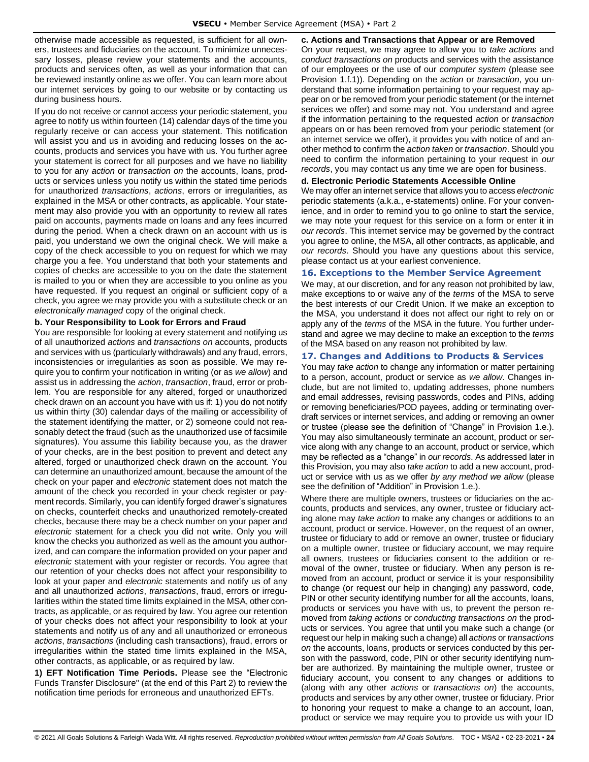otherwise made accessible as requested, is sufficient for all owners, trustees and fiduciaries on the account. To minimize unnecessary losses, please review your statements and the accounts, products and services often, as well as your information that can be reviewed instantly online as we offer. You can learn more about our internet services by going to our website or by contacting us during business hours.

If you do not receive or cannot access your periodic statement, you agree to notify us within fourteen (14) calendar days of the time you regularly receive or can access your statement. This notification will assist you and us in avoiding and reducing losses on the accounts, products and services you have with us. You further agree your statement is correct for all purposes and we have no liability to you for any *action* or *transaction on* the accounts, loans, products or services unless you notify us within the stated time periods for unauthorized *transactions*, *actions*, errors or irregularities, as explained in the MSA or other contracts, as applicable. Your statement may also provide you with an opportunity to review all rates paid on accounts, payments made on loans and any fees incurred during the period. When a check drawn on an account with us is paid, you understand we own the original check. We will make a copy of the check accessible to you on request for which we may charge you a fee. You understand that both your statements and copies of checks are accessible to you on the date the statement is mailed to you or when they are accessible to you online as you have requested. If you request an original or sufficient copy of a check, you agree we may provide you with a substitute check or an *electronically managed* copy of the original check.

**b. Your Responsibility to Look for Errors and Fraud**

You are responsible for looking at every statement and notifying us of all unauthorized *actions* and *transactions on* accounts, products and services with us (particularly withdrawals) and any fraud, errors, inconsistencies or irregularities as soon as possible. We may require you to confirm your notification in writing (or as *we allow*) and assist us in addressing the *action*, *transaction*, fraud, error or problem. You are responsible for any altered, forged or unauthorized check drawn on an account you have with us if: 1) you do not notify us within thirty (30) calendar days of the mailing or accessibility of the statement identifying the matter, or 2) someone could not reasonably detect the fraud (such as the unauthorized use of facsimile signatures). You assume this liability because you, as the drawer of your checks, are in the best position to prevent and detect any altered, forged or unauthorized check drawn on the account. You can determine an unauthorized amount, because the amount of the check on your paper and *electronic* statement does not match the amount of the check you recorded in your check register or payment records. Similarly, you can identify forged drawer's signatures on checks, counterfeit checks and unauthorized remotely-created checks, because there may be a check number on your paper and *electronic* statement for a check you did not write. Only you will know the checks you authorized as well as the amount you authorized, and can compare the information provided on your paper and *electronic* statement with your register or records. You agree that our retention of your checks does not affect your responsibility to look at your paper and *electronic* statements and notify us of any and all unauthorized *actions*, *transactions*, fraud, errors or irregularities within the stated time limits explained in the MSA, other contracts, as applicable, or as required by law. You agree our retention of your checks does not affect your responsibility to look at your statements and notify us of any and all unauthorized or erroneous *actions*, *transactions* (including cash transactions), fraud, errors or irregularities within the stated time limits explained in the MSA, other contracts, as applicable, or as required by law.

**1) EFT Notification Time Periods.** Please see the "Electronic Funds Transfer Disclosure" (at the end of this Part 2) to review the notification time periods for erroneous and unauthorized EFTs.

**c. Actions and Transactions that Appear or are Removed**

On your request, we may agree to allow you to *take actions* and *conduct transactions on* products and services with the assistance of our employees or the use of our *computer system* (please see Provision 1.f.1)). Depending on the *action* or *transaction*, you understand that some information pertaining to your request may appear on or be removed from your periodic statement (or the internet services we offer) and some may not. You understand and agree if the information pertaining to the requested *action* or *transaction* appears on or has been removed from your periodic statement (or an internet service we offer), it provides you with notice of and another method to confirm the *action taken* or *transaction*. Should you need to confirm the information pertaining to your request in *our records*, you may contact us any time we are open for business.

**d. Electronic Periodic Statements Accessible Online**

We may offer an internet service that allows you to access *electronic* periodic statements (a.k.a., e-statements) online. For your convenience, and in order to remind you to go online to start the service, we may note your request for this service on a form or enter it in *our records*. This internet service may be governed by the contract you agree to online, the MSA, all other contracts, as applicable, and *our records*. Should you have any questions about this service, please contact us at your earliest convenience.

## 16. Exceptions to the Member Service Agreement

We may, at our discretion, and for any reason not prohibited by law, make exceptions to or waive any of the *terms* of the MSA to serve the best interests of our Credit Union. If we make an exception to the MSA, you understand it does not affect our right to rely on or apply any of the *terms* of the MSA in the future. You further understand and agree we may decline to make an exception to the *terms* of the MSA based on any reason not prohibited by law.

## 17. Changes and Additions to Products & Services

You may *take action* to change any information or matter pertaining to a person, account, product or service as *we allow*. Changes include, but are not limited to, updating addresses, phone numbers and email addresses, revising passwords, codes and PINs, adding or removing beneficiaries/POD payees, adding or terminating overdraft services or internet services, and adding or removing an owner or trustee (please see the definition of "Change" in Provision 1.e.). You may also simultaneously terminate an account, product or service along with any change to an account, product or service, which may be reflected as a "change" in *our records*. As addressed later in this Provision, you may also *take action* to add a new account, product or service with us as we offer *by any method we allow* (please see the definition of "Addition" in Provision 1.e.).

Where there are multiple owners, trustees or fiduciaries on the accounts, products and services, any owner, trustee or fiduciary acting alone may *take action* to make any changes or additions to an account, product or service. However, on the request of an owner, trustee or fiduciary to add or remove an owner, trustee or fiduciary on a multiple owner, trustee or fiduciary account, we may require all owners, trustees or fiduciaries consent to the addition or removal of the owner, trustee or fiduciary. When any person is removed from an account, product or service it is your responsibility to change (or request our help in changing) any password, code, PIN or other security identifying number for all the accounts, loans, products or services you have with us, to prevent the person removed from *taking actions* or *conducting transactions on* the products or services. You agree that until you make such a change (or request our help in making such a change) all *actions* or *transactions on* the accounts, loans, products or services conducted by this person with the password, code, PIN or other security identifying number are authorized. By maintaining the multiple owner, trustee or fiduciary account, you consent to any changes or additions to (along with any other *actions* or *transactions on*) the accounts, products and services by any other owner, trustee or fiduciary. Prior to honoring your request to make a change to an account, loan, product or service we may require you to provide us with your ID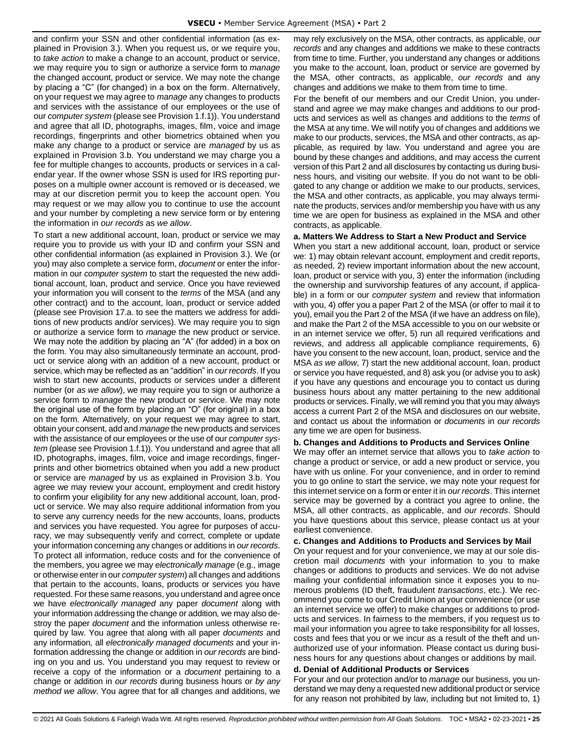and confirm your SSN and other confidential information (as explained in Provision 3.). When you request us, or we require you, to *take action* to make a change to an account, product or service, we may require you to sign or authorize a service form to *manage* the changed account, product or service. We may note the change by placing a "C" (for changed) in a box on the form. Alternatively, on your request we may agree to *manage* any changes to products and services with the assistance of our employees or the use of our *computer system* (please see Provision 1.f.1)). You understand and agree that all ID, photographs, images, film, voice and image recordings, fingerprints and other biometrics obtained when you make any change to a product or service are *managed* by us as explained in Provision 3.b. You understand we may charge you a fee for multiple changes to accounts, products or services in a calendar year. If the owner whose SSN is used for IRS reporting purposes on a multiple owner account is removed or is deceased, we may at our discretion permit you to keep the account open. You may request or we may allow you to continue to use the account and your number by completing a new service form or by entering the information in *our records* as *we allow*.

To start a new additional account, loan, product or service we may require you to provide us with your ID and confirm your SSN and other confidential information (as explained in Provision 3.). We (or you) may also complete a service form, *document* or enter the information in our *computer system* to start the requested the new additional account, loan, product and service. Once you have reviewed your information you will consent to the *terms* of the MSA (and any other contract) and to the account, loan, product or service added (please see Provision 17.a. to see the matters we address for additions of new products and/or services). We may require you to sign or authorize a service form to *manage* the new product or service. We may note the addition by placing an "A" (for added) in a box on the form. You may also simultaneously terminate an account, product or service along with an addition of a new account, product or service, which may be reflected as an "addition" in *our records*. If you wish to start new accounts, products or services under a different number (or *as we allow*), we may require you to sign or authorize a service form to *manage* the new product or service. We may note the original use of the form by placing an "O" (for original) in a box on the form. Alternatively, on your request we may agree to start, obtain your consent, add and *manage* the new products and services with the assistance of our employees or the use of our *computer system* (please see Provision 1.f.1)). You understand and agree that all ID, photographs, images, film, voice and image recordings, fingerprints and other biometrics obtained when you add a new product or service are *managed* by us as explained in Provision 3.b. You agree we may review your account, employment and credit history to confirm your eligibility for any new additional account, loan, product or service. We may also require additional information from you to serve any currency needs for the new accounts, loans, products and services you have requested. You agree for purposes of accuracy, we may subsequently verify and correct, complete or update your information concerning any changes or additions in *our records*. To protect all information, reduce costs and for the convenience of the members, you agree we may *electronically manage* (e.g., image or otherwise enter in our *computer system*) all changes and additions that pertain to the accounts, loans, products or services you have requested. For these same reasons, you understand and agree once we have *electronically managed* any paper *document* along with your information addressing the change or addition, we may also destroy the paper *document* and the information unless otherwise required by law. You agree that along with all paper *documents* and any information, all *electronically managed documents* and your information addressing the change or addition in *our records* are binding on you and us. You understand you may request to review or receive a copy of the information or a *document* pertaining to a change or addition in *our records* during business hours or *by any method we allow*. You agree that for all changes and additions, we may rely exclusively on the MSA, other contracts, as applicable, *our records* and any changes and additions we make to these contracts from time to time. Further, you understand any changes or additions you make to the account, loan, product or service are governed by the MSA, other contracts, as applicable, *our records* and any changes and additions we make to them from time to time.

For the benefit of our members and our Credit Union, you understand and agree we may make changes and additions to our products and services as well as changes and additions to the *terms* of the MSA at any time. We will notify you of changes and additions we make to our products, services, the MSA and other contracts, as applicable, as required by law. You understand and agree you are bound by these changes and additions, and may access the current version of this Part 2 and all disclosures by contacting us during business hours, and visiting our website. If you do not want to be obligated to any change or addition we make to our products, services, the MSA and other contracts, as applicable, you may always terminate the products, services and/or membership you have with us any time we are open for business as explained in the MSA and other contracts, as applicable.

**a. Matters We Address to Start a New Product and Service**

When you start a new additional account, loan, product or service we: 1) may obtain relevant account, employment and credit reports, as needed, 2) review important information about the new account, loan, product or service with you, 3) enter the information (including the ownership and survivorship features of any account, if applicable) in a form or our *computer system* and review that information with you, 4) offer you a paper Part 2 of the MSA (or offer to mail it to you), email you the Part 2 of the MSA (if we have an address on file), and make the Part 2 of the MSA accessible to you on our website or in an internet service we offer, 5) run all required verifications and reviews, and address all applicable compliance requirements, 6) have you consent to the new account, loan, product, service and the MSA *as we allow*, 7) start the new additional account, loan, product or service you have requested, and 8) ask you (or advise you to ask) if you have any questions and encourage you to contact us during business hours about any matter pertaining to the new additional products or services. Finally, we will remind you that you may always access a current Part 2 of the MSA and disclosures on our website, and contact us about the information or *documents* in *our records* any time we are open for business.

**b. Changes and Additions to Products and Services Online**

We may offer an internet service that allows you to *take action* to change a product or service, or add a new product or service, you have with us online. For your convenience, and in order to remind you to go online to start the service, we may note your request for this internet service on a form or enter it in *our records*. This internet service may be governed by a contract you agree to online, the MSA, all other contracts, as applicable, and *our records*. Should you have questions about this service, please contact us at your earliest convenience.

**c. Changes and Additions to Products and Services by Mail**

On your request and for your convenience, we may at our sole discretion mail *documents* with your information to you to make changes or additions to products and services. We do not advise mailing your confidential information since it exposes you to numerous problems (ID theft, fraudulent *transactions*, etc.). We recommend you come to our Credit Union at your convenience (or use an internet service we offer) to make changes or additions to products and services. In fairness to the members, if you request us to mail your information you agree to take responsibility for all losses, costs and fees that you or we incur as a result of the theft and unauthorized use of your information. Please contact us during business hours for any questions about changes or additions by mail.

**d. Denial of Additional Products or Services**

For your and our protection and/or to *manage* our business, you understand we may deny a requested new additional product or service for any reason not prohibited by law, including but not limited to, 1)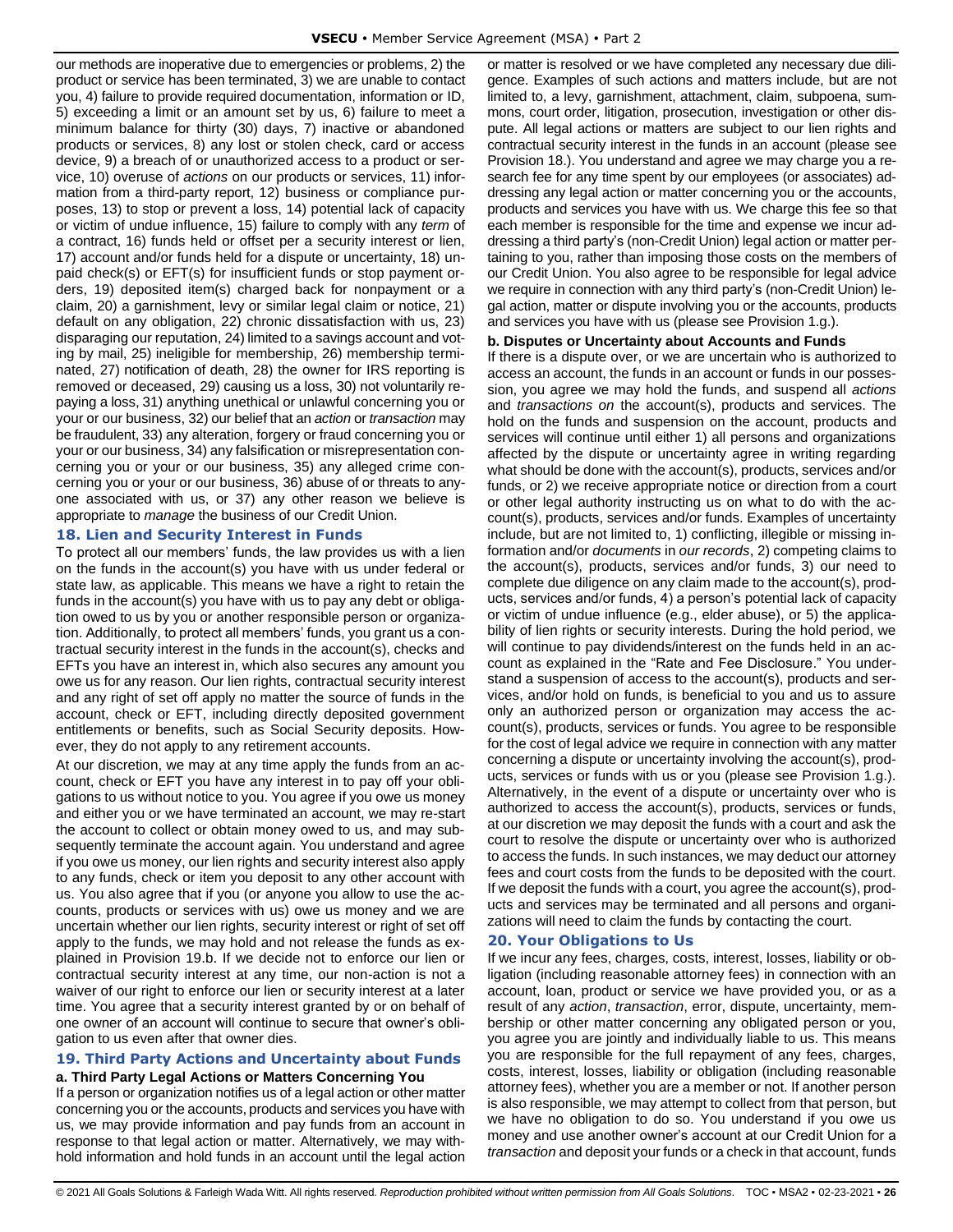our methods are inoperative due to emergencies or problems, 2) the product or service has been terminated, 3) we are unable to contact you, 4) failure to provide required documentation, information or ID, 5) exceeding a limit or an amount set by us, 6) failure to meet a minimum balance for thirty (30) days, 7) inactive or abandoned products or services, 8) any lost or stolen check, card or access device, 9) a breach of or unauthorized access to a product or service, 10) overuse of *actions* on our products or services, 11) information from a third-party report, 12) business or compliance purposes, 13) to stop or prevent a loss, 14) potential lack of capacity or victim of undue influence, 15) failure to comply with any *term* of a contract, 16) funds held or offset per a security interest or lien, 17) account and/or funds held for a dispute or uncertainty, 18) unpaid check(s) or EFT(s) for insufficient funds or stop payment orders, 19) deposited item(s) charged back for nonpayment or a claim, 20) a garnishment, levy or similar legal claim or notice, 21) default on any obligation, 22) chronic dissatisfaction with us, 23) disparaging our reputation, 24) limited to a savings account and voting by mail, 25) ineligible for membership, 26) membership terminated, 27) notification of death, 28) the owner for IRS reporting is removed or deceased, 29) causing us a loss, 30) not voluntarily repaying a loss, 31) anything unethical or unlawful concerning you or your or our business, 32) our belief that an *action* or *transaction* may be fraudulent, 33) any alteration, forgery or fraud concerning you or your or our business, 34) any falsification or misrepresentation concerning you or your or our business, 35) any alleged crime concerning you or your or our business, 36) abuse of or threats to anyone associated with us, or 37) any other reason we believe is appropriate to *manage* the business of our Credit Union.

## 18. Lien and Security Interest in Funds

To protect all our members' funds, the law provides us with a lien on the funds in the account(s) you have with us under federal or state law, as applicable. This means we have a right to retain the funds in the account(s) you have with us to pay any debt or obligation owed to us by you or another responsible person or organization. Additionally, to protect all members' funds, you grant us a contractual security interest in the funds in the account(s), checks and EFTs you have an interest in, which also secures any amount you owe us for any reason. Our lien rights, contractual security interest and any right of set off apply no matter the source of funds in the account, check or EFT, including directly deposited government entitlements or benefits, such as Social Security deposits. However, they do not apply to any retirement accounts.

At our discretion, we may at any time apply the funds from an account, check or EFT you have any interest in to pay off your obligations to us without notice to you. You agree if you owe us money and either you or we have terminated an account, we may re-start the account to collect or obtain money owed to us, and may subsequently terminate the account again. You understand and agree if you owe us money, our lien rights and security interest also apply to any funds, check or item you deposit to any other account with us. You also agree that if you (or anyone you allow to use the accounts, products or services with us) owe us money and we are uncertain whether our lien rights, security interest or right of set off apply to the funds, we may hold and not release the funds as explained in Provision 19.b. If we decide not to enforce our lien or contractual security interest at any time, our non-action is not a waiver of our right to enforce our lien or security interest at a later time. You agree that a security interest granted by or on behalf of one owner of an account will continue to secure that owner's obligation to us even after that owner dies.

## 19. Third Party Actions and Uncertainty about Funds

### a. Third Party Legal Actions or Matters Concerning You

If a person or organization notifies us of a legal action or other matter concerning you or the accounts, products and services you have with us, we may provide information and pay funds from an account in response to that legal action or matter. Alternatively, we may withhold information and hold funds in an account until the legal action or matter is resolved or we have completed any necessary due diligence. Examples of such actions and matters include, but are not limited to, a levy, garnishment, attachment, claim, subpoena, summons, court order, litigation, prosecution, investigation or other dispute. All legal actions or matters are subject to our lien rights and contractual security interest in the funds in an account (please see Provision 18.). You understand and agree we may charge you a research fee for any time spent by our employees (or associates) addressing any legal action or matter concerning you or the accounts, products and services you have with us. We charge this fee so that each member is responsible for the time and expense we incur addressing a third party's (non-Credit Union) legal action or matter pertaining to you, rather than imposing those costs on the members of our Credit Union. You also agree to be responsible for legal advice we require in connection with any third party's (non-Credit Union) legal action, matter or dispute involving you or the accounts, products and services you have with us (please see Provision 1.g.).

### b. Disputes or Uncertainty about Accounts and Funds

If there is a dispute over, or we are uncertain who is authorized to access an account, the funds in an account or funds in our possession, you agree we may hold the funds, and suspend all *actions* and *transactions on* the account(s), products and services. The hold on the funds and suspension on the account, products and services will continue until either 1) all persons and organizations affected by the dispute or uncertainty agree in writing regarding what should be done with the account(s), products, services and/or funds, or 2) we receive appropriate notice or direction from a court or other legal authority instructing us on what to do with the account(s), products, services and/or funds. Examples of uncertainty include, but are not limited to, 1) conflicting, illegible or missing information and/or *documents* in *our records*, 2) competing claims to the account(s), products, services and/or funds, 3) our need to complete due diligence on any claim made to the account(s), products, services and/or funds, 4) a person's potential lack of capacity or victim of undue influence (e.g., elder abuse), or 5) the applicability of lien rights or security interests. During the hold period, we will continue to pay dividends/interest on the funds held in an account as explained in the "Rate and Fee Disclosure." You understand a suspension of access to the account(s), products and services, and/or hold on funds, is beneficial to you and us to assure only an authorized person or organization may access the account(s), products, services or funds. You agree to be responsible for the cost of legal advice we require in connection with any matter concerning a dispute or uncertainty involving the account(s), products, services or funds with us or you (please see Provision 1.g.). Alternatively, in the event of a dispute or uncertainty over who is authorized to access the account(s), products, services or funds, at our discretion we may deposit the funds with a court and ask the court to resolve the dispute or uncertainty over who is authorized to access the funds. In such instances, we may deduct our attorney fees and court costs from the funds to be deposited with the court. If we deposit the funds with a court, you agree the account(s), products and services may be terminated and all persons and organizations will need to claim the funds by contacting the court.

## 20. Your Obligations to Us

If we incur any fees, charges, costs, interest, losses, liability or obligation (including reasonable attorney fees) in connection with an account, loan, product or service we have provided you, or as a result of any *action*, *transaction*, error, dispute, uncertainty, membership or other matter concerning any obligated person or you, you agree you are jointly and individually liable to us. This means you are responsible for the full repayment of any fees, charges, costs, interest, losses, liability or obligation (including reasonable attorney fees), whether you are a member or not. If another person is also responsible, we may attempt to collect from that person, but we have no obligation to do so. You understand if you owe us money and use another owner's account at our Credit Union for a *transaction* and deposit your funds or a check in that account, funds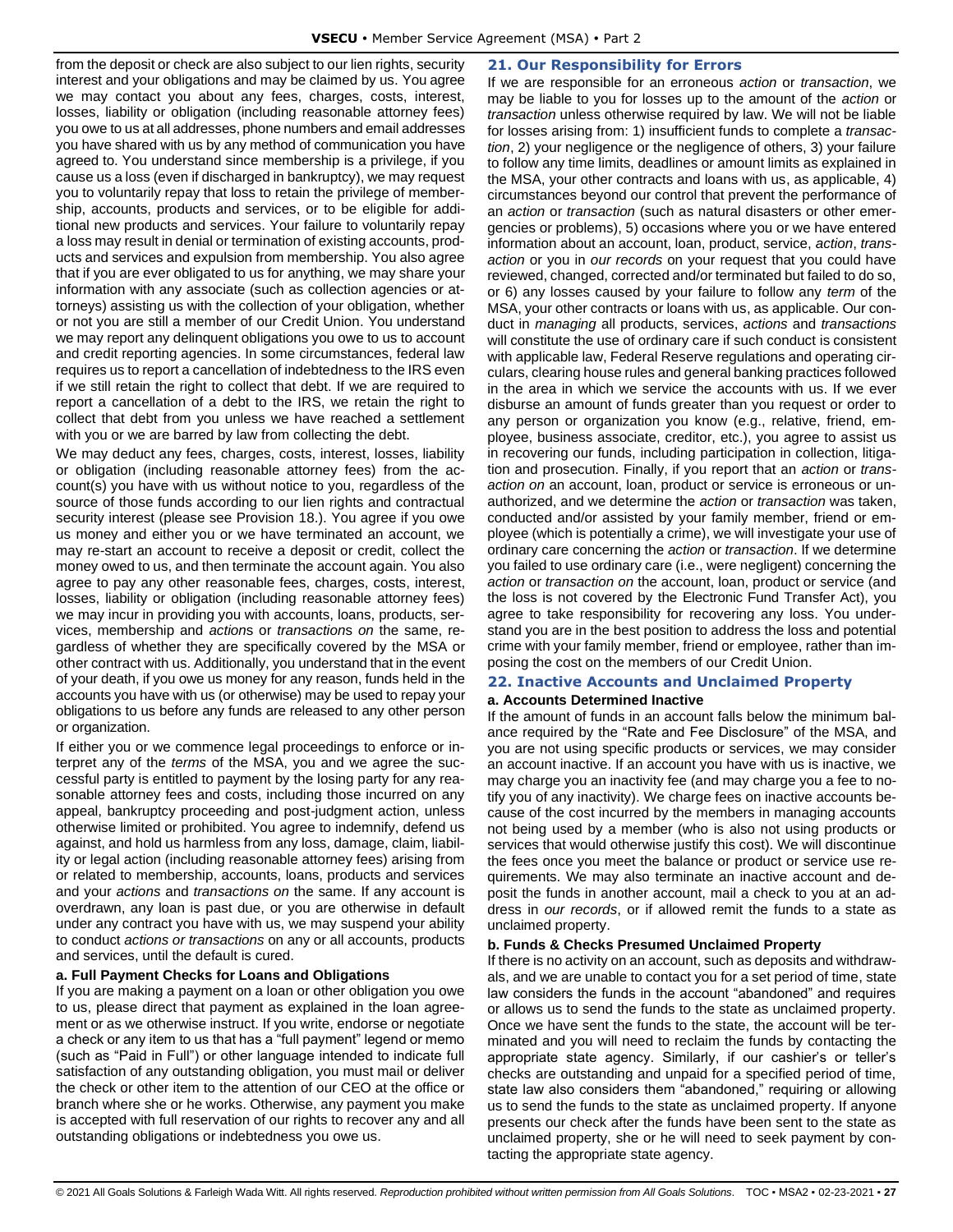from the deposit or check are also subject to our lien rights, security interest and your obligations and may be claimed by us. You agree we may contact you about any fees, charges, costs, interest, losses, liability or obligation (including reasonable attorney fees) you owe to us at all addresses, phone numbers and email addresses you have shared with us by any method of communication you have agreed to. You understand since membership is a privilege, if you cause us a loss (even if discharged in bankruptcy), we may request you to voluntarily repay that loss to retain the privilege of membership, accounts, products and services, or to be eligible for additional new products and services. Your failure to voluntarily repay a loss may result in denial or termination of existing accounts, products and services and expulsion from membership. You also agree that if you are ever obligated to us for anything, we may share your information with any associate (such as collection agencies or attorneys) assisting us with the collection of your obligation, whether or not you are still a member of our Credit Union. You understand we may report any delinquent obligations you owe to us to account and credit reporting agencies. In some circumstances, federal law requires us to report a cancellation of indebtedness to the IRS even if we still retain the right to collect that debt. If we are required to report a cancellation of a debt to the IRS, we retain the right to collect that debt from you unless we have reached a settlement with you or we are barred by law from collecting the debt.

We may deduct any fees, charges, costs, interest, losses, liability or obligation (including reasonable attorney fees) from the account(s) you have with us without notice to you, regardless of the source of those funds according to our lien rights and contractual security interest (please see Provision 18.). You agree if you owe us money and either you or we have terminated an account, we may re-start an account to receive a deposit or credit, collect the money owed to us, and then terminate the account again. You also agree to pay any other reasonable fees, charges, costs, interest, losses, liability or obligation (including reasonable attorney fees) we may incur in providing you with accounts, loans, products, services, membership and *action*s or *transaction*s *on* the same, regardless of whether they are specifically covered by the MSA or other contract with us. Additionally, you understand that in the event of your death, if you owe us money for any reason, funds held in the accounts you have with us (or otherwise) may be used to repay your obligations to us before any funds are released to any other person or organization.

If either you or we commence legal proceedings to enforce or interpret any of the *terms* of the MSA, you and we agree the successful party is entitled to payment by the losing party for any reasonable attorney fees and costs, including those incurred on any appeal, bankruptcy proceeding and post-judgment action, unless otherwise limited or prohibited. You agree to indemnify, defend us against, and hold us harmless from any loss, damage, claim, liability or legal action (including reasonable attorney fees) arising from or related to membership, accounts, loans, products and services and your *actions* and *transactions on* the same. If any account is overdrawn, any loan is past due, or you are otherwise in default under any contract you have with us, we may suspend your ability to conduct *actions or transactions* on any or all accounts, products and services, until the default is cured.

**a. Full Payment Checks for Loans and Obligations**

If you are making a payment on a loan or other obligation you owe to us, please direct that payment as explained in the loan agreement or as we otherwise instruct. If you write, endorse or negotiate a check or any item to us that has a "full payment" legend or memo (such as "Paid in Full") or other language intended to indicate full satisfaction of any outstanding obligation, you must mail or deliver the check or other item to the attention of our CEO at the office or branch where she or he works. Otherwise, any payment you make is accepted with full reservation of our rights to recover any and all outstanding obligations or indebtedness you owe us.

## 21. Our Responsibility for Errors

If we are responsible for an erroneous *action* or *transaction*, we may be liable to you for losses up to the amount of the *action* or *transaction* unless otherwise required by law. We will not be liable for losses arising from: 1) insufficient funds to complete a *transaction*, 2) your negligence or the negligence of others, 3) your failure to follow any time limits, deadlines or amount limits as explained in the MSA, your other contracts and loans with us, as applicable, 4) circumstances beyond our control that prevent the performance of an *action* or *transaction* (such as natural disasters or other emergencies or problems), 5) occasions where you or we have entered information about an account, loan, product, service, *action*, *transaction* or you in *our records* on your request that you could have reviewed, changed, corrected and/or terminated but failed to do so, or 6) any losses caused by your failure to follow any *term* of the MSA, your other contracts or loans with us, as applicable. Our conduct in *managing* all products, services, *actions* and *transactions* will constitute the use of ordinary care if such conduct is consistent with applicable law, Federal Reserve regulations and operating circulars, clearing house rules and general banking practices followed in the area in which we service the accounts with us. If we ever disburse an amount of funds greater than you request or order to any person or organization you know (e.g., relative, friend, employee, business associate, creditor, etc.), you agree to assist us in recovering our funds, including participation in collection, litigation and prosecution. Finally, if you report that an *action* or *transaction on* an account, loan, product or service is erroneous or unauthorized, and we determine the *action* or *transaction* was taken, conducted and/or assisted by your family member, friend or employee (which is potentially a crime), we will investigate your use of ordinary care concerning the *action* or *transaction*. If we determine you failed to use ordinary care (i.e., were negligent) concerning the *action* or *transaction on* the account, loan, product or service (and the loss is not covered by the Electronic Fund Transfer Act), you agree to take responsibility for recovering any loss. You understand you are in the best position to address the loss and potential crime with your family member, friend or employee, rather than imposing the cost on the members of our Credit Union.

## 22. Inactive Accounts and Unclaimed Property

**a. Accounts Determined Inactive**

If the amount of funds in an account falls below the minimum balance required by the "Rate and Fee Disclosure" of the MSA, and you are not using specific products or services, we may consider an account inactive. If an account you have with us is inactive, we may charge you an inactivity fee (and may charge you a fee to notify you of any inactivity). We charge fees on inactive accounts because of the cost incurred by the members in managing accounts not being used by a member (who is also not using products or services that would otherwise justify this cost). We will discontinue the fees once you meet the balance or product or service use requirements. We may also terminate an inactive account and deposit the funds in another account, mail a check to you at an address in *our records*, or if allowed remit the funds to a state as unclaimed property.

**b. Funds & Checks Presumed Unclaimed Property**

If there is no activity on an account, such as deposits and withdrawals, and we are unable to contact you for a set period of time, state law considers the funds in the account "abandoned" and requires or allows us to send the funds to the state as unclaimed property. Once we have sent the funds to the state, the account will be terminated and you will need to reclaim the funds by contacting the appropriate state agency. Similarly, if our cashier's or teller's checks are outstanding and unpaid for a specified period of time, state law also considers them "abandoned," requiring or allowing us to send the funds to the state as unclaimed property. If anyone presents our check after the funds have been sent to the state as unclaimed property, she or he will need to seek payment by contacting the appropriate state agency.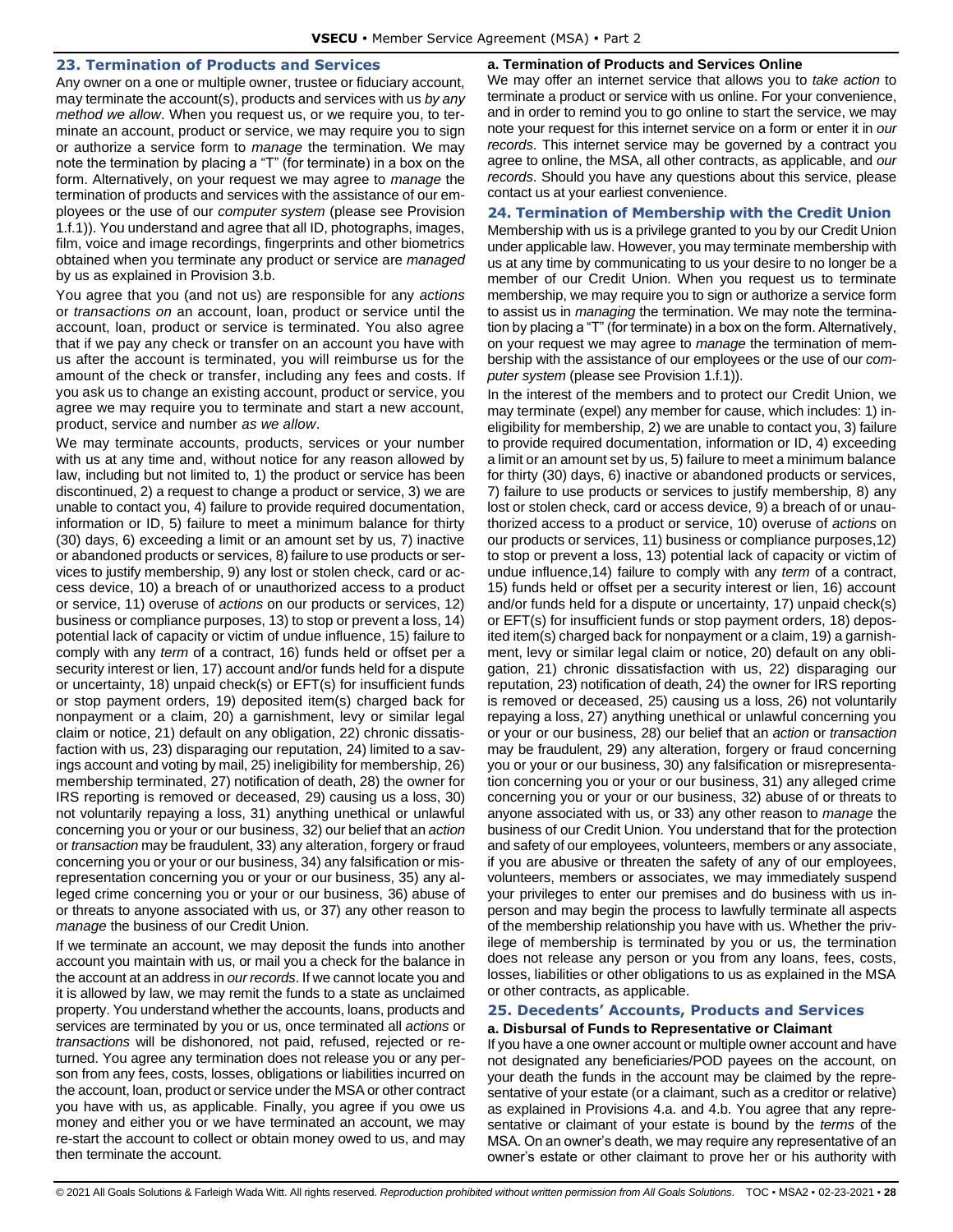## 23. Termination of Products and Services

Any owner on a one or multiple owner, trustee or fiduciary account, may terminate the account(s), products and services with us *by any method we allow*. When you request us, or we require you, to terminate an account, product or service, we may require you to sign or authorize a service form to *manage* the termination. We may note the termination by placing a "T" (for terminate) in a box on the form. Alternatively, on your request we may agree to *manage* the termination of products and services with the assistance of our employees or the use of our *computer system* (please see Provision 1.f.1)). You understand and agree that all ID, photographs, images, film, voice and image recordings, fingerprints and other biometrics obtained when you terminate any product or service are *managed* by us as explained in Provision 3.b.

You agree that you (and not us) are responsible for any *actions* or *transactions on* an account, loan, product or service until the account, loan, product or service is terminated. You also agree that if we pay any check or transfer on an account you have with us after the account is terminated, you will reimburse us for the amount of the check or transfer, including any fees and costs. If you ask us to change an existing account, product or service, you agree we may require you to terminate and start a new account, product, service and number *as we allow*.

We may terminate accounts, products, services or your number with us at any time and, without notice for any reason allowed by law, including but not limited to, 1) the product or service has been discontinued, 2) a request to change a product or service, 3) we are unable to contact you, 4) failure to provide required documentation, information or ID, 5) failure to meet a minimum balance for thirty (30) days, 6) exceeding a limit or an amount set by us, 7) inactive or abandoned products or services, 8) failure to use products or services to justify membership, 9) any lost or stolen check, card or access device, 10) a breach of or unauthorized access to a product or service, 11) overuse of *actions* on our products or services, 12) business or compliance purposes, 13) to stop or prevent a loss, 14) potential lack of capacity or victim of undue influence, 15) failure to comply with any *term* of a contract, 16) funds held or offset per a security interest or lien, 17) account and/or funds held for a dispute or uncertainty, 18) unpaid check(s) or EFT(s) for insufficient funds or stop payment orders, 19) deposited item(s) charged back for nonpayment or a claim, 20) a garnishment, levy or similar legal claim or notice, 21) default on any obligation, 22) chronic dissatisfaction with us, 23) disparaging our reputation, 24) limited to a savings account and voting by mail, 25) ineligibility for membership, 26) membership terminated, 27) notification of death, 28) the owner for IRS reporting is removed or deceased, 29) causing us a loss, 30) not voluntarily repaying a loss, 31) anything unethical or unlawful concerning you or your or our business, 32) our belief that an *action* or *transaction* may be fraudulent, 33) any alteration, forgery or fraud concerning you or your or our business, 34) any falsification or misrepresentation concerning you or your or our business, 35) any alleged crime concerning you or your or our business, 36) abuse of or threats to anyone associated with us, or 37) any other reason to *manage* the business of our Credit Union.

If we terminate an account, we may deposit the funds into another account you maintain with us, or mail you a check for the balance in the account at an address in *our records*. If we cannot locate you and it is allowed by law, we may remit the funds to a state as unclaimed property. You understand whether the accounts, loans, products and services are terminated by you or us, once terminated all *actions* or *transactions* will be dishonored, not paid, refused, rejected or returned. You agree any termination does not release you or any person from any fees, costs, losses, obligations or liabilities incurred on the account, loan, product or service under the MSA or other contract you have with us, as applicable. Finally, you agree if you owe us money and either you or we have terminated an account, we may re-start the account to collect or obtain money owed to us, and may then terminate the account.

### a. Termination of Products and Services Online

We may offer an internet service that allows you to *take action* to terminate a product or service with us online. For your convenience, and in order to remind you to go online to start the service, we may note your request for this internet service on a form or enter it in *our records*. This internet service may be governed by a contract you agree to online, the MSA, all other contracts, as applicable, and *our records*. Should you have any questions about this service, please contact us at your earliest convenience.

## 24. Termination of Membership with the Credit Union

Membership with us is a privilege granted to you by our Credit Union under applicable law. However, you may terminate membership with us at any time by communicating to us your desire to no longer be a member of our Credit Union. When you request us to terminate membership, we may require you to sign or authorize a service form to assist us in *managing* the termination. We may note the termination by placing a "T" (for terminate) in a box on the form. Alternatively, on your request we may agree to *manage* the termination of membership with the assistance of our employees or the use of our *computer system* (please see Provision 1.f.1)).

In the interest of the members and to protect our Credit Union, we may terminate (expel) any member for cause, which includes: 1) ineligibility for membership, 2) we are unable to contact you, 3) failure to provide required documentation, information or ID, 4) exceeding a limit or an amount set by us, 5) failure to meet a minimum balance for thirty (30) days, 6) inactive or abandoned products or services, 7) failure to use products or services to justify membership, 8) any lost or stolen check, card or access device, 9) a breach of or unauthorized access to a product or service, 10) overuse of *actions* on our products or services, 11) business or compliance purposes,12) to stop or prevent a loss, 13) potential lack of capacity or victim of undue influence,14) failure to comply with any *term* of a contract, 15) funds held or offset per a security interest or lien, 16) account and/or funds held for a dispute or uncertainty, 17) unpaid check(s) or EFT(s) for insufficient funds or stop payment orders, 18) deposited item(s) charged back for nonpayment or a claim, 19) a garnishment, levy or similar legal claim or notice, 20) default on any obligation, 21) chronic dissatisfaction with us, 22) disparaging our reputation, 23) notification of death, 24) the owner for IRS reporting is removed or deceased, 25) causing us a loss, 26) not voluntarily repaying a loss, 27) anything unethical or unlawful concerning you or your or our business, 28) our belief that an *action* or *transaction* may be fraudulent, 29) any alteration, forgery or fraud concerning you or your or our business, 30) any falsification or misrepresentation concerning you or your or our business, 31) any alleged crime concerning you or your or our business, 32) abuse of or threats to anyone associated with us, or 33) any other reason to *manage* the business of our Credit Union. You understand that for the protection and safety of our employees, volunteers, members or any associate, if you are abusive or threaten the safety of any of our employees, volunteers, members or associates, we may immediately suspend your privileges to enter our premises and do business with us in-person and may begin the process to lawfully terminate all aspects of the membership relationship you have with us. Whether the privilege of membership is terminated by you or us, the termination does not release any person or you from any loans, fees, costs, losses, liabilities or other obligations to us as explained in the MSA or other contracts, as applicable.

## 25. Decedents' Accounts, Products and Services

### a. Disbursal of Funds to Representative or Claimant

If you have a one owner account or multiple owner account and have not designated any beneficiaries/POD payees on the account, on your death the funds in the account may be claimed by the representative of your estate (or a claimant, such as a creditor or relative) as explained in Provisions 4.a. and 4.b. You agree that any representative or claimant of your estate is bound by the *terms* of the MSA. On an owner's death, we may require any representative of an owner's estate or other claimant to prove her or his authority with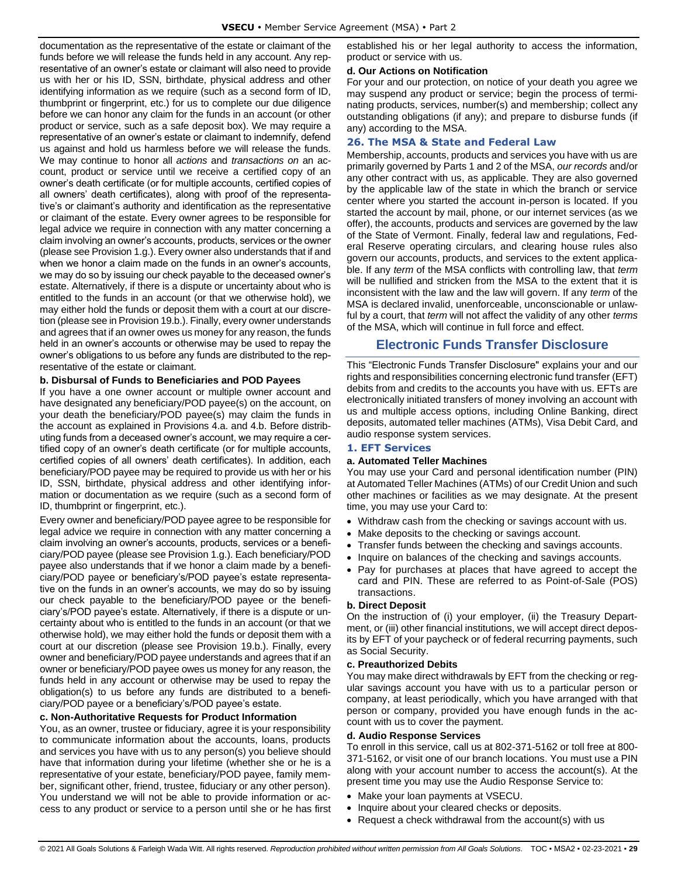documentation as the representative of the estate or claimant of the funds before we will release the funds held in any account. Any representative of an owner's estate or claimant will also need to provide us with her or his ID, SSN, birthdate, physical address and other identifying information as we require (such as a second form of ID, thumbprint or fingerprint, etc.) for us to complete our due diligence before we can honor any claim for the funds in an account (or other product or service, such as a safe deposit box). We may require a representative of an owner's estate or claimant to indemnify, defend us against and hold us harmless before we will release the funds. We may continue to honor all *actions* and *transactions on* an account, product or service until we receive a certified copy of an owner's death certificate (or for multiple accounts, certified copies of all owners' death certificates), along with proof of the representative's or claimant's authority and identification as the representative or claimant of the estate. Every owner agrees to be responsible for legal advice we require in connection with any matter concerning a claim involving an owner's accounts, products, services or the owner (please see Provision 1.g.). Every owner also understands that if and when we honor a claim made on the funds in an owner's accounts, we may do so by issuing our check payable to the deceased owner's estate. Alternatively, if there is a dispute or uncertainty about who is entitled to the funds in an account (or that we otherwise hold), we may either hold the funds or deposit them with a court at our discretion (please see in Provision 19.b.). Finally, every owner understands and agrees that if an owner owes us money for any reason, the funds held in an owner's accounts or otherwise may be used to repay the owner's obligations to us before any funds are distributed to the representative of the estate or claimant.

#### b. Disbursal of Funds to Beneficiaries and POD Payees

If you have a one owner account or multiple owner account and have designated any beneficiary/POD payee(s) on the account, on your death the beneficiary/POD payee(s) may claim the funds in the account as explained in Provisions 4.a. and 4.b. Before distributing funds from a deceased owner's account, we may require a certified copy of an owner's death certificate (or for multiple accounts, certified copies of all owners' death certificates). In addition, each beneficiary/POD payee may be required to provide us with her or his ID, SSN, birthdate, physical address and other identifying information or documentation as we require (such as a second form of ID, thumbprint or fingerprint, etc.).

Every owner and beneficiary/POD payee agree to be responsible for legal advice we require in connection with any matter concerning a claim involving an owner's accounts, products, services or a beneficiary/POD payee (please see Provision 1.g.). Each beneficiary/POD payee also understands that if we honor a claim made by a beneficiary/POD payee or beneficiary's/POD payee's estate representative on the funds in an owner's accounts, we may do so by issuing our check payable to the beneficiary/POD payee or the beneficiary's/POD payee's estate. Alternatively, if there is a dispute or uncertainty about who is entitled to the funds in an account (or that we otherwise hold), we may either hold the funds or deposit them with a court at our discretion (please see Provision 19.b.). Finally, every owner and beneficiary/POD payee understands and agrees that if an owner or beneficiary/POD payee owes us money for any reason, the funds held in any account or otherwise may be used to repay the obligation(s) to us before any funds are distributed to a beneficiary/POD payee or a beneficiary's/POD payee's estate.

#### c. Non-Authoritative Requests for Product Information

You, as an owner, trustee or fiduciary, agree it is your responsibility to communicate information about the accounts, loans, products and services you have with us to any person(s) you believe should have that information during your lifetime (whether she or he is a representative of your estate, beneficiary/POD payee, family member, significant other, friend, trustee, fiduciary or any other person). You understand we will not be able to provide information or access to any product or service to a person until she or he has first established his or her legal authority to access the information, product or service with us.

#### d. Our Actions on Notification

For your and our protection, on notice of your death you agree we may suspend any product or service; begin the process of terminating products, services, number(s) and membership; collect any outstanding obligations (if any); and prepare to disburse funds (if any) according to the MSA.

### 26. The MSA & State and Federal Law

Membership, accounts, products and services you have with us are primarily governed by Parts 1 and 2 of the MSA, *our records* and/or any other contract with us, as applicable. They are also governed by the applicable law of the state in which the branch or service center where you started the account in-person is located. If you started the account by mail, phone, or our internet services (as we offer), the accounts, products and services are governed by the law of the State of Vermont. Finally, federal law and regulations, Federal Reserve operating circulars, and clearing house rules also govern our accounts, products, and services to the extent applicable. If any *term* of the MSA conflicts with controlling law, that *term* will be nullified and stricken from the MSA to the extent that it is inconsistent with the law and the law will govern. If any *term* of the MSA is declared invalid, unenforceable, unconscionable or unlawful by a court, that *term* will not affect the validity of any other *terms* of the MSA, which will continue in full force and effect.

## Electronic Funds Transfer Disclosure

This "Electronic Funds Transfer Disclosure" explains your and our rights and responsibilities concerning electronic fund transfer (EFT) debits from and credits to the accounts you have with us. EFTs are electronically initiated transfers of money involving an account with us and multiple access options, including Online Banking, direct deposits, automated teller machines (ATMs), Visa Debit Card, and audio response system services.

### 1. EFT Services

#### a. Automated Teller Machines

You may use your Card and personal identification number (PIN) at Automated Teller Machines (ATMs) of our Credit Union and such other machines or facilities as we may designate. At the present time, you may use your Card to:

- Withdraw cash from the checking or savings account with us.
- Make deposits to the checking or savings account.
- Transfer funds between the checking and savings accounts.
- Inquire on balances of the checking and savings accounts.
- Pay for purchases at places that have agreed to accept the card and PIN. These are referred to as Point-of-Sale (POS) transactions.

#### b. Direct Deposit

On the instruction of (i) your employer, (ii) the Treasury Department, or (iii) other financial institutions, we will accept direct deposits by EFT of your paycheck or of federal recurring payments, such as Social Security.

#### c. Preauthorized Debits

You may make direct withdrawals by EFT from the checking or regular savings account you have with us to a particular person or company, at least periodically, which you have arranged with that person or company, provided you have enough funds in the account with us to cover the payment.

#### d. Audio Response Services

To enroll in this service, call us at 802-371-5162 or toll free at 800-371-5162, or visit one of our branch locations. You must use a PIN along with your account number to access the account(s). At the present time you may use the Audio Response Service to:

- Make your loan payments at VSECU.
- Inquire about your cleared checks or deposits.
- Request a check withdrawal from the account(s) with us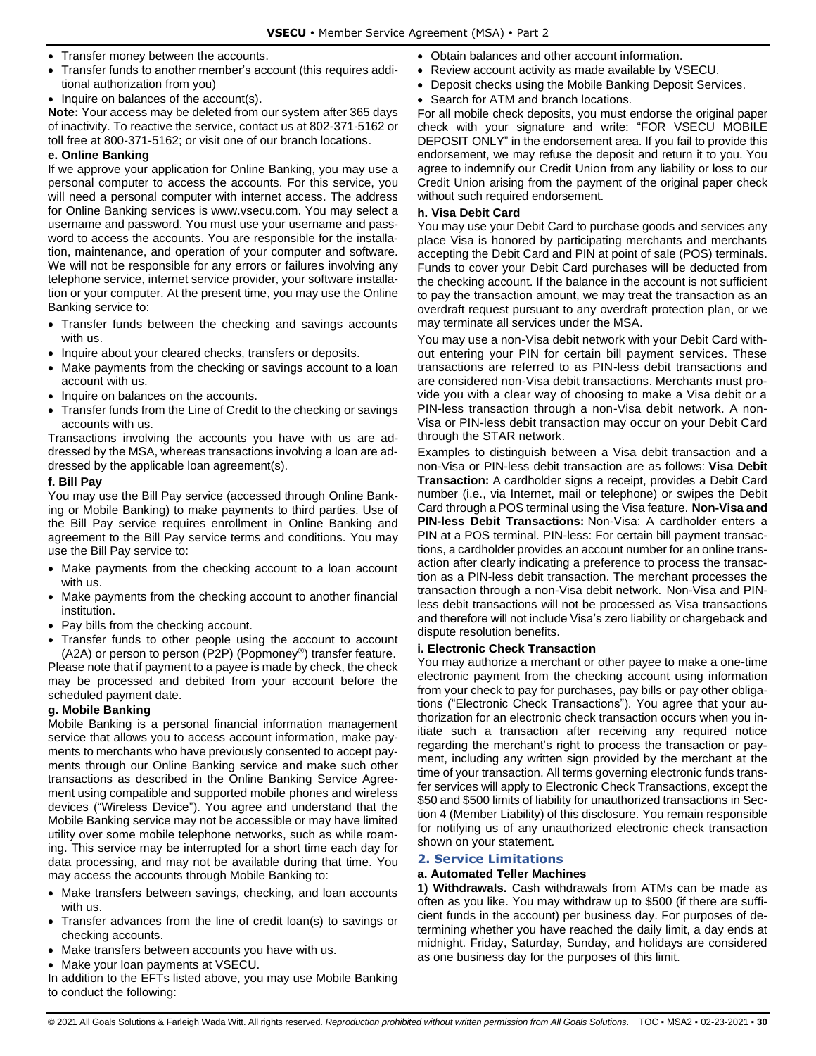- Transfer money between the accounts.
- Transfer funds to another member's account (this requires additional authorization from you)
- Inquire on balances of the account(s).

**Note:** Your access may be deleted from our system after 365 days of inactivity. To reactive the service, contact us at 802-371-5162 or toll free at 800-371-5162; or visit one of our branch locations.

#### e. Online Banking

If we approve your application for Online Banking, you may use a personal computer to access the accounts. For this service, you will need a personal computer with internet access. The address for Online Banking services is www.vsecu.com. You may select a username and password. You must use your username and password to access the accounts. You are responsible for the installation, maintenance, and operation of your computer and software. We will not be responsible for any errors or failures involving any telephone service, internet service provider, your software installation or your computer. At the present time, you may use the Online Banking service to:

- Transfer funds between the checking and savings accounts with us.
- Inquire about your cleared checks, transfers or deposits.
- Make payments from the checking or savings account to a loan account with us.
- Inquire on balances on the accounts.
- Transfer funds from the Line of Credit to the checking or savings accounts with us.

Transactions involving the accounts you have with us are addressed by the MSA, whereas transactions involving a loan are addressed by the applicable loan agreement(s).

#### f. Bill Pay

You may use the Bill Pay service (accessed through Online Banking or Mobile Banking) to make payments to third parties. Use of the Bill Pay service requires enrollment in Online Banking and agreement to the Bill Pay service terms and conditions. You may use the Bill Pay service to:

- Make payments from the checking account to a loan account with us.
- Make payments from the checking account to another financial institution.
- Pay bills from the checking account.
- Transfer funds to other people using the account to account (A2A) or person to person (P2P) (Popmoney®) transfer feature.

Please note that if payment to a payee is made by check, the check may be processed and debited from your account before the scheduled payment date.

#### g. Mobile Banking

Mobile Banking is a personal financial information management service that allows you to access account information, make payments to merchants who have previously consented to accept payments through our Online Banking service and make such other transactions as described in the Online Banking Service Agreement using compatible and supported mobile phones and wireless devices ("Wireless Device"). You agree and understand that the Mobile Banking service may not be accessible or may have limited utility over some mobile telephone networks, such as while roaming. This service may be interrupted for a short time each day for data processing, and may not be available during that time. You may access the accounts through Mobile Banking to:

- Make transfers between savings, checking, and loan accounts with us.
- Transfer advances from the line of credit loan(s) to savings or checking accounts.
- Make transfers between accounts you have with us.
- Make your loan payments at VSECU.

In addition to the EFTs listed above, you may use Mobile Banking to conduct the following:

- Obtain balances and other account information.
- Review account activity as made available by VSECU.
- Deposit checks using the Mobile Banking Deposit Services.
- Search for ATM and branch locations.

For all mobile check deposits, you must endorse the original paper check with your signature and write: "FOR VSECU MOBILE DEPOSIT ONLY" in the endorsement area. If you fail to provide this endorsement, we may refuse the deposit and return it to you. You agree to indemnify our Credit Union from any liability or loss to our Credit Union arising from the payment of the original paper check without such required endorsement.

#### h. Visa Debit Card

You may use your Debit Card to purchase goods and services any place Visa is honored by participating merchants and merchants accepting the Debit Card and PIN at point of sale (POS) terminals. Funds to cover your Debit Card purchases will be deducted from the checking account. If the balance in the account is not sufficient to pay the transaction amount, we may treat the transaction as an overdraft request pursuant to any overdraft protection plan, or we may terminate all services under the MSA.

You may use a non-Visa debit network with your Debit Card without entering your PIN for certain bill payment services. These transactions are referred to as PIN-less debit transactions and are considered non-Visa debit transactions. Merchants must provide you with a clear way of choosing to make a Visa debit or a PIN-less transaction through a non-Visa debit network. A non-Visa or PIN-less debit transaction may occur on your Debit Card through the STAR network.

Examples to distinguish between a Visa debit transaction and a non-Visa or PIN-less debit transaction are as follows: **Visa Debit Transaction:** A cardholder signs a receipt, provides a Debit Card number (i.e., via Internet, mail or telephone) or swipes the Debit Card through a POS terminal using the Visa feature. **Non-Visa and PIN-less Debit Transactions:** Non-Visa: A cardholder enters a PIN at a POS terminal. PIN-less: For certain bill payment transactions, a cardholder provides an account number for an online transaction after clearly indicating a preference to process the transaction as a PIN-less debit transaction. The merchant processes the transaction through a non-Visa debit network. Non-Visa and PIN-less debit transactions will not be processed as Visa transactions and therefore will not include Visa's zero liability or chargeback and dispute resolution benefits.

#### i. Electronic Check Transaction

You may authorize a merchant or other payee to make a one-time electronic payment from the checking account using information from your check to pay for purchases, pay bills or pay other obligations ("Electronic Check Transactions"). You agree that your authorization for an electronic check transaction occurs when you initiate such a transaction after receiving any required notice regarding the merchant's right to process the transaction or payment, including any written sign provided by the merchant at the time of your transaction. All terms governing electronic funds transfer services will apply to Electronic Check Transactions, except the $50 and $500 limits of liability for unauthorized transactions in Section 4 (Member Liability) of this disclosure. You remain responsible for notifying us of any unauthorized electronic check transaction shown on your statement.

### 2. Service Limitations

#### a. Automated Teller Machines

**1) Withdrawals.** Cash withdrawals from ATMs can be made as often as you like. You may withdraw up to $500 (if there are sufficient funds in the account) per business day. For purposes of determining whether you have reached the daily limit, a day ends at midnight. Friday, Saturday, Sunday, and holidays are considered as one business day for the purposes of this limit.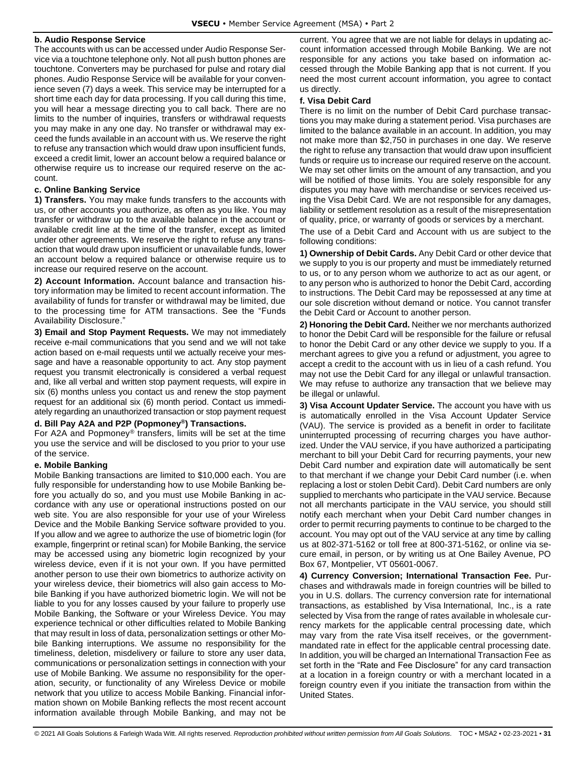**b. Audio Response Service**

The accounts with us can be accessed under Audio Response Service via a touchtone telephone only. Not all push button phones are touchtone. Converters may be purchased for pulse and rotary dial phones. Audio Response Service will be available for your convenience seven (7) days a week. This service may be interrupted for a short time each day for data processing. If you call during this time, you will hear a message directing you to call back. There are no limits to the number of inquiries, transfers or withdrawal requests you may make in any one day. No transfer or withdrawal may exceed the funds available in an account with us. We reserve the right to refuse any transaction which would draw upon insufficient funds, exceed a credit limit, lower an account below a required balance or otherwise require us to increase our required reserve on the account.

**c. Online Banking Service**

**1) Transfers.** You may make funds transfers to the accounts with us, or other accounts you authorize, as often as you like. You may transfer or withdraw up to the available balance in the account or available credit line at the time of the transfer, except as limited under other agreements. We reserve the right to refuse any transaction that would draw upon insufficient or unavailable funds, lower an account below a required balance or otherwise require us to increase our required reserve on the account.

**2) Account Information.** Account balance and transaction history information may be limited to recent account information. The availability of funds for transfer or withdrawal may be limited, due to the processing time for ATM transactions. See the "Funds Availability Disclosure."

**3) Email and Stop Payment Requests.** We may not immediately receive e-mail communications that you send and we will not take action based on e-mail requests until we actually receive your message and have a reasonable opportunity to act. Any stop payment request you transmit electronically is considered a verbal request and, like all verbal and written stop payment requests, will expire in six (6) months unless you contact us and renew the stop payment request for an additional six (6) month period. Contact us immediately regarding an unauthorized transaction or stop payment request

**d. Bill Pay A2A and P2P (Popmoney®) Transactions.**

For A2A and Popmoney® transfers, limits will be set at the time you use the service and will be disclosed to you prior to your use of the service.

**e. Mobile Banking**

Mobile Banking transactions are limited to $10,000 each. You are fully responsible for understanding how to use Mobile Banking before you actually do so, and you must use Mobile Banking in accordance with any use or operational instructions posted on our web site. You are also responsible for your use of your Wireless Device and the Mobile Banking Service software provided to you. If you allow and we agree to authorize the use of biometric login (for example, fingerprint or retinal scan) for Mobile Banking, the service may be accessed using any biometric login recognized by your wireless device, even if it is not your own. If you have permitted another person to use their own biometrics to authorize activity on your wireless device, their biometrics will also gain access to Mobile Banking if you have authorized biometric login. We will not be liable to you for any losses caused by your failure to properly use Mobile Banking, the Software or your Wireless Device. You may experience technical or other difficulties related to Mobile Banking that may result in loss of data, personalization settings or other Mobile Banking interruptions. We assume no responsibility for the timeliness, deletion, misdelivery or failure to store any user data, communications or personalization settings in connection with your use of Mobile Banking. We assume no responsibility for the operation, security, or functionality of any Wireless Device or mobile network that you utilize to access Mobile Banking. Financial information shown on Mobile Banking reflects the most recent account information available through Mobile Banking, and may not be current. You agree that we are not liable for delays in updating account information accessed through Mobile Banking. We are not responsible for any actions you take based on information accessed through the Mobile Banking app that is not current. If you need the most current account information, you agree to contact us directly.

**f. Visa Debit Card**

There is no limit on the number of Debit Card purchase transactions you may make during a statement period. Visa purchases are limited to the balance available in an account. In addition, you may not make more than $2,750 in purchases in one day. We reserve the right to refuse any transaction that would draw upon insufficient funds or require us to increase our required reserve on the account. We may set other limits on the amount of any transaction, and you will be notified of those limits. You are solely responsible for any disputes you may have with merchandise or services received using the Visa Debit Card. We are not responsible for any damages, liability or settlement resolution as a result of the misrepresentation of quality, price, or warranty of goods or services by a merchant.

The use of a Debit Card and Account with us are subject to the following conditions:

**1) Ownership of Debit Cards.** Any Debit Card or other device that we supply to you is our property and must be immediately returned to us, or to any person whom we authorize to act as our agent, or to any person who is authorized to honor the Debit Card, according to instructions. The Debit Card may be repossessed at any time at our sole discretion without demand or notice. You cannot transfer the Debit Card or Account to another person.

**2) Honoring the Debit Card.** Neither we nor merchants authorized to honor the Debit Card will be responsible for the failure or refusal to honor the Debit Card or any other device we supply to you. If a merchant agrees to give you a refund or adjustment, you agree to accept a credit to the account with us in lieu of a cash refund. You may not use the Debit Card for any illegal or unlawful transaction. We may refuse to authorize any transaction that we believe may be illegal or unlawful.

**3) Visa Account Updater Service.** The account you have with us is automatically enrolled in the Visa Account Updater Service (VAU). The service is provided as a benefit in order to facilitate uninterrupted processing of recurring charges you have authorized. Under the VAU service, if you have authorized a participating merchant to bill your Debit Card for recurring payments, your new Debit Card number and expiration date will automatically be sent to that merchant if we change your Debit Card number (i.e. when replacing a lost or stolen Debit Card). Debit Card numbers are only supplied to merchants who participate in the VAU service. Because not all merchants participate in the VAU service, you should still notify each merchant when your Debit Card number changes in order to permit recurring payments to continue to be charged to the account. You may opt out of the VAU service at any time by calling us at 802-371-5162 or toll free at 800-371-5162, or online via secure email, in person, or by writing us at One Bailey Avenue, PO Box 67, Montpelier, VT 05601-0067.

**4) Currency Conversion; International Transaction Fee.** Purchases and withdrawals made in foreign countries will be billed to you in U.S. dollars. The currency conversion rate for international transactions, as established by Visa International, Inc., is a rate selected by Visa from the range of rates available in wholesale currency markets for the applicable central processing date, which may vary from the rate Visa itself receives, or the government-mandated rate in effect for the applicable central processing date. In addition, you will be charged an International Transaction Fee as set forth in the "Rate and Fee Disclosure" for any card transaction at a location in a foreign country or with a merchant located in a foreign country even if you initiate the transaction from within the United States.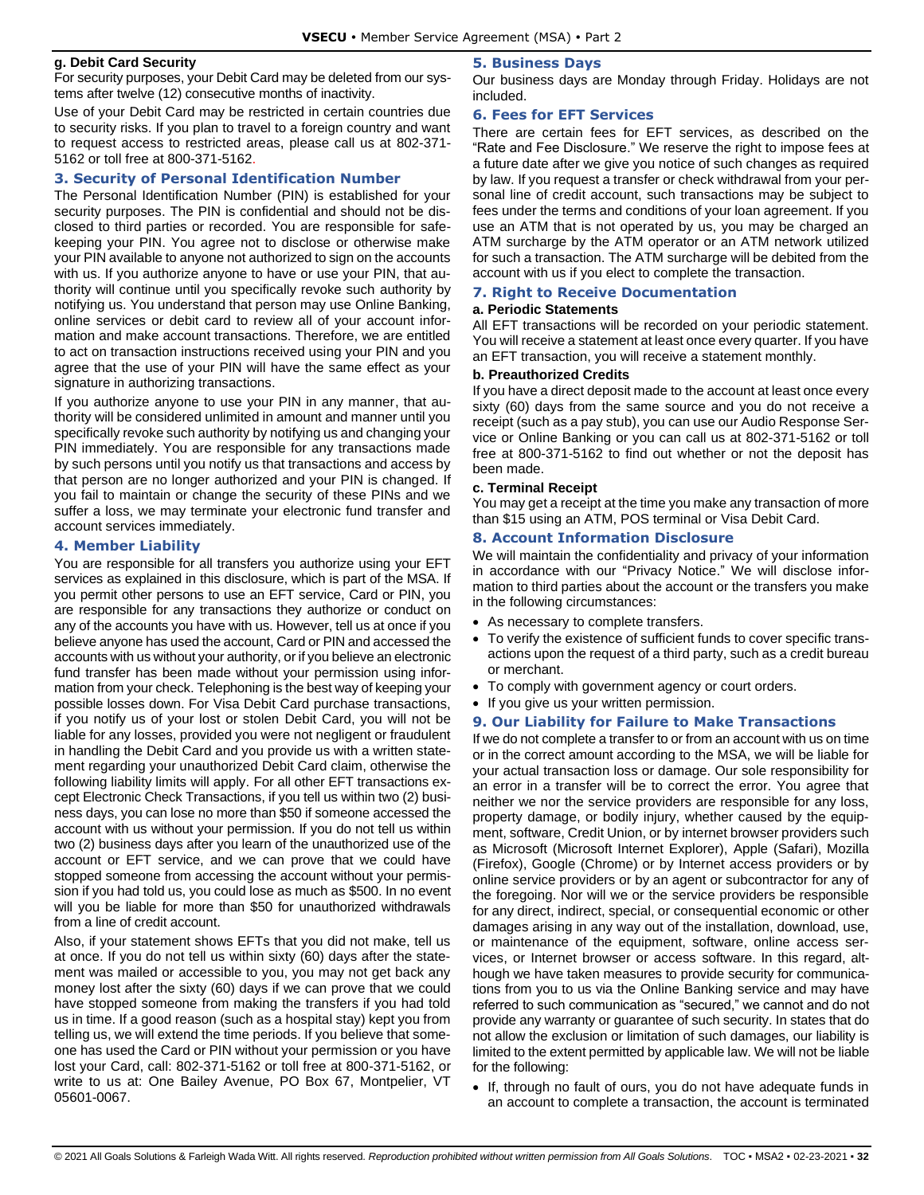#### g. Debit Card Security

For security purposes, your Debit Card may be deleted from our systems after twelve (12) consecutive months of inactivity.

Use of your Debit Card may be restricted in certain countries due to security risks. If you plan to travel to a foreign country and want to request access to restricted areas, please call us at 802-371-5162 or toll free at 800-371-5162.

### 3. Security of Personal Identification Number

The Personal Identification Number (PIN) is established for your security purposes. The PIN is confidential and should not be disclosed to third parties or recorded. You are responsible for safekeeping your PIN. You agree not to disclose or otherwise make your PIN available to anyone not authorized to sign on the accounts with us. If you authorize anyone to have or use your PIN, that authority will continue until you specifically revoke such authority by notifying us. You understand that person may use Online Banking, online services or debit card to review all of your account information and make account transactions. Therefore, we are entitled to act on transaction instructions received using your PIN and you agree that the use of your PIN will have the same effect as your signature in authorizing transactions.

If you authorize anyone to use your PIN in any manner, that authority will be considered unlimited in amount and manner until you specifically revoke such authority by notifying us and changing your PIN immediately. You are responsible for any transactions made by such persons until you notify us that transactions and access by that person are no longer authorized and your PIN is changed. If you fail to maintain or change the security of these PINs and we suffer a loss, we may terminate your electronic fund transfer and account services immediately.

### 4. Member Liability

You are responsible for all transfers you authorize using your EFT services as explained in this disclosure, which is part of the MSA. If you permit other persons to use an EFT service, Card or PIN, you are responsible for any transactions they authorize or conduct on any of the accounts you have with us. However, tell us at once if you believe anyone has used the account, Card or PIN and accessed the accounts with us without your authority, or if you believe an electronic fund transfer has been made without your permission using information from your check. Telephoning is the best way of keeping your possible losses down. For Visa Debit Card purchase transactions, if you notify us of your lost or stolen Debit Card, you will not be liable for any losses, provided you were not negligent or fraudulent in handling the Debit Card and you provide us with a written statement regarding your unauthorized Debit Card claim, otherwise the following liability limits will apply. For all other EFT transactions except Electronic Check Transactions, if you tell us within two (2) business days, you can lose no more than $50 if someone accessed the account with us without your permission. If you do not tell us within two (2) business days after you learn of the unauthorized use of the account or EFT service, and we can prove that we could have stopped someone from accessing the account without your permission if you had told us, you could lose as much as $500. In no event will you be liable for more than $50 for unauthorized withdrawals from a line of credit account.

Also, if your statement shows EFTs that you did not make, tell us at once. If you do not tell us within sixty (60) days after the statement was mailed or accessible to you, you may not get back any money lost after the sixty (60) days if we can prove that we could have stopped someone from making the transfers if you had told us in time. If a good reason (such as a hospital stay) kept you from telling us, we will extend the time periods. If you believe that someone has used the Card or PIN without your permission or you have lost your Card, call: 802-371-5162 or toll free at 800-371-5162, or write to us at: One Bailey Avenue, PO Box 67, Montpelier, VT 05601-0067.

### 5. Business Days

Our business days are Monday through Friday. Holidays are not included.

### 6. Fees for EFT Services

There are certain fees for EFT services, as described on the "Rate and Fee Disclosure." We reserve the right to impose fees at a future date after we give you notice of such changes as required by law. If you request a transfer or check withdrawal from your personal line of credit account, such transactions may be subject to fees under the terms and conditions of your loan agreement. If you use an ATM that is not operated by us, you may be charged an ATM surcharge by the ATM operator or an ATM network utilized for such a transaction. The ATM surcharge will be debited from the account with us if you elect to complete the transaction.

### 7. Right to Receive Documentation

#### a. Periodic Statements

All EFT transactions will be recorded on your periodic statement. You will receive a statement at least once every quarter. If you have an EFT transaction, you will receive a statement monthly.

#### b. Preauthorized Credits

If you have a direct deposit made to the account at least once every sixty (60) days from the same source and you do not receive a receipt (such as a pay stub), you can use our Audio Response Service or Online Banking or you can call us at 802-371-5162 or toll free at 800-371-5162 to find out whether or not the deposit has been made.

#### c. Terminal Receipt

You may get a receipt at the time you make any transaction of more than $15 using an ATM, POS terminal or Visa Debit Card.

### 8. Account Information Disclosure

We will maintain the confidentiality and privacy of your information in accordance with our "Privacy Notice." We will disclose information to third parties about the account or the transfers you make in the following circumstances:

- As necessary to complete transfers.
- To verify the existence of sufficient funds to cover specific transactions upon the request of a third party, such as a credit bureau or merchant.
- To comply with government agency or court orders.
- If you give us your written permission.

### 9. Our Liability for Failure to Make Transactions

If we do not complete a transfer to or from an account with us on time or in the correct amount according to the MSA, we will be liable for your actual transaction loss or damage. Our sole responsibility for an error in a transfer will be to correct the error. You agree that neither we nor the service providers are responsible for any loss, property damage, or bodily injury, whether caused by the equipment, software, Credit Union, or by internet browser providers such as Microsoft (Microsoft Internet Explorer), Apple (Safari), Mozilla (Firefox), Google (Chrome) or by Internet access providers or by online service providers or by an agent or subcontractor for any of the foregoing. Nor will we or the service providers be responsible for any direct, indirect, special, or consequential economic or other damages arising in any way out of the installation, download, use, or maintenance of the equipment, software, online access services, or Internet browser or access software. In this regard, although we have taken measures to provide security for communications from you to us via the Online Banking service and may have referred to such communication as "secured," we cannot and do not provide any warranty or guarantee of such security. In states that do not allow the exclusion or limitation of such damages, our liability is limited to the extent permitted by applicable law. We will not be liable for the following:

- If, through no fault of ours, you do not have adequate funds in an account to complete a transaction, the account is terminated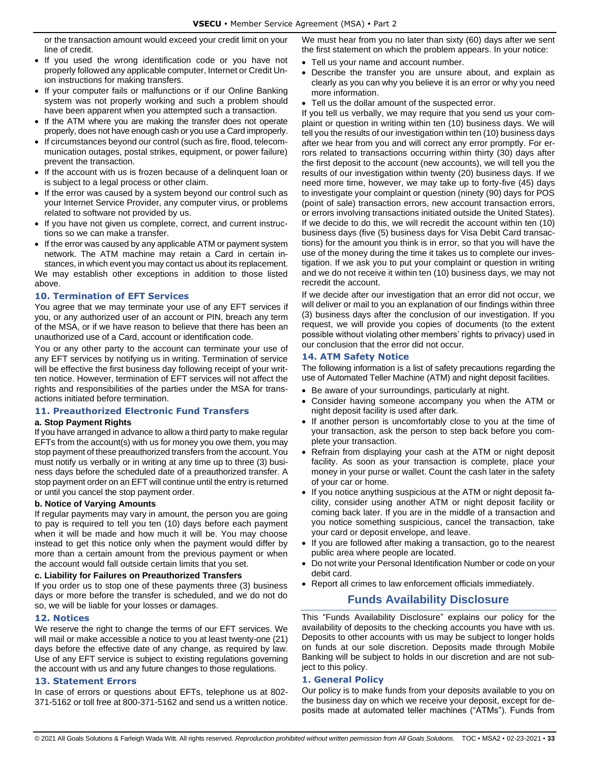or the transaction amount would exceed your credit limit on your line of credit.

- If you used the wrong identification code or you have not properly followed any applicable computer, Internet or Credit Union instructions for making transfers.
- If your computer fails or malfunctions or if our Online Banking system was not properly working and such a problem should have been apparent when you attempted such a transaction.
- If the ATM where you are making the transfer does not operate properly, does not have enough cash or you use a Card improperly.
- If circumstances beyond our control (such as fire, flood, telecommunication outages, postal strikes, equipment, or power failure) prevent the transaction.
- If the account with us is frozen because of a delinquent loan or is subject to a legal process or other claim.
- If the error was caused by a system beyond our control such as your Internet Service Provider, any computer virus, or problems related to software not provided by us.
- If you have not given us complete, correct, and current instructions so we can make a transfer.
- If the error was caused by any applicable ATM or payment system network. The ATM machine may retain a Card in certain instances, in which event you may contact us about its replacement.

We may establish other exceptions in addition to those listed above.

### 10. Termination of EFT Services

You agree that we may terminate your use of any EFT services if you, or any authorized user of an account or PIN, breach any term of the MSA, or if we have reason to believe that there has been an unauthorized use of a Card, account or identification code.

You or any other party to the account can terminate your use of any EFT services by notifying us in writing. Termination of service will be effective the first business day following receipt of your written notice. However, termination of EFT services will not affect the rights and responsibilities of the parties under the MSA for transactions initiated before termination.

### 11. Preauthorized Electronic Fund Transfers

**a. Stop Payment Rights**

If you have arranged in advance to allow a third party to make regular EFTs from the account(s) with us for money you owe them, you may stop payment of these preauthorized transfers from the account. You must notify us verbally or in writing at any time up to three (3) business days before the scheduled date of a preauthorized transfer. A stop payment order on an EFT will continue until the entry is returned or until you cancel the stop payment order.

**b. Notice of Varying Amounts**

If regular payments may vary in amount, the person you are going to pay is required to tell you ten (10) days before each payment when it will be made and how much it will be. You may choose instead to get this notice only when the payment would differ by more than a certain amount from the previous payment or when the account would fall outside certain limits that you set.

**c. Liability for Failures on Preauthorized Transfers**

If you order us to stop one of these payments three (3) business days or more before the transfer is scheduled, and we do not do so, we will be liable for your losses or damages.

### 12. Notices

We reserve the right to change the terms of our EFT services. We will mail or make accessible a notice to you at least twenty-one (21) days before the effective date of any change, as required by law. Use of any EFT service is subject to existing regulations governing the account with us and any future changes to those regulations.

### 13. Statement Errors

In case of errors or questions about EFTs, telephone us at 802-371-5162 or toll free at 800-371-5162 and send us a written notice. We must hear from you no later than sixty (60) days after we sent the first statement on which the problem appears. In your notice:

- Tell us your name and account number.
- Describe the transfer you are unsure about, and explain as clearly as you can why you believe it is an error or why you need more information.
- Tell us the dollar amount of the suspected error.

If you tell us verbally, we may require that you send us your complaint or question in writing within ten (10) business days. We will tell you the results of our investigation within ten (10) business days after we hear from you and will correct any error promptly. For errors related to transactions occurring within thirty (30) days after the first deposit to the account (new accounts), we will tell you the results of our investigation within twenty (20) business days. If we need more time, however, we may take up to forty-five (45) days to investigate your complaint or question (ninety (90) days for POS (point of sale) transaction errors, new account transaction errors, or errors involving transactions initiated outside the United States). If we decide to do this, we will recredit the account within ten (10) business days (five (5) business days for Visa Debit Card transactions) for the amount you think is in error, so that you will have the use of the money during the time it takes us to complete our investigation. If we ask you to put your complaint or question in writing and we do not receive it within ten (10) business days, we may not recredit the account.

If we decide after our investigation that an error did not occur, we will deliver or mail to you an explanation of our findings within three (3) business days after the conclusion of our investigation. If you request, we will provide you copies of documents (to the extent possible without violating other members' rights to privacy) used in our conclusion that the error did not occur.

### 14. ATM Safety Notice

The following information is a list of safety precautions regarding the use of Automated Teller Machine (ATM) and night deposit facilities.

- Be aware of your surroundings, particularly at night.
- Consider having someone accompany you when the ATM or night deposit facility is used after dark.
- If another person is uncomfortably close to you at the time of your transaction, ask the person to step back before you complete your transaction.
- Refrain from displaying your cash at the ATM or night deposit facility. As soon as your transaction is complete, place your money in your purse or wallet. Count the cash later in the safety of your car or home.
- If you notice anything suspicious at the ATM or night deposit facility, consider using another ATM or night deposit facility or coming back later. If you are in the middle of a transaction and you notice something suspicious, cancel the transaction, take your card or deposit envelope, and leave.
- If you are followed after making a transaction, go to the nearest public area where people are located.
- Do not write your Personal Identification Number or code on your debit card.
- Report all crimes to law enforcement officials immediately.

## Funds Availability Disclosure

This "Funds Availability Disclosure" explains our policy for the availability of deposits to the checking accounts you have with us. Deposits to other accounts with us may be subject to longer holds on funds at our sole discretion. Deposits made through Mobile Banking will be subject to holds in our discretion and are not subject to this policy.

### 1. General Policy

Our policy is to make funds from your deposits available to you on the business day on which we receive your deposit, except for deposits made at automated teller machines ("ATMs"). Funds from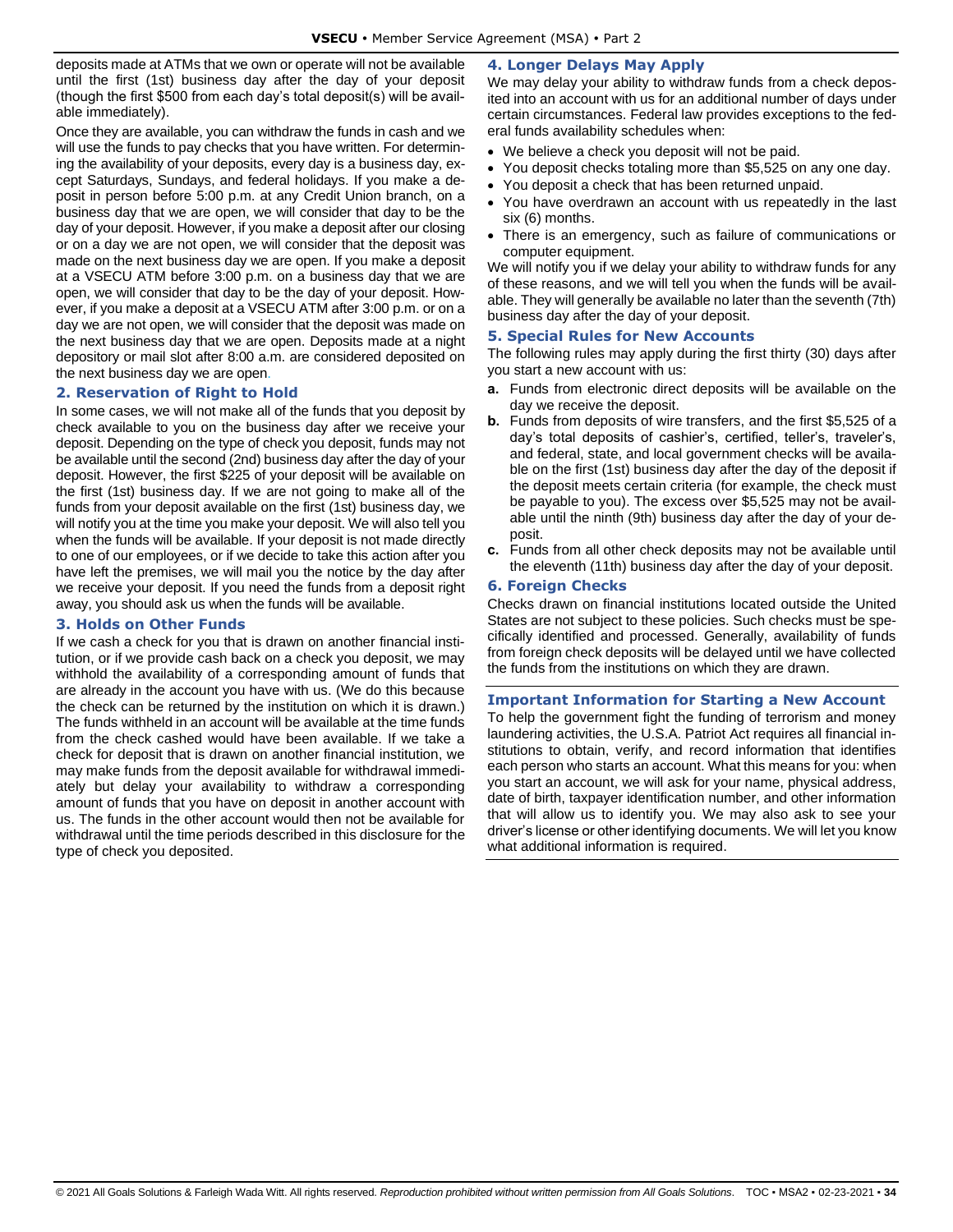deposits made at ATMs that we own or operate will not be available until the first (1st) business day after the day of your deposit (though the first $500 from each day's total deposit(s) will be available immediately).

Once they are available, you can withdraw the funds in cash and we will use the funds to pay checks that you have written. For determining the availability of your deposits, every day is a business day, except Saturdays, Sundays, and federal holidays. If you make a deposit in person before 5:00 p.m. at any Credit Union branch, on a business day that we are open, we will consider that day to be the day of your deposit. However, if you make a deposit after our closing or on a day we are not open, we will consider that the deposit was made on the next business day we are open. If you make a deposit at a VSECU ATM before 3:00 p.m. on a business day that we are open, we will consider that day to be the day of your deposit. However, if you make a deposit at a VSECU ATM after 3:00 p.m. or on a day we are not open, we will consider that the deposit was made on the next business day that we are open. Deposits made at a night depository or mail slot after 8:00 a.m. are considered deposited on the next business day we are open.

### 2. Reservation of Right to Hold

In some cases, we will not make all of the funds that you deposit by check available to you on the business day after we receive your deposit. Depending on the type of check you deposit, funds may not be available until the second (2nd) business day after the day of your deposit. However, the first $225 of your deposit will be available on the first (1st) business day. If we are not going to make all of the funds from your deposit available on the first (1st) business day, we will notify you at the time you make your deposit. We will also tell you when the funds will be available. If your deposit is not made directly to one of our employees, or if we decide to take this action after you have left the premises, we will mail you the notice by the day after we receive your deposit. If you need the funds from a deposit right away, you should ask us when the funds will be available.

### 3. Holds on Other Funds

If we cash a check for you that is drawn on another financial institution, or if we provide cash back on a check you deposit, we may withhold the availability of a corresponding amount of funds that are already in the account you have with us. (We do this because the check can be returned by the institution on which it is drawn.) The funds withheld in an account will be available at the time funds from the check cashed would have been available. If we take a check for deposit that is drawn on another financial institution, we may make funds from the deposit available for withdrawal immediately but delay your availability to withdraw a corresponding amount of funds that you have on deposit in another account with us. The funds in the other account would then not be available for withdrawal until the time periods described in this disclosure for the type of check you deposited.

### 4. Longer Delays May Apply

We may delay your ability to withdraw funds from a check deposited into an account with us for an additional number of days under certain circumstances. Federal law provides exceptions to the federal funds availability schedules when:

- We believe a check you deposit will not be paid.
- You deposit checks totaling more than $5,525 on any one day.
- You deposit a check that has been returned unpaid.
- You have overdrawn an account with us repeatedly in the last six (6) months.
- There is an emergency, such as failure of communications or computer equipment.

We will notify you if we delay your ability to withdraw funds for any of these reasons, and we will tell you when the funds will be available. They will generally be available no later than the seventh (7th) business day after the day of your deposit.

### 5. Special Rules for New Accounts

The following rules may apply during the first thirty (30) days after you start a new account with us:

**a.** Funds from electronic direct deposits will be available on the day we receive the deposit.

**b.** Funds from deposits of wire transfers, and the first $5,525 of a day's total deposits of cashier's, certified, teller's, traveler's, and federal, state, and local government checks will be available on the first (1st) business day after the day of the deposit if the deposit meets certain criteria (for example, the check must be payable to you). The excess over $5,525 may not be available until the ninth (9th) business day after the day of your deposit.

**c.** Funds from all other check deposits may not be available until the eleventh (11th) business day after the day of your deposit.

### 6. Foreign Checks

Checks drawn on financial institutions located outside the United States are not subject to these policies. Such checks must be specifically identified and processed. Generally, availability of funds from foreign check deposits will be delayed until we have collected the funds from the institutions on which they are drawn.

### Important Information for Starting a New Account

To help the government fight the funding of terrorism and money laundering activities, the U.S.A. Patriot Act requires all financial institutions to obtain, verify, and record information that identifies each person who starts an account. What this means for you: when you start an account, we will ask for your name, physical address, date of birth, taxpayer identification number, and other information that will allow us to identify you. We may also ask to see your driver's license or other identifying documents. We will let you know what additional information is required.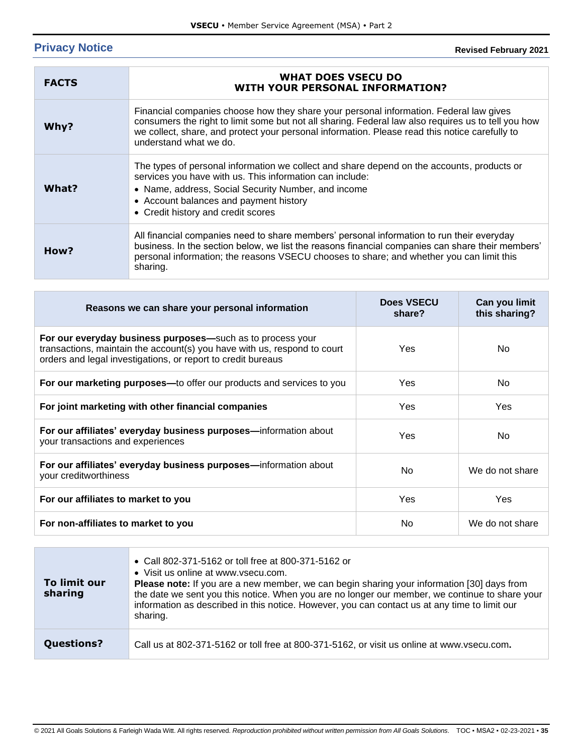## Privacy Notice

**Revised February 2021**

| FACTS | WHAT DOES VSECU DO WITH YOUR PERSONAL INFORMATION? |
|---|---|
| **Why?** | Financial companies choose how they share your personal information. Federal law gives consumers the right to limit some but not all sharing. Federal law also requires us to tell you how we collect, share, and protect your personal information. Please read this notice carefully to understand what we do. |
| **What?** | The types of personal information we collect and share depend on the accounts, products or services you have with us. This information can include: • Name, address, Social Security Number, and income • Account balances and payment history • Credit history and credit scores |
| **How?** | All financial companies need to share members' personal information to run their everyday business. In the section below, we list the reasons financial companies can share their members' personal information; the reasons VSECU chooses to share; and whether you can limit this sharing. |

| Reasons we can share your personal information | Does VSECU share? | Can you limit this sharing? |
|---|---|---|
| **For our everyday business purposes—**such as to process your transactions, maintain the account(s) you have with us, respond to court orders and legal investigations, or report to credit bureaus | Yes | No |
| **For our marketing purposes—**to offer our products and services to you | Yes | No |
| **For joint marketing with other financial companies** | Yes | Yes |
| **For our affiliates' everyday business purposes—**information about your transactions and experiences | Yes | No |
| **For our affiliates' everyday business purposes—**information about your creditworthiness | No | We do not share |
| **For our affiliates to market to you** | Yes | Yes |
| **For non-affiliates to market to you** | No | We do not share |

| | |
|---|---|
| **To limit our sharing** | • Call 802-371-5162 or toll free at 800-371-5162 or • Visit us online at www.vsecu.com. **Please note:** If you are a new member, we can begin sharing your information [30] days from the date we sent you this notice. When you are no longer our member, we continue to share your information as described in this notice. However, you can contact us at any time to limit our sharing. |
| **Questions?** | Call us at 802-371-5162 or toll free at 800-371-5162, or visit us online at www.vsecu.com. |

© 2021 All Goals Solutions & Farleigh Wada Witt. All rights reserved. *Reproduction prohibited without written permission from All Goals Solutions.*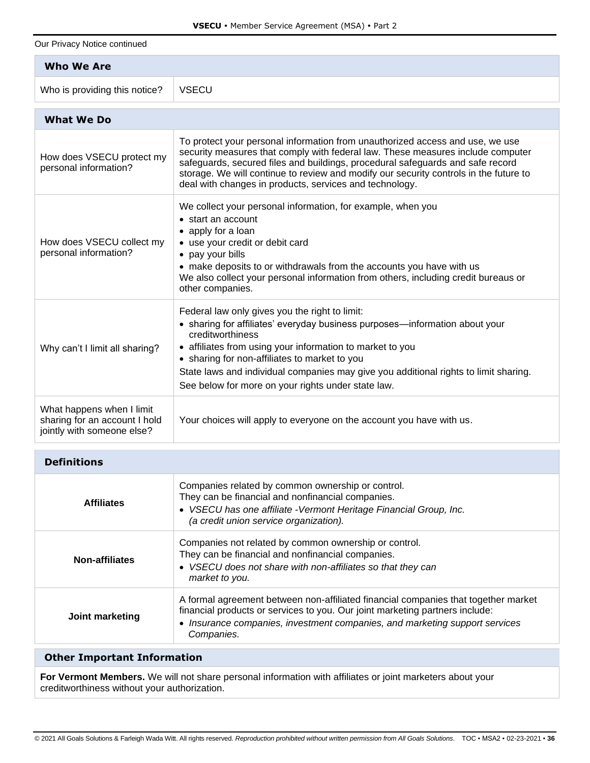Our Privacy Notice continued

| **Who We Are** | |
|---|---|
| Who is providing this notice? | VSECU |

| **What We Do** | |
|---|---|
| How does VSECU protect my personal information? | To protect your personal information from unauthorized access and use, we use security measures that comply with federal law. These measures include computer safeguards, secured files and buildings, procedural safeguards and safe record storage. We will continue to review and modify our security controls in the future to deal with changes in products, services and technology. |
| How does VSECU collect my personal information? | We collect your personal information, for example, when you<br>• start an account<br>• apply for a loan<br>• use your credit or debit card<br>• pay your bills<br>• make deposits to or withdrawals from the accounts you have with us<br>We also collect your personal information from others, including credit bureaus or other companies. |
| Why can't I limit all sharing? | Federal law only gives you the right to limit:<br>• sharing for affiliates' everyday business purposes—information about your creditworthiness<br>• affiliates from using your information to market to you<br>• sharing for non-affiliates to market to you<br>State laws and individual companies may give you additional rights to limit sharing.<br>See below for more on your rights under state law. |
| What happens when I limit sharing for an account I hold jointly with someone else? | Your choices will apply to everyone on the account you have with us. |

| **Definitions** | |
|---|---|
| **Affiliates** | Companies related by common ownership or control.<br>They can be financial and nonfinancial companies.<br>• *VSECU has one affiliate -Vermont Heritage Financial Group, Inc. (a credit union service organization).* |
| **Non-affiliates** | Companies not related by common ownership or control.<br>They can be financial and nonfinancial companies.<br>• *VSECU does not share with non-affiliates so that they can market to you.* |
| **Joint marketing** | A formal agreement between non-affiliated financial companies that together market financial products or services to you. Our joint marketing partners include:<br>• *Insurance companies, investment companies, and marketing support services Companies.* |

| **Other Important Information** |
|---|
| **For Vermont Members.** We will not share personal information with affiliates or joint marketers about your creditworthiness without your authorization. |